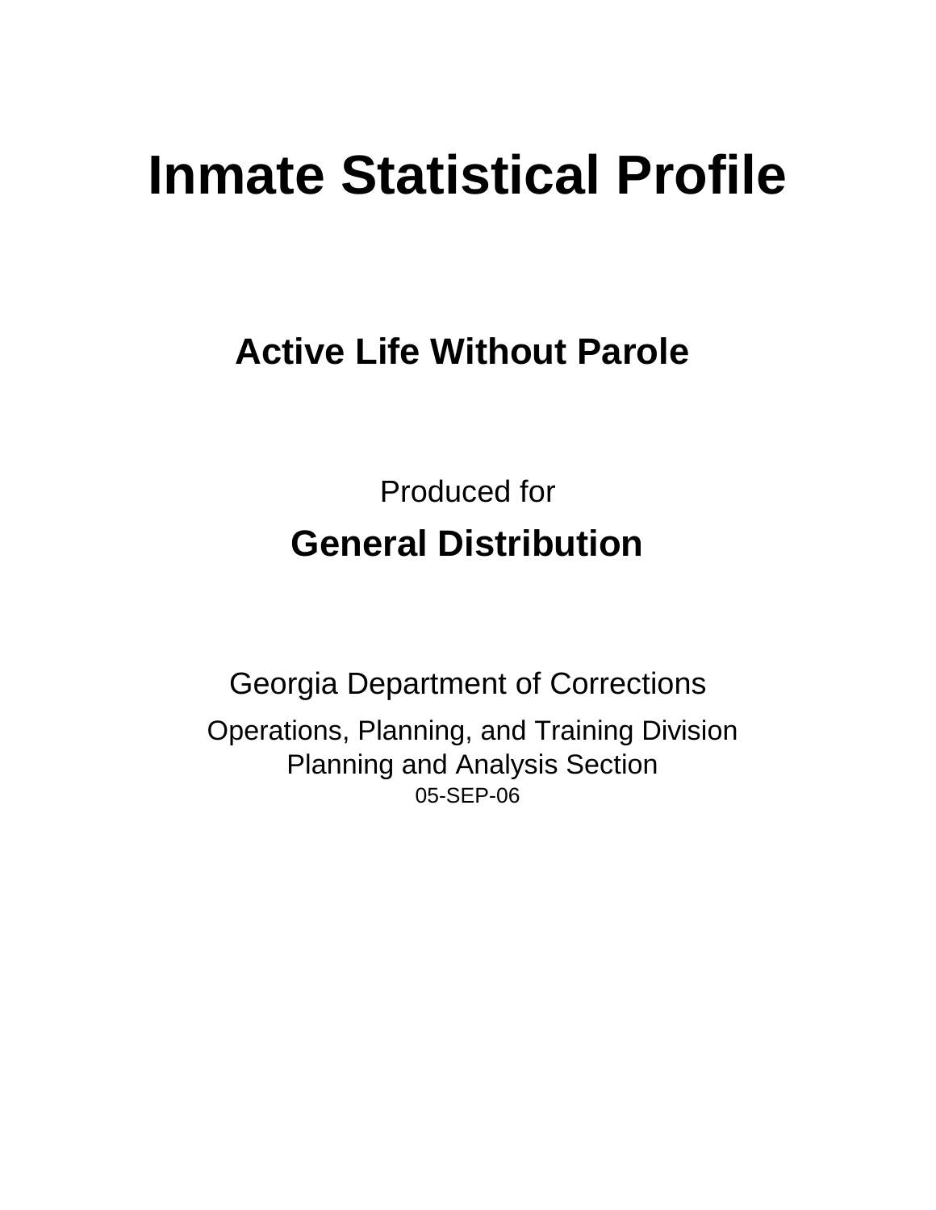# Inmate Statistical Profile

## Active Life Without Parole

Produced for

## General Distribution

Georgia Department of Corrections

Operations, Planning, and Training Division
Planning and Analysis Section
05-SEP-06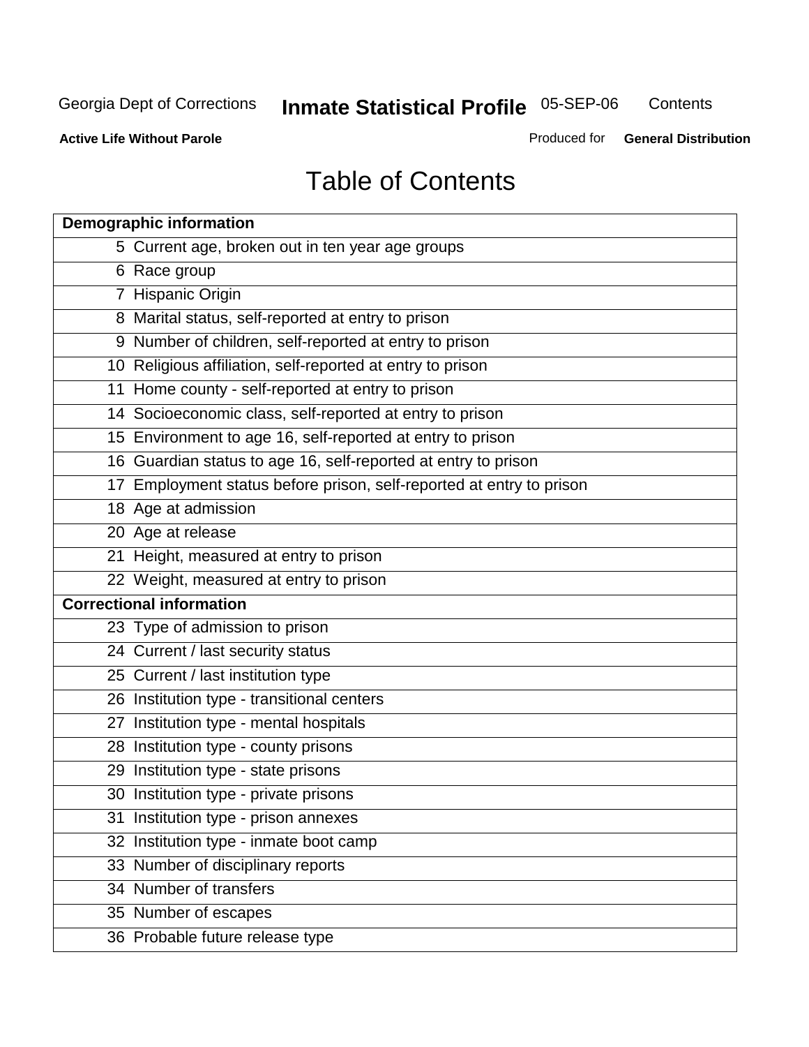# Table of Contents

| Demographic information | |
|---|---|
| 5 | Current age, broken out in ten year age groups |
| 6 | Race group |
| 7 | Hispanic Origin |
| 8 | Marital status, self-reported at entry to prison |
| 9 | Number of children, self-reported at entry to prison |
| 10 | Religious affiliation, self-reported at entry to prison |
| 11 | Home county - self-reported at entry to prison |
| 14 | Socioeconomic class, self-reported at entry to prison |
| 15 | Environment to age 16, self-reported at entry to prison |
| 16 | Guardian status to age 16, self-reported at entry to prison |
| 17 | Employment status before prison, self-reported at entry to prison |
| 18 | Age at admission |
| 20 | Age at release |
| 21 | Height, measured at entry to prison |
| 22 | Weight, measured at entry to prison |
| **Correctional information** | |
| 23 | Type of admission to prison |
| 24 | Current / last security status |
| 25 | Current / last institution type |
| 26 | Institution type - transitional centers |
| 27 | Institution type - mental hospitals |
| 28 | Institution type - county prisons |
| 29 | Institution type - state prisons |
| 30 | Institution type - private prisons |
| 31 | Institution type - prison annexes |
| 32 | Institution type - inmate boot camp |
| 33 | Number of disciplinary reports |
| 34 | Number of transfers |
| 35 | Number of escapes |
| 36 | Probable future release type |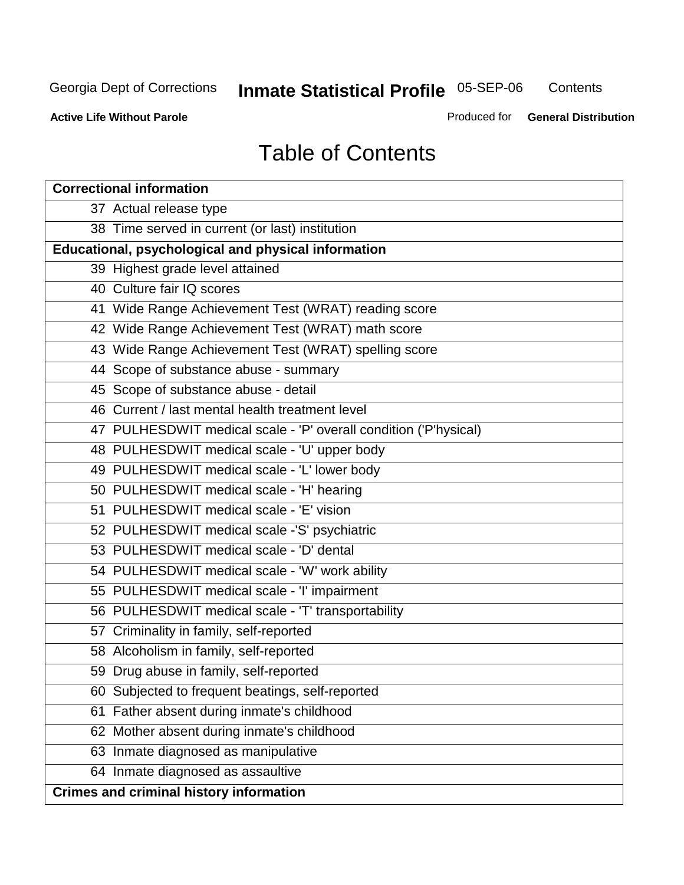# Table of Contents

| Correctional information | |
|---|---|
| 37 | Actual release type |
| 38 | Time served in current (or last) institution |
| **Educational, psychological and physical information** | |
| 39 | Highest grade level attained |
| 40 | Culture fair IQ scores |
| 41 | Wide Range Achievement Test (WRAT) reading score |
| 42 | Wide Range Achievement Test (WRAT) math score |
| 43 | Wide Range Achievement Test (WRAT) spelling score |
| 44 | Scope of substance abuse - summary |
| 45 | Scope of substance abuse - detail |
| 46 | Current / last mental health treatment level |
| 47 | PULHESDWIT medical scale - 'P' overall condition ('P'hysical) |
| 48 | PULHESDWIT medical scale - 'U' upper body |
| 49 | PULHESDWIT medical scale - 'L' lower body |
| 50 | PULHESDWIT medical scale - 'H' hearing |
| 51 | PULHESDWIT medical scale - 'E' vision |
| 52 | PULHESDWIT medical scale -'S' psychiatric |
| 53 | PULHESDWIT medical scale - 'D' dental |
| 54 | PULHESDWIT medical scale - 'W' work ability |
| 55 | PULHESDWIT medical scale - 'I' impairment |
| 56 | PULHESDWIT medical scale - 'T' transportability |
| 57 | Criminality in family, self-reported |
| 58 | Alcoholism in family, self-reported |
| 59 | Drug abuse in family, self-reported |
| 60 | Subjected to frequent beatings, self-reported |
| 61 | Father absent during inmate's childhood |
| 62 | Mother absent during inmate's childhood |
| 63 | Inmate diagnosed as manipulative |
| 64 | Inmate diagnosed as assaultive |
| **Crimes and criminal history information** | |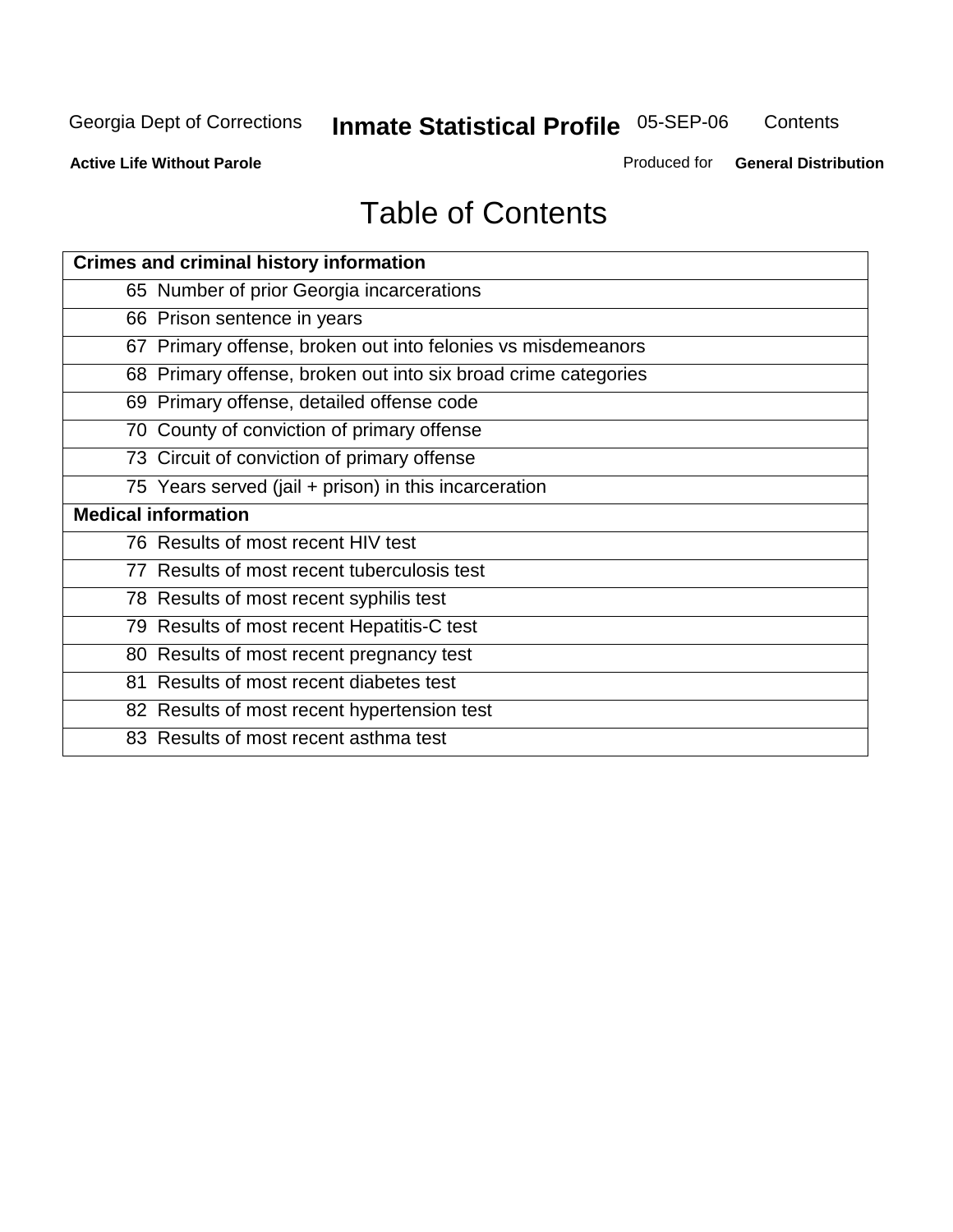# Table of Contents

| Crimes and criminal history information |
|---|
| 65 Number of prior Georgia incarcerations |
| 66 Prison sentence in years |
| 67 Primary offense, broken out into felonies vs misdemeanors |
| 68 Primary offense, broken out into six broad crime categories |
| 69 Primary offense, detailed offense code |
| 70 County of conviction of primary offense |
| 73 Circuit of conviction of primary offense |
| 75 Years served (jail + prison) in this incarceration |
| **Medical information** |
| 76 Results of most recent HIV test |
| 77 Results of most recent tuberculosis test |
| 78 Results of most recent syphilis test |
| 79 Results of most recent Hepatitis-C test |
| 80 Results of most recent pregnancy test |
| 81 Results of most recent diabetes test |
| 82 Results of most recent hypertension test |
| 83 Results of most recent asthma test |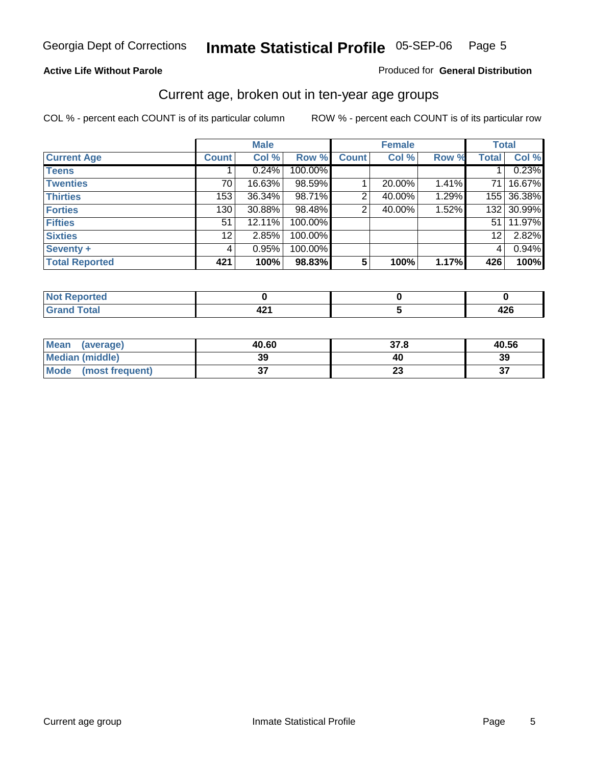Georgia Dept of Corrections **Inmate Statistical Profile** 05-SEP-06

**Active Life Without Parole**

Produced for **General Distribution**

## Current age, broken out in ten-year age groups

COL % - percent each COUNT is of its particular column

ROW % - percent each COUNT is of its particular row

| | Male | | | Female | | | Total | |
|---|---|---|---|---|---|---|---|---|
| **Current Age** | **Count** | **Col %** | **Row %** | **Count** | **Col %** | **Row %** | **Total** | **Col %** |
| **Teens** | 1 | 0.24% | 100.00% | | | | 1 | 0.23% |
| **Twenties** | 70 | 16.63% | 98.59% | 1 | 20.00% | 1.41% | 71 | 16.67% |
| **Thirties** | 153 | 36.34% | 98.71% | 2 | 40.00% | 1.29% | 155 | 36.38% |
| **Forties** | 130 | 30.88% | 98.48% | 2 | 40.00% | 1.52% | 132 | 30.99% |
| **Fifties** | 51 | 12.11% | 100.00% | | | | 51 | 11.97% |
| **Sixties** | 12 | 2.85% | 100.00% | | | | 12 | 2.82% |
| **Seventy +** | 4 | 0.95% | 100.00% | | | | 4 | 0.94% |
| **Total Reported** | **421** | **100%** | **98.83%** | **5** | **100%** | **1.17%** | **426** | **100%** |

| | Male | Female | Total |
|---|---|---|---|
| **Not Reported** | **0** | **0** | **0** |
| **Grand Total** | **421** | **5** | **426** |

| | Male | Female | Total |
|---|---|---|---|
| **Mean (average)** | **40.60** | **37.8** | **40.56** |
| **Median (middle)** | **39** | **40** | **39** |
| **Mode (most frequent)** | **37** | **23** | **37** |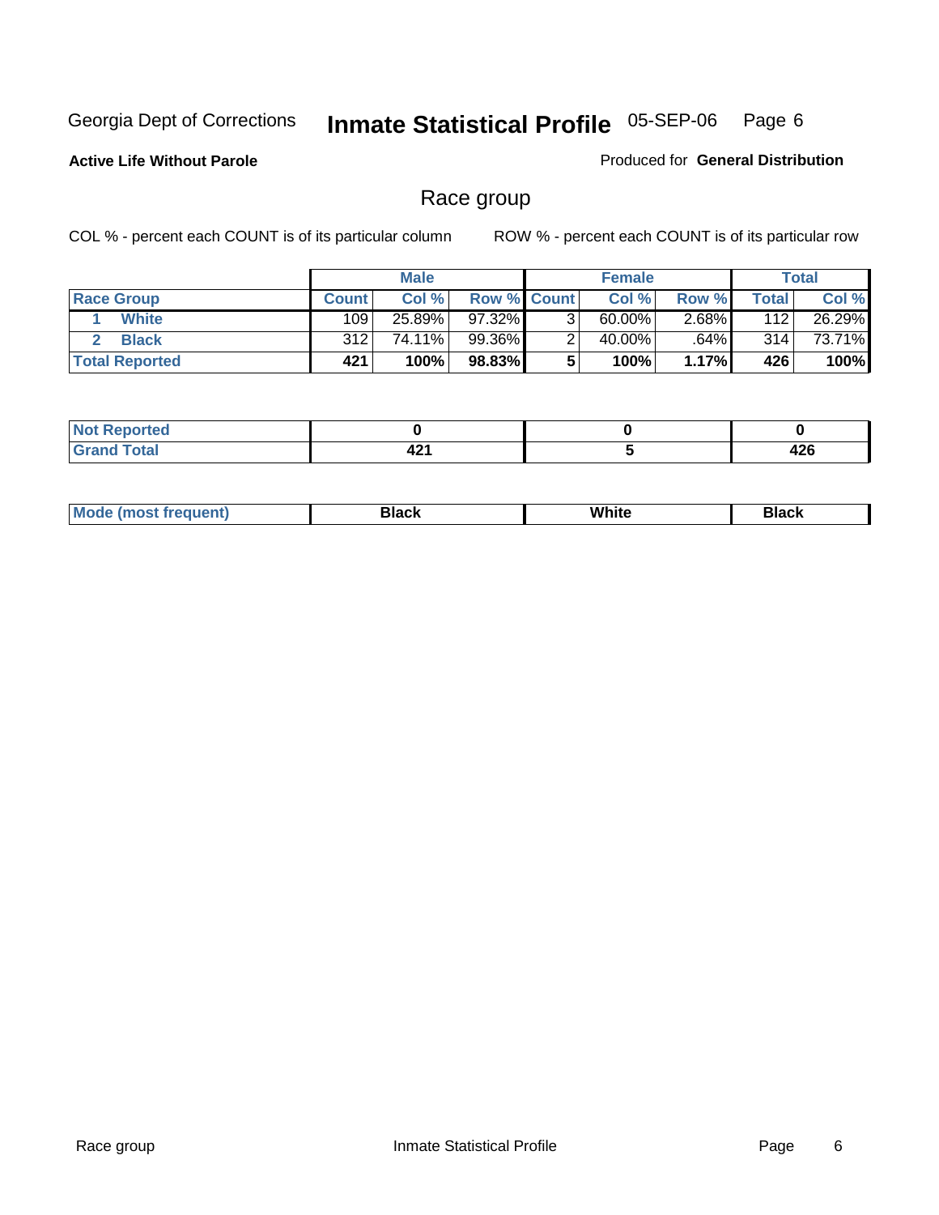Georgia Dept of Corrections **Inmate Statistical Profile** 05-SEP-06

**Active Life Without Parole**

Produced for **General Distribution**

## Race group

COL % - percent each COUNT is of its particular column

ROW % - percent each COUNT is of its particular row

| | Male | | | Female | | | Total | |
|---|---|---|---|---|---|---|---|---|
| **Race Group** | **Count** | **Col %** | **Row %** | **Count** | **Col %** | **Row %** | **Total** | **Col %** |
| 1 **White** | 109 | 25.89% | 97.32% | 3 | 60.00% | 2.68% | 112 | 26.29% |
| 2 **Black** | 312 | 74.11% | 99.36% | 2 | 40.00% | .64% | 314 | 73.71% |
| **Total Reported** | **421** | **100%** | **98.83%** | **5** | **100%** | **1.17%** | **426** | **100%** |

| | Male | Female | Total |
|---|---|---|---|
| **Not Reported** | **0** | **0** | **0** |
| **Grand Total** | **421** | **5** | **426** |

| | Male | Female | Total |
|---|---|---|---|
| **Mode (most frequent)** | **Black** | **White** | **Black** |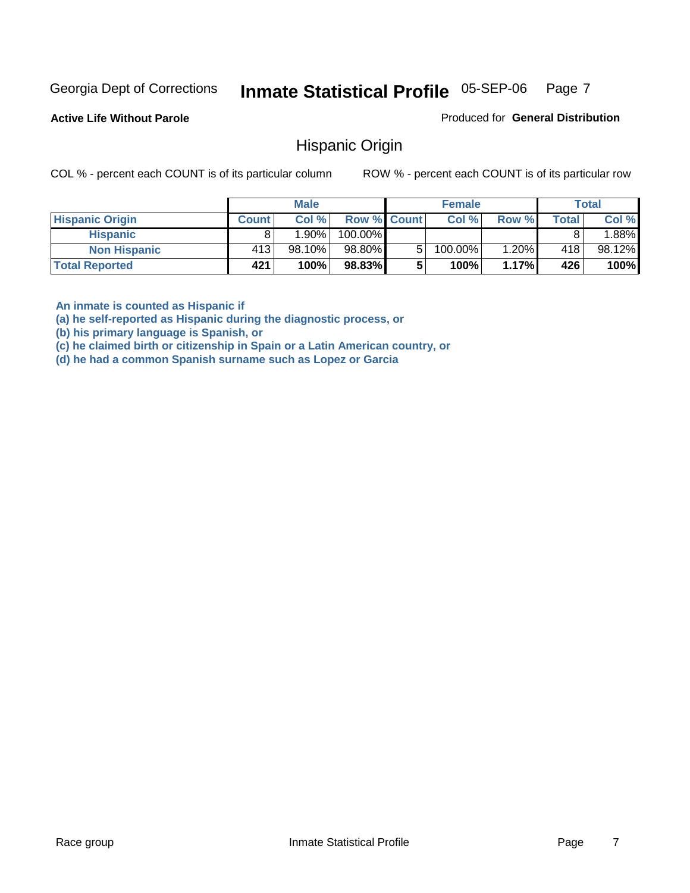Georgia Dept of Corrections **Inmate Statistical Profile** 05-SEP-06

**Active Life Without Parole**

Produced for **General Distribution**

## Hispanic Origin

COL % - percent each COUNT is of its particular column

ROW % - percent each COUNT is of its particular row

| | Male | | | Female | | | Total | |
|---|---|---|---|---|---|---|---|---|
| **Hispanic Origin** | **Count** | **Col %** | **Row %** | **Count** | **Col %** | **Row %** | **Total** | **Col %** |
| **Hispanic** | 8 | 1.90% | 100.00% | | | | 8 | 1.88% |
| **Non Hispanic** | 413 | 98.10% | 98.80% | 5 | 100.00% | 1.20% | 418 | 98.12% |
| **Total Reported** | **421** | **100%** | **98.83%** | **5** | **100%** | **1.17%** | **426** | **100%** |

**An inmate is counted as Hispanic if**
**(a) he self-reported as Hispanic during the diagnostic process, or**
**(b) his primary language is Spanish, or**
**(c) he claimed birth or citizenship in Spain or a Latin American country, or**
**(d) he had a common Spanish surname such as Lopez or Garcia**

Race group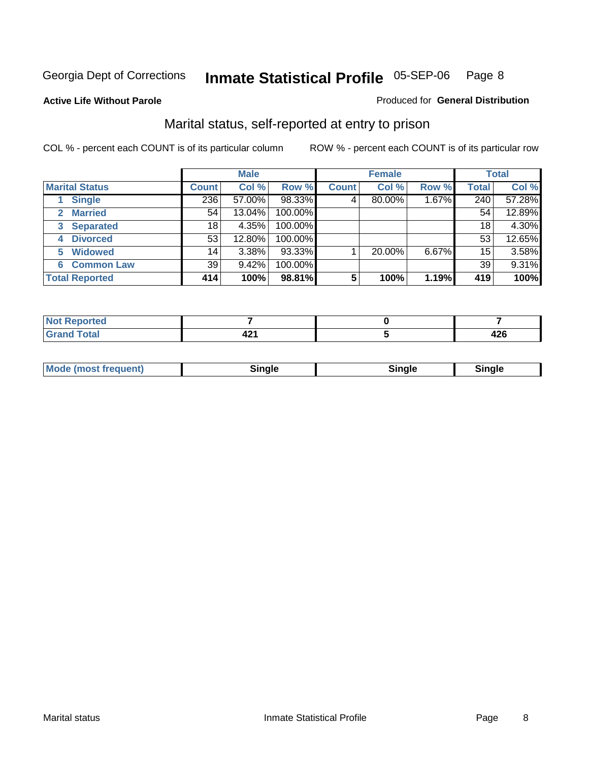Georgia Dept of Corrections **Inmate Statistical Profile** 05-SEP-06

**Active Life Without Parole**

Produced for **General Distribution**

## Marital status, self-reported at entry to prison

COL % - percent each COUNT is of its particular column

ROW % - percent each COUNT is of its particular row

| | Male | | | Female | | | Total | |
|---|---|---|---|---|---|---|---|---|
| **Marital Status** | **Count** | **Col %** | **Row %** | **Count** | **Col %** | **Row %** | **Total** | **Col %** |
| 1 Single | 236 | 57.00% | 98.33% | 4 | 80.00% | 1.67% | 240 | 57.28% |
| 2 Married | 54 | 13.04% | 100.00% | | | | 54 | 12.89% |
| 3 Separated | 18 | 4.35% | 100.00% | | | | 18 | 4.30% |
| 4 Divorced | 53 | 12.80% | 100.00% | | | | 53 | 12.65% |
| 5 Widowed | 14 | 3.38% | 93.33% | 1 | 20.00% | 6.67% | 15 | 3.58% |
| 6 Common Law | 39 | 9.42% | 100.00% | | | | 39 | 9.31% |
| **Total Reported** | **414** | **100%** | **98.81%** | **5** | **100%** | **1.19%** | **419** | **100%** |

| | Male | Female | Total |
|---|---|---|---|
| Not Reported | 7 | 0 | 7 |
| Grand Total | 421 | 5 | 426 |

| | Male | Female | Total |
|---|---|---|---|
| Mode (most frequent) | Single | Single | Single |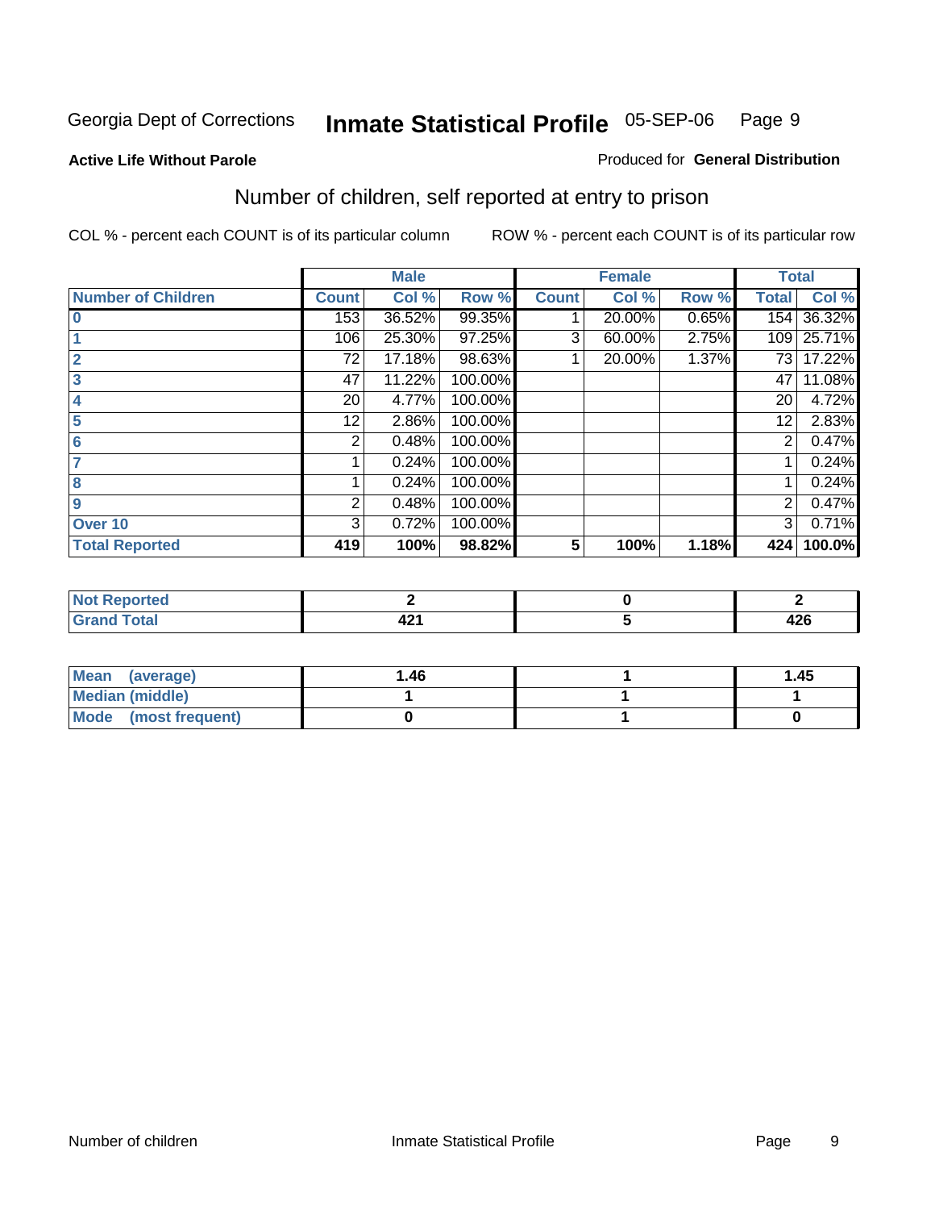Georgia Dept of Corrections **Inmate Statistical Profile** 05-SEP-06

**Active Life Without Parole**

Produced for **General Distribution**

## Number of children, self reported at entry to prison

COL % - percent each COUNT is of its particular column ROW % - percent each COUNT is of its particular row

| | Male | | | Female | | | Total | |
|---|---|---|---|---|---|---|---|---|
| **Number of Children** | **Count** | **Col %** | **Row %** | **Count** | **Col %** | **Row %** | **Total** | **Col %** |
| 0 | 153 | 36.52% | 99.35% | 1 | 20.00% | 0.65% | 154 | 36.32% |
| 1 | 106 | 25.30% | 97.25% | 3 | 60.00% | 2.75% | 109 | 25.71% |
| 2 | 72 | 17.18% | 98.63% | 1 | 20.00% | 1.37% | 73 | 17.22% |
| 3 | 47 | 11.22% | 100.00% | | | | 47 | 11.08% |
| 4 | 20 | 4.77% | 100.00% | | | | 20 | 4.72% |
| 5 | 12 | 2.86% | 100.00% | | | | 12 | 2.83% |
| 6 | 2 | 0.48% | 100.00% | | | | 2 | 0.47% |
| 7 | 1 | 0.24% | 100.00% | | | | 1 | 0.24% |
| 8 | 1 | 0.24% | 100.00% | | | | 1 | 0.24% |
| 9 | 2 | 0.48% | 100.00% | | | | 2 | 0.47% |
| Over 10 | 3 | 0.72% | 100.00% | | | | 3 | 0.71% |
| **Total Reported** | **419** | **100%** | **98.82%** | **5** | **100%** | **1.18%** | **424** | **100.0%** |

| | Male | Female | Total |
|---|---|---|---|
| **Not Reported** | **2** | **0** | **2** |
| **Grand Total** | **421** | **5** | **426** |

| | Male | Female | Total |
|---|---|---|---|
| **Mean (average)** | **1.46** | **1** | **1.45** |
| **Median (middle)** | **1** | **1** | **1** |
| **Mode (most frequent)** | **0** | **1** | **0** |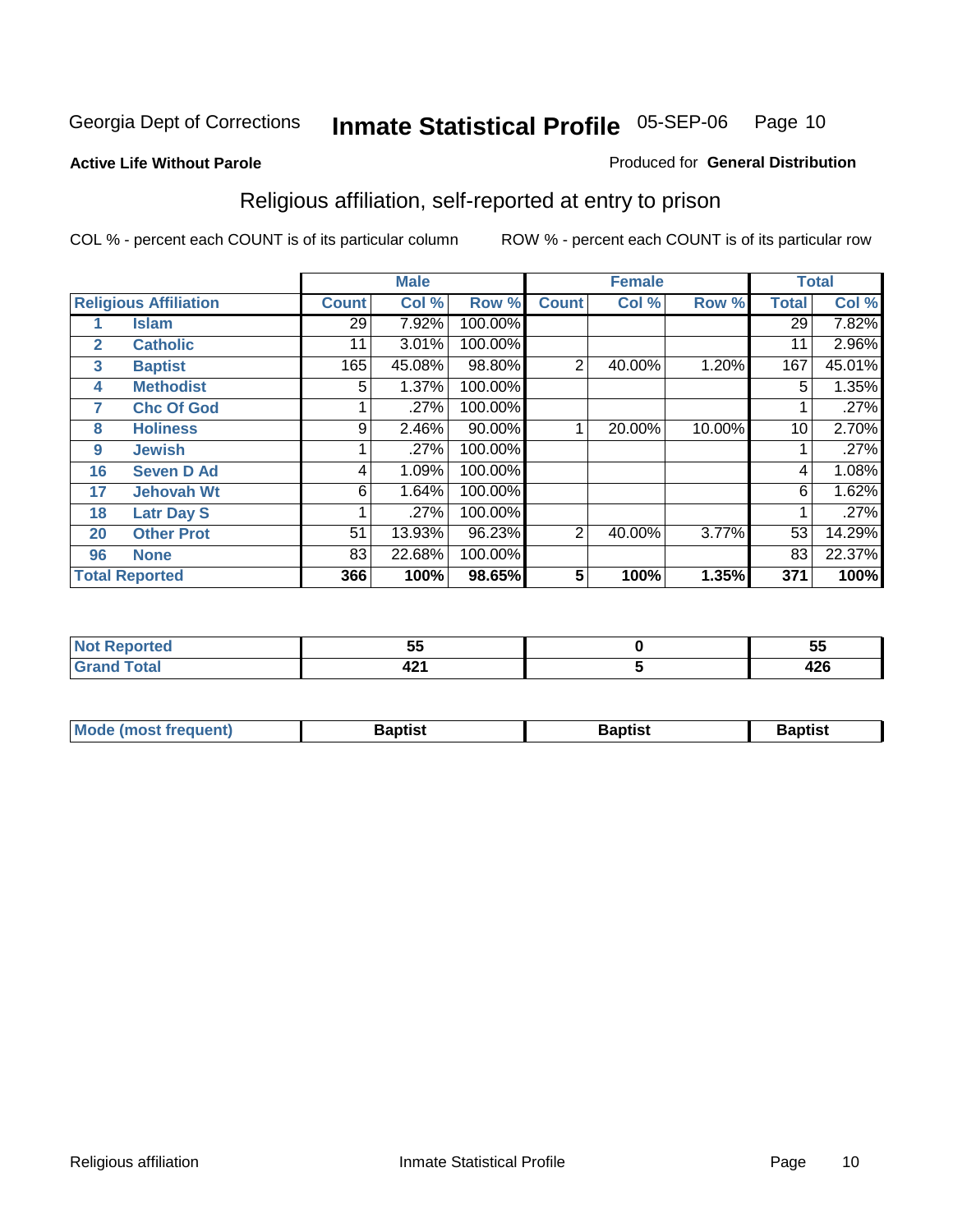Georgia Dept of Corrections **Inmate Statistical Profile** 05-SEP-06

**Active Life Without Parole**

Produced for **General Distribution**

## Religious affiliation, self-reported at entry to prison

COL % - percent each COUNT is of its particular column    ROW % - percent each COUNT is of its particular row

| Religious Affiliation | | Male | | | Female | | | Total | |
|---|---|---|---|---|---|---|---|---|---|
| | | Count | Col % | Row % | Count | Col % | Row % | Total | Col % |
| 1 | Islam | 29 | 7.92% | 100.00% | | | | 29 | 7.82% |
| 2 | Catholic | 11 | 3.01% | 100.00% | | | | 11 | 2.96% |
| 3 | Baptist | 165 | 45.08% | 98.80% | 2 | 40.00% | 1.20% | 167 | 45.01% |
| 4 | Methodist | 5 | 1.37% | 100.00% | | | | 5 | 1.35% |
| 7 | Chc Of God | 1 | .27% | 100.00% | | | | 1 | .27% |
| 8 | Holiness | 9 | 2.46% | 90.00% | 1 | 20.00% | 10.00% | 10 | 2.70% |
| 9 | Jewish | 1 | .27% | 100.00% | | | | 1 | .27% |
| 16 | Seven D Ad | 4 | 1.09% | 100.00% | | | | 4 | 1.08% |
| 17 | Jehovah Wt | 6 | 1.64% | 100.00% | | | | 6 | 1.62% |
| 18 | Latr Day S | 1 | .27% | 100.00% | | | | 1 | .27% |
| 20 | Other Prot | 51 | 13.93% | 96.23% | 2 | 40.00% | 3.77% | 53 | 14.29% |
| 96 | None | 83 | 22.68% | 100.00% | | | | 83 | 22.37% |
| **Total Reported** | | **366** | **100%** | **98.65%** | **5** | **100%** | **1.35%** | **371** | **100%** |

| | Male | Female | Total |
|---|---|---|---|
| Not Reported | 55 | 0 | 55 |
| Grand Total | 421 | 5 | 426 |

| | Male | Female | Total |
|---|---|---|---|
| Mode (most frequent) | Baptist | Baptist | Baptist |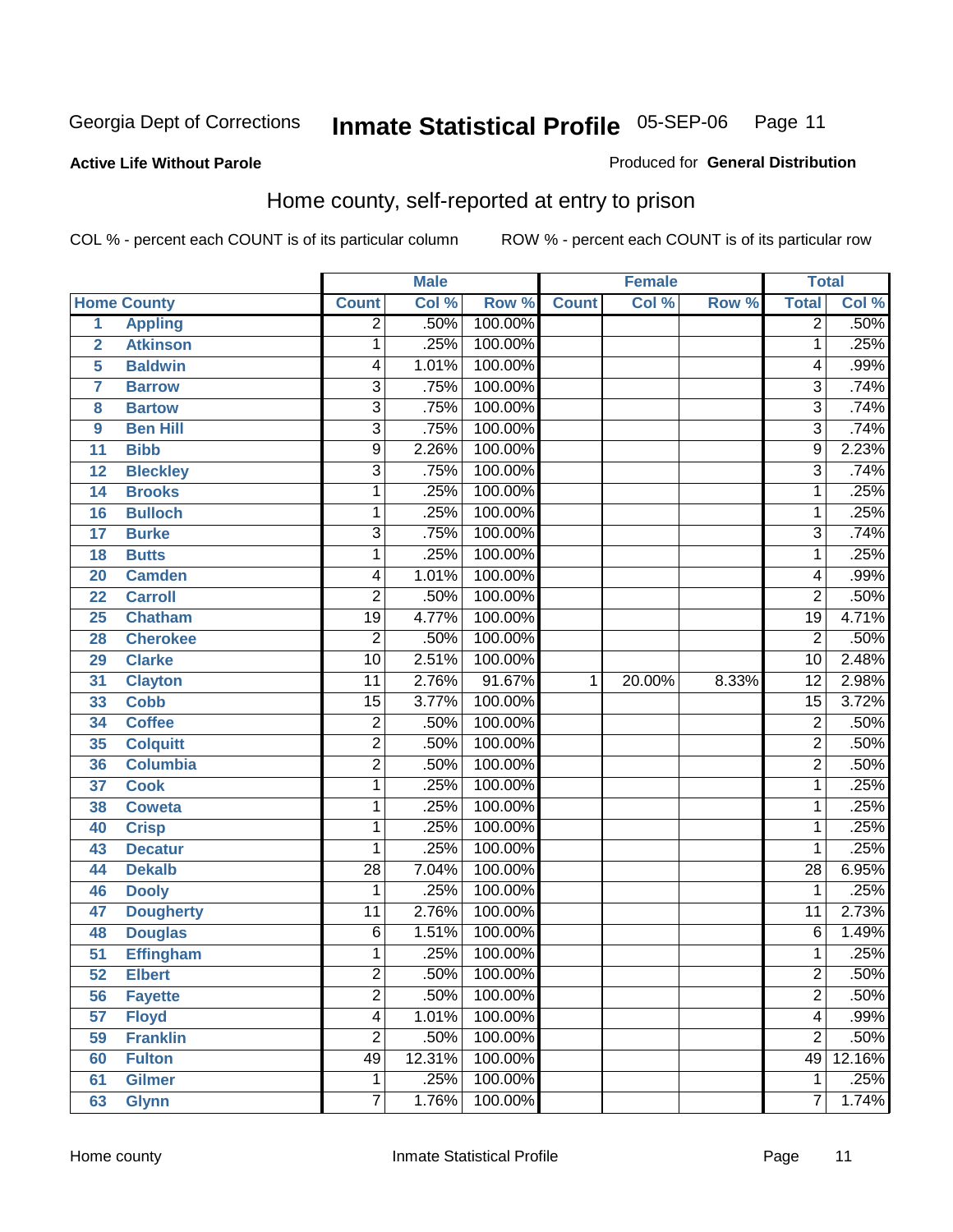Georgia Dept of Corrections **Inmate Statistical Profile** 05-SEP-06

**Active Life Without Parole** Produced for **General Distribution**

## Home county, self-reported at entry to prison

COL % - percent each COUNT is of its particular column ROW % - percent each COUNT is of its particular row

| | | Male | | | Female | | | Total | |
|---|---|---|---|---|---|---|---|---|---|
| Home County | | Count | Col % | Row % | Count | Col % | Row % | Total | Col % |
| 1 | Appling | 2 | .50% | 100.00% | | | | 2 | .50% |
| 2 | Atkinson | 1 | .25% | 100.00% | | | | 1 | .25% |
| 5 | Baldwin | 4 | 1.01% | 100.00% | | | | 4 | .99% |
| 7 | Barrow | 3 | .75% | 100.00% | | | | 3 | .74% |
| 8 | Bartow | 3 | .75% | 100.00% | | | | 3 | .74% |
| 9 | Ben Hill | 3 | .75% | 100.00% | | | | 3 | .74% |
| 11 | Bibb | 9 | 2.26% | 100.00% | | | | 9 | 2.23% |
| 12 | Bleckley | 3 | .75% | 100.00% | | | | 3 | .74% |
| 14 | Brooks | 1 | .25% | 100.00% | | | | 1 | .25% |
| 16 | Bulloch | 1 | .25% | 100.00% | | | | 1 | .25% |
| 17 | Burke | 3 | .75% | 100.00% | | | | 3 | .74% |
| 18 | Butts | 1 | .25% | 100.00% | | | | 1 | .25% |
| 20 | Camden | 4 | 1.01% | 100.00% | | | | 4 | .99% |
| 22 | Carroll | 2 | .50% | 100.00% | | | | 2 | .50% |
| 25 | Chatham | 19 | 4.77% | 100.00% | | | | 19 | 4.71% |
| 28 | Cherokee | 2 | .50% | 100.00% | | | | 2 | .50% |
| 29 | Clarke | 10 | 2.51% | 100.00% | | | | 10 | 2.48% |
| 31 | Clayton | 11 | 2.76% | 91.67% | 1 | 20.00% | 8.33% | 12 | 2.98% |
| 33 | Cobb | 15 | 3.77% | 100.00% | | | | 15 | 3.72% |
| 34 | Coffee | 2 | .50% | 100.00% | | | | 2 | .50% |
| 35 | Colquitt | 2 | .50% | 100.00% | | | | 2 | .50% |
| 36 | Columbia | 2 | .50% | 100.00% | | | | 2 | .50% |
| 37 | Cook | 1 | .25% | 100.00% | | | | 1 | .25% |
| 38 | Coweta | 1 | .25% | 100.00% | | | | 1 | .25% |
| 40 | Crisp | 1 | .25% | 100.00% | | | | 1 | .25% |
| 43 | Decatur | 1 | .25% | 100.00% | | | | 1 | .25% |
| 44 | Dekalb | 28 | 7.04% | 100.00% | | | | 28 | 6.95% |
| 46 | Dooly | 1 | .25% | 100.00% | | | | 1 | .25% |
| 47 | Dougherty | 11 | 2.76% | 100.00% | | | | 11 | 2.73% |
| 48 | Douglas | 6 | 1.51% | 100.00% | | | | 6 | 1.49% |
| 51 | Effingham | 1 | .25% | 100.00% | | | | 1 | .25% |
| 52 | Elbert | 2 | .50% | 100.00% | | | | 2 | .50% |
| 56 | Fayette | 2 | .50% | 100.00% | | | | 2 | .50% |
| 57 | Floyd | 4 | 1.01% | 100.00% | | | | 4 | .99% |
| 59 | Franklin | 2 | .50% | 100.00% | | | | 2 | .50% |
| 60 | Fulton | 49 | 12.31% | 100.00% | | | | 49 | 12.16% |
| 61 | Gilmer | 1 | .25% | 100.00% | | | | 1 | .25% |
| 63 | Glynn | 7 | 1.76% | 100.00% | | | | 7 | 1.74% |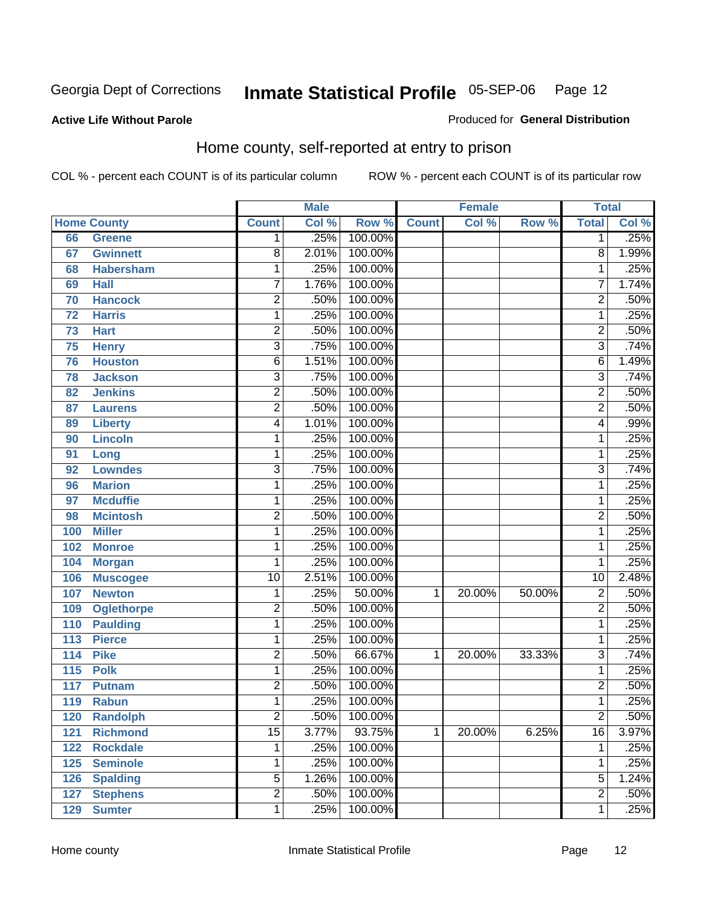Georgia Dept of Corrections **Inmate Statistical Profile** 05-SEP-06

**Active Life Without Parole**

Produced for **General Distribution**

## Home county, self-reported at entry to prison

COL % - percent each COUNT is of its particular column ROW % - percent each COUNT is of its particular row

| Home County | | Male | | | Female | | | Total | |
|---|---|---|---|---|---|---|---|---|---|
| | | Count | Col % | Row % | Count | Col % | Row % | Total | Col % |
| 66 | Greene | 1 | .25% | 100.00% | | | | 1 | .25% |
| 67 | Gwinnett | 8 | 2.01% | 100.00% | | | | 8 | 1.99% |
| 68 | Habersham | 1 | .25% | 100.00% | | | | 1 | .25% |
| 69 | Hall | 7 | 1.76% | 100.00% | | | | 7 | 1.74% |
| 70 | Hancock | 2 | .50% | 100.00% | | | | 2 | .50% |
| 72 | Harris | 1 | .25% | 100.00% | | | | 1 | .25% |
| 73 | Hart | 2 | .50% | 100.00% | | | | 2 | .50% |
| 75 | Henry | 3 | .75% | 100.00% | | | | 3 | .74% |
| 76 | Houston | 6 | 1.51% | 100.00% | | | | 6 | 1.49% |
| 78 | Jackson | 3 | .75% | 100.00% | | | | 3 | .74% |
| 82 | Jenkins | 2 | .50% | 100.00% | | | | 2 | .50% |
| 87 | Laurens | 2 | .50% | 100.00% | | | | 2 | .50% |
| 89 | Liberty | 4 | 1.01% | 100.00% | | | | 4 | .99% |
| 90 | Lincoln | 1 | .25% | 100.00% | | | | 1 | .25% |
| 91 | Long | 1 | .25% | 100.00% | | | | 1 | .25% |
| 92 | Lowndes | 3 | .75% | 100.00% | | | | 3 | .74% |
| 96 | Marion | 1 | .25% | 100.00% | | | | 1 | .25% |
| 97 | Mcduffie | 1 | .25% | 100.00% | | | | 1 | .25% |
| 98 | Mcintosh | 2 | .50% | 100.00% | | | | 2 | .50% |
| 100 | Miller | 1 | .25% | 100.00% | | | | 1 | .25% |
| 102 | Monroe | 1 | .25% | 100.00% | | | | 1 | .25% |
| 104 | Morgan | 1 | .25% | 100.00% | | | | 1 | .25% |
| 106 | Muscogee | 10 | 2.51% | 100.00% | | | | 10 | 2.48% |
| 107 | Newton | 1 | .25% | 50.00% | 1 | 20.00% | 50.00% | 2 | .50% |
| 109 | Oglethorpe | 2 | .50% | 100.00% | | | | 2 | .50% |
| 110 | Paulding | 1 | .25% | 100.00% | | | | 1 | .25% |
| 113 | Pierce | 1 | .25% | 100.00% | | | | 1 | .25% |
| 114 | Pike | 2 | .50% | 66.67% | 1 | 20.00% | 33.33% | 3 | .74% |
| 115 | Polk | 1 | .25% | 100.00% | | | | 1 | .25% |
| 117 | Putnam | 2 | .50% | 100.00% | | | | 2 | .50% |
| 119 | Rabun | 1 | .25% | 100.00% | | | | 1 | .25% |
| 120 | Randolph | 2 | .50% | 100.00% | | | | 2 | .50% |
| 121 | Richmond | 15 | 3.77% | 93.75% | 1 | 20.00% | 6.25% | 16 | 3.97% |
| 122 | Rockdale | 1 | .25% | 100.00% | | | | 1 | .25% |
| 125 | Seminole | 1 | .25% | 100.00% | | | | 1 | .25% |
| 126 | Spalding | 5 | 1.26% | 100.00% | | | | 5 | 1.24% |
| 127 | Stephens | 2 | .50% | 100.00% | | | | 2 | .50% |
| 129 | Sumter | 1 | .25% | 100.00% | | | | 1 | .25% |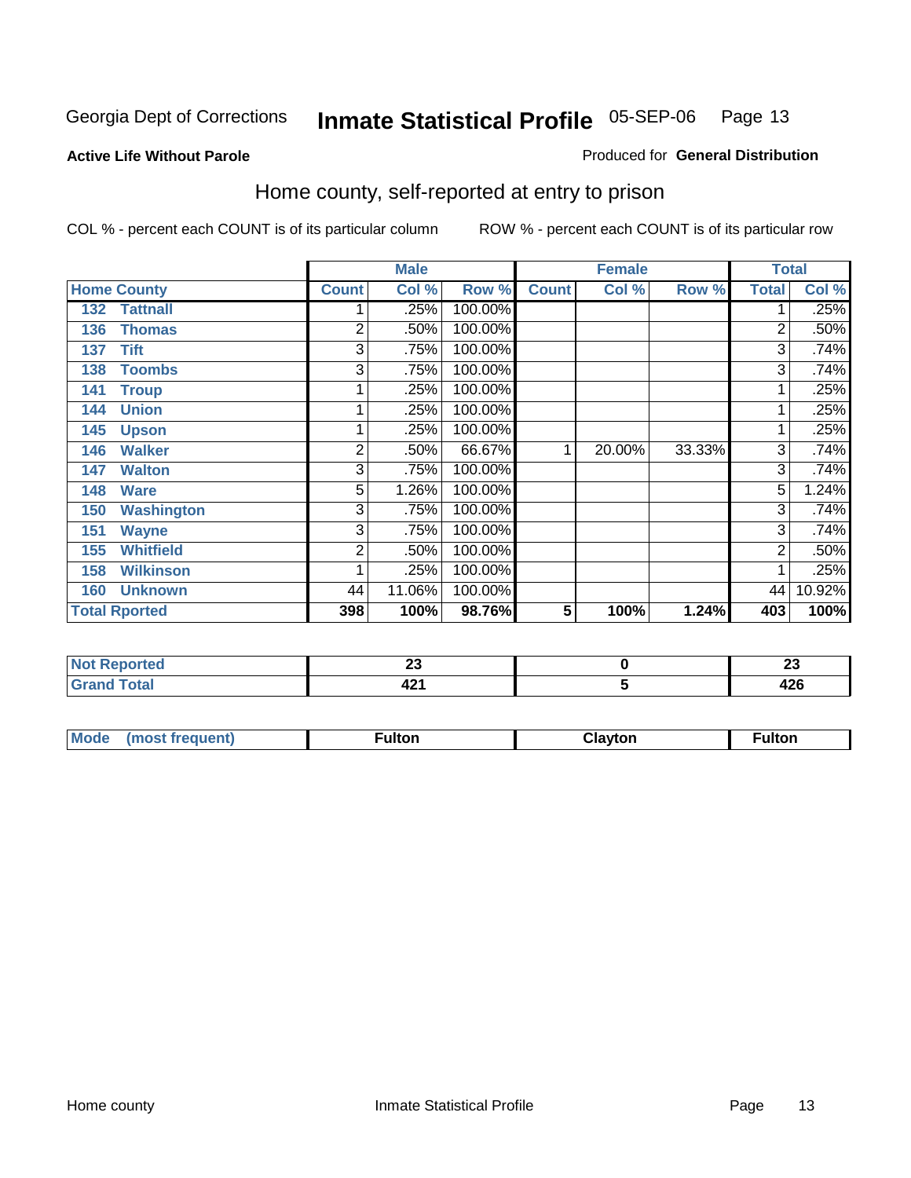Georgia Dept of Corrections **Inmate Statistical Profile** 05-SEP-06

**Active Life Without Parole** Produced for **General Distribution**

## Home county, self-reported at entry to prison

COL % - percent each COUNT is of its particular column ROW % - percent each COUNT is of its particular row

| Home County | Male | | | Female | | | Total | |
|---|---|---|---|---|---|---|---|---|
| | Count | Col % | Row % | Count | Col % | Row % | Total | Col % |
| 132 Tattnall | 1 | .25% | 100.00% | | | | 1 | .25% |
| 136 Thomas | 2 | .50% | 100.00% | | | | 2 | .50% |
| 137 Tift | 3 | .75% | 100.00% | | | | 3 | .74% |
| 138 Toombs | 3 | .75% | 100.00% | | | | 3 | .74% |
| 141 Troup | 1 | .25% | 100.00% | | | | 1 | .25% |
| 144 Union | 1 | .25% | 100.00% | | | | 1 | .25% |
| 145 Upson | 1 | .25% | 100.00% | | | | 1 | .25% |
| 146 Walker | 2 | .50% | 66.67% | 1 | 20.00% | 33.33% | 3 | .74% |
| 147 Walton | 3 | .75% | 100.00% | | | | 3 | .74% |
| 148 Ware | 5 | 1.26% | 100.00% | | | | 5 | 1.24% |
| 150 Washington | 3 | .75% | 100.00% | | | | 3 | .74% |
| 151 Wayne | 3 | .75% | 100.00% | | | | 3 | .74% |
| 155 Whitfield | 2 | .50% | 100.00% | | | | 2 | .50% |
| 158 Wilkinson | 1 | .25% | 100.00% | | | | 1 | .25% |
| 160 Unknown | 44 | 11.06% | 100.00% | | | | 44 | 10.92% |
| **Total Rported** | **398** | **100%** | **98.76%** | **5** | **100%** | **1.24%** | **403** | **100%** |

| | Male | Female | Total |
|---|---|---|---|
| Not Reported | 23 | 0 | 23 |
| Grand Total | 421 | 5 | 426 |

| | Male | Female | Total |
|---|---|---|---|
| Mode (most frequent) | Fulton | Clayton | Fulton |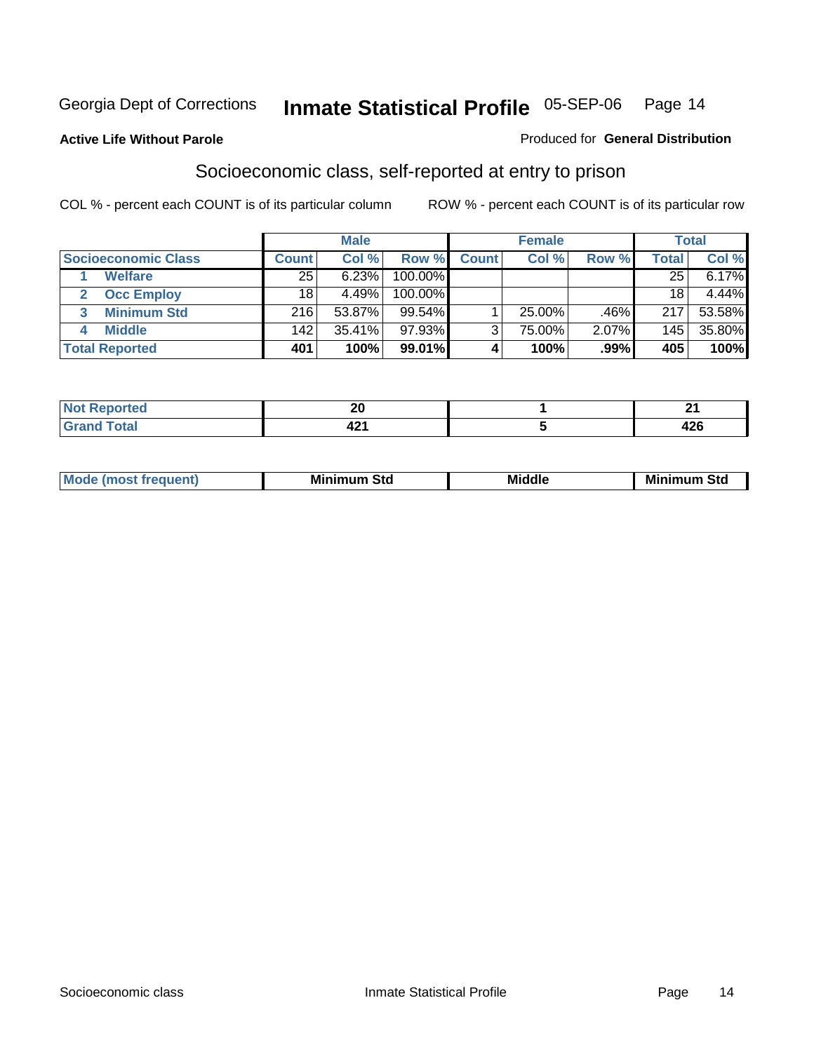Georgia Dept of Corrections **Inmate Statistical Profile** 05-SEP-06

**Active Life Without Parole**

Produced for **General Distribution**

## Socioeconomic class, self-reported at entry to prison

COL % - percent each COUNT is of its particular column

ROW % - percent each COUNT is of its particular row

| | Male | | | Female | | | Total | |
|---|---|---|---|---|---|---|---|---|
| **Socioeconomic Class** | **Count** | **Col %** | **Row %** | **Count** | **Col %** | **Row %** | **Total** | **Col %** |
| 1 **Welfare** | 25 | 6.23% | 100.00% | | | | 25 | 6.17% |
| 2 **Occ Employ** | 18 | 4.49% | 100.00% | | | | 18 | 4.44% |
| 3 **Minimum Std** | 216 | 53.87% | 99.54% | 1 | 25.00% | .46% | 217 | 53.58% |
| 4 **Middle** | 142 | 35.41% | 97.93% | 3 | 75.00% | 2.07% | 145 | 35.80% |
| **Total Reported** | **401** | **100%** | **99.01%** | **4** | **100%** | **.99%** | **405** | **100%** |

| | Male | Female | Total |
|---|---|---|---|
| **Not Reported** | **20** | **1** | **21** |
| **Grand Total** | **421** | **5** | **426** |

| | Male | Female | Total |
|---|---|---|---|
| **Mode (most frequent)** | **Minimum Std** | **Middle** | **Minimum Std** |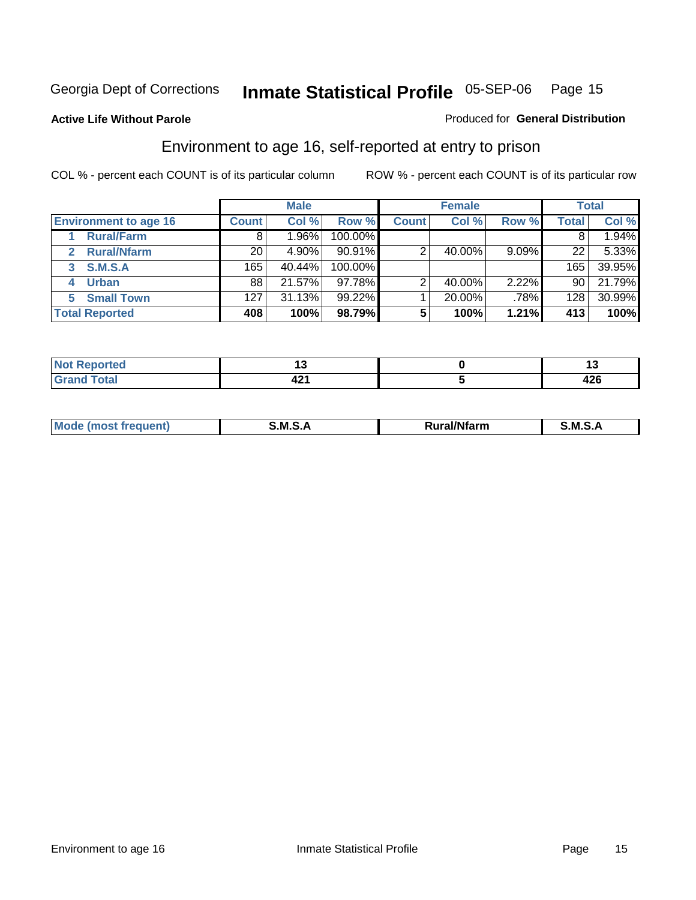Georgia Dept of Corrections **Inmate Statistical Profile** 05-SEP-06

**Active Life Without Parole**

Produced for **General Distribution**

## Environment to age 16, self-reported at entry to prison

COL % - percent each COUNT is of its particular column

ROW % - percent each COUNT is of its particular row

| | Male | | | Female | | | Total | |
|---|---|---|---|---|---|---|---|---|
| **Environment to age 16** | **Count** | **Col %** | **Row %** | **Count** | **Col %** | **Row %** | **Total** | **Col %** |
| **1 Rural/Farm** | 8 | 1.96% | 100.00% | | | | 8 | 1.94% |
| **2 Rural/Nfarm** | 20 | 4.90% | 90.91% | 2 | 40.00% | 9.09% | 22 | 5.33% |
| **3 S.M.S.A** | 165 | 40.44% | 100.00% | | | | 165 | 39.95% |
| **4 Urban** | 88 | 21.57% | 97.78% | 2 | 40.00% | 2.22% | 90 | 21.79% |
| **5 Small Town** | 127 | 31.13% | 99.22% | 1 | 20.00% | .78% | 128 | 30.99% |
| **Total Reported** | **408** | **100%** | **98.79%** | **5** | **100%** | **1.21%** | **413** | **100%** |

| | Male | Female | Total |
|---|---|---|---|
| **Not Reported** | **13** | **0** | **13** |
| **Grand Total** | **421** | **5** | **426** |

| | Male | Female | Total |
|---|---|---|---|
| **Mode (most frequent)** | **S.M.S.A** | **Rural/Nfarm** | **S.M.S.A** |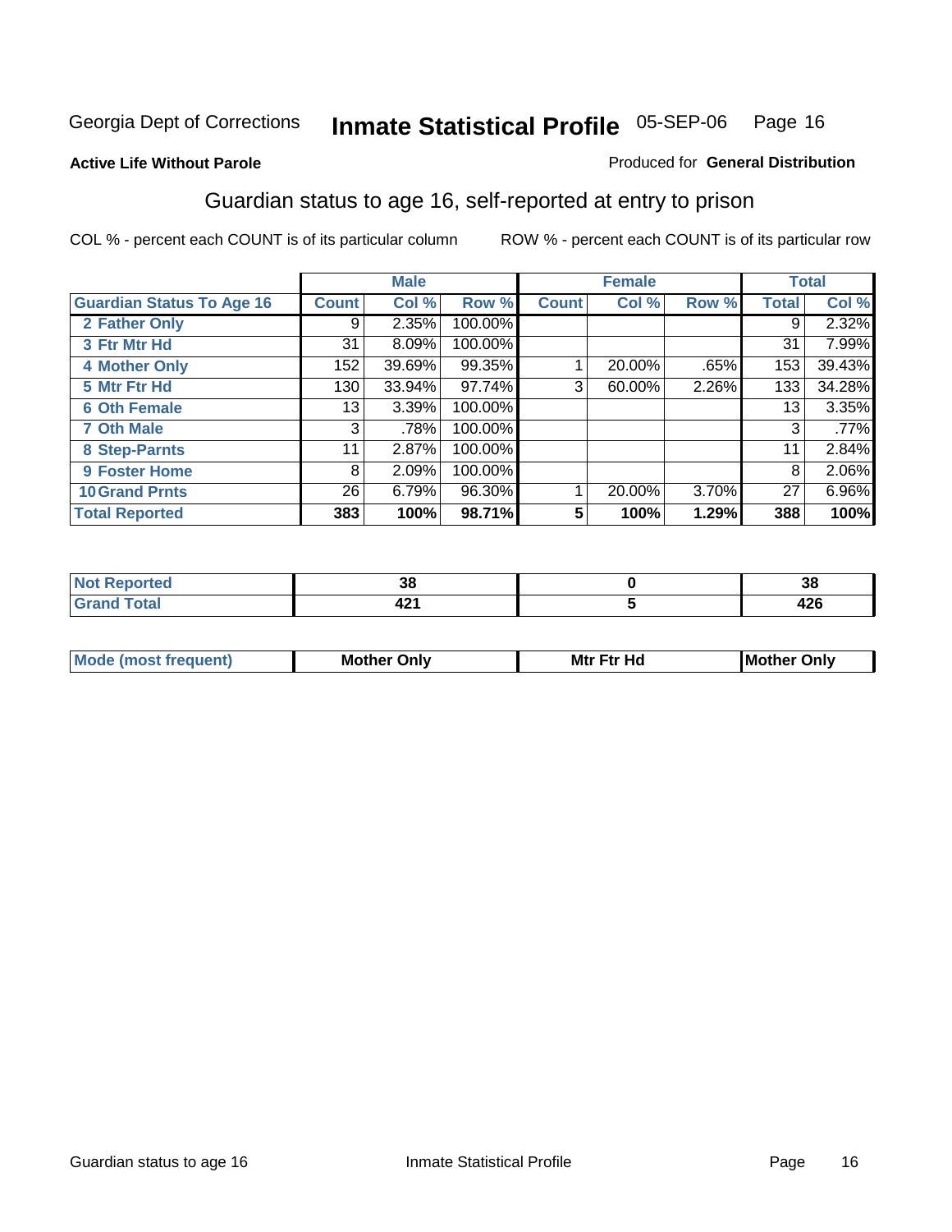Georgia Dept of Corrections **Inmate Statistical Profile** 05-SEP-06 Page 16

**Active Life Without Parole**

Produced for **General Distribution**

## Guardian status to age 16, self-reported at entry to prison

COL % - percent each COUNT is of its particular column

ROW % - percent each COUNT is of its particular row

| | Male | | | Female | | | Total | |
|---|---|---|---|---|---|---|---|---|
| **Guardian Status To Age 16** | **Count** | **Col %** | **Row %** | **Count** | **Col %** | **Row %** | **Total** | **Col %** |
| 2 Father Only | 9 | 2.35% | 100.00% | | | | 9 | 2.32% |
| 3 Ftr Mtr Hd | 31 | 8.09% | 100.00% | | | | 31 | 7.99% |
| 4 Mother Only | 152 | 39.69% | 99.35% | 1 | 20.00% | .65% | 153 | 39.43% |
| 5 Mtr Ftr Hd | 130 | 33.94% | 97.74% | 3 | 60.00% | 2.26% | 133 | 34.28% |
| 6 Oth Female | 13 | 3.39% | 100.00% | | | | 13 | 3.35% |
| 7 Oth Male | 3 | .78% | 100.00% | | | | 3 | .77% |
| 8 Step-Parnts | 11 | 2.87% | 100.00% | | | | 11 | 2.84% |
| 9 Foster Home | 8 | 2.09% | 100.00% | | | | 8 | 2.06% |
| 10 Grand Prnts | 26 | 6.79% | 96.30% | 1 | 20.00% | 3.70% | 27 | 6.96% |
| **Total Reported** | **383** | **100%** | **98.71%** | **5** | **100%** | **1.29%** | **388** | **100%** |

| | Male | Female | Total |
|---|---|---|---|
| Not Reported | 38 | 0 | 38 |
| Grand Total | 421 | 5 | 426 |

| | Male | Female | Total |
|---|---|---|---|
| Mode (most frequent) | Mother Only | Mtr Ftr Hd | Mother Only |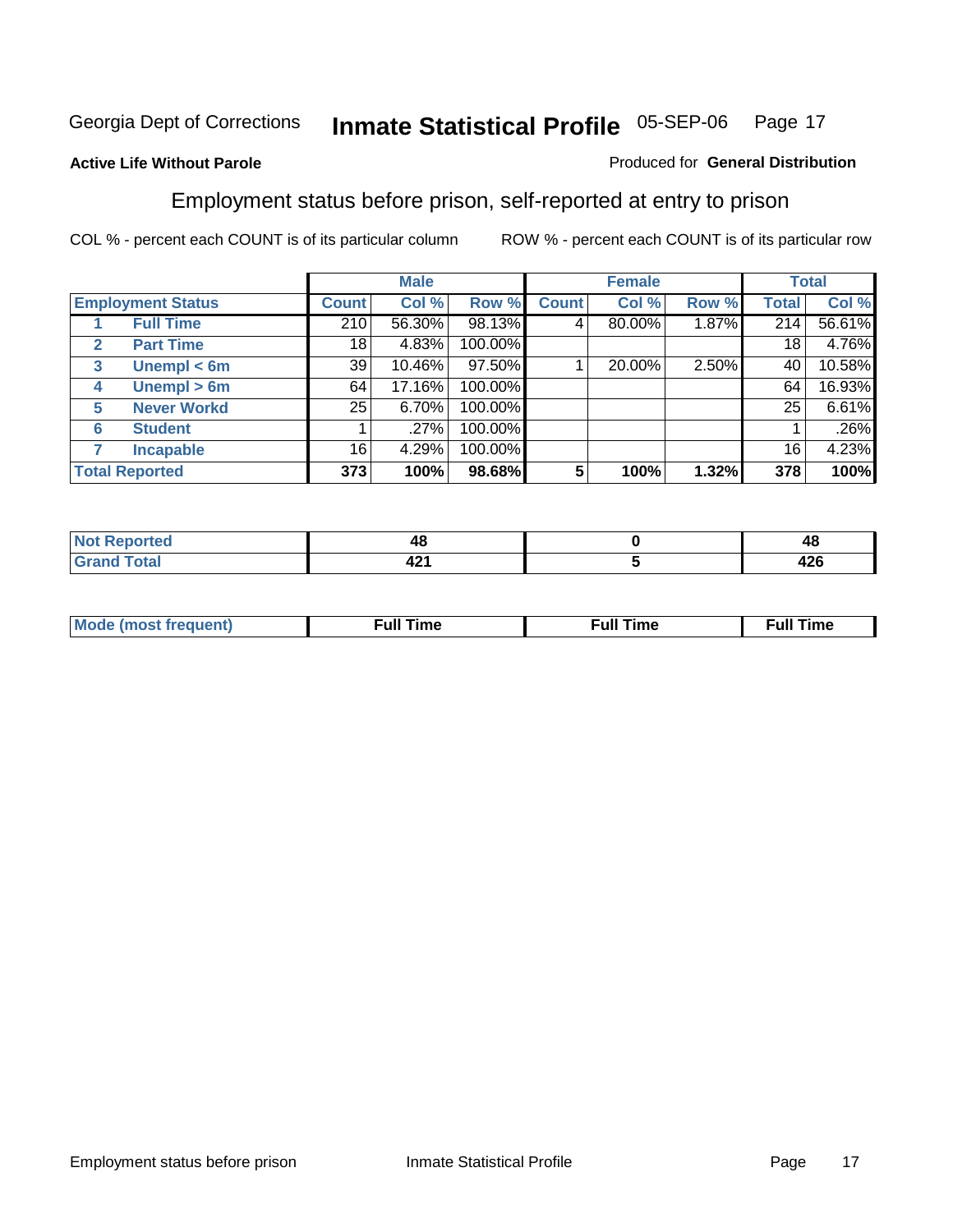Georgia Dept of Corrections **Inmate Statistical Profile** 05-SEP-06

**Active Life Without Parole**

Produced for **General Distribution**

## Employment status before prison, self-reported at entry to prison

COL % - percent each COUNT is of its particular column    ROW % - percent each COUNT is of its particular row

| | Male | | | Female | | | Total | |
|---|---|---|---|---|---|---|---|---|
| **Employment Status** | **Count** | **Col %** | **Row %** | **Count** | **Col %** | **Row %** | **Total** | **Col %** |
| 1 **Full Time** | 210 | 56.30% | 98.13% | 4 | 80.00% | 1.87% | 214 | 56.61% |
| 2 **Part Time** | 18 | 4.83% | 100.00% | | | | 18 | 4.76% |
| 3 **Unempl < 6m** | 39 | 10.46% | 97.50% | 1 | 20.00% | 2.50% | 40 | 10.58% |
| 4 **Unempl > 6m** | 64 | 17.16% | 100.00% | | | | 64 | 16.93% |
| 5 **Never Workd** | 25 | 6.70% | 100.00% | | | | 25 | 6.61% |
| 6 **Student** | 1 | .27% | 100.00% | | | | 1 | .26% |
| 7 **Incapable** | 16 | 4.29% | 100.00% | | | | 16 | 4.23% |
| **Total Reported** | **373** | **100%** | **98.68%** | **5** | **100%** | **1.32%** | **378** | **100%** |

| | Male | Female | Total |
|---|---|---|---|
| **Not Reported** | **48** | **0** | **48** |
| **Grand Total** | **421** | **5** | **426** |

| | Male | Female | Total |
|---|---|---|---|
| **Mode (most frequent)** | **Full Time** | **Full Time** | **Full Time** |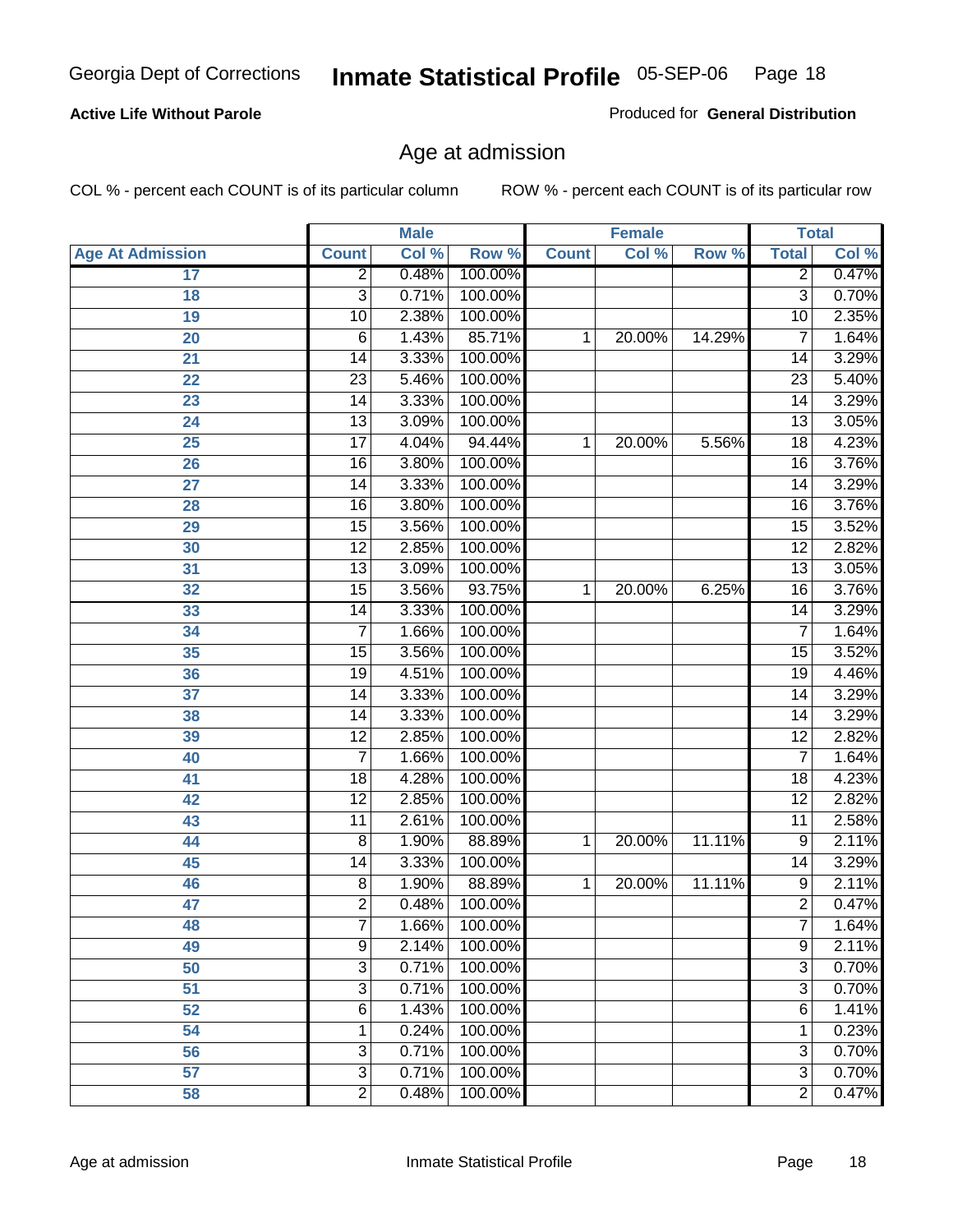Georgia Dept of Corrections **Inmate Statistical Profile** 05-SEP-06

**Active Life Without Parole**

Produced for **General Distribution**

## Age at admission

COL % - percent each COUNT is of its particular column    ROW % - percent each COUNT is of its particular row

| | Male | | | Female | | | Total | |
|---|---|---|---|---|---|---|---|---|
| **Age At Admission** | **Count** | **Col %** | **Row %** | **Count** | **Col %** | **Row %** | **Total** | **Col %** |
| 17 | 2 | 0.48% | 100.00% | | | | 2 | 0.47% |
| 18 | 3 | 0.71% | 100.00% | | | | 3 | 0.70% |
| 19 | 10 | 2.38% | 100.00% | | | | 10 | 2.35% |
| 20 | 6 | 1.43% | 85.71% | 1 | 20.00% | 14.29% | 7 | 1.64% |
| 21 | 14 | 3.33% | 100.00% | | | | 14 | 3.29% |
| 22 | 23 | 5.46% | 100.00% | | | | 23 | 5.40% |
| 23 | 14 | 3.33% | 100.00% | | | | 14 | 3.29% |
| 24 | 13 | 3.09% | 100.00% | | | | 13 | 3.05% |
| 25 | 17 | 4.04% | 94.44% | 1 | 20.00% | 5.56% | 18 | 4.23% |
| 26 | 16 | 3.80% | 100.00% | | | | 16 | 3.76% |
| 27 | 14 | 3.33% | 100.00% | | | | 14 | 3.29% |
| 28 | 16 | 3.80% | 100.00% | | | | 16 | 3.76% |
| 29 | 15 | 3.56% | 100.00% | | | | 15 | 3.52% |
| 30 | 12 | 2.85% | 100.00% | | | | 12 | 2.82% |
| 31 | 13 | 3.09% | 100.00% | | | | 13 | 3.05% |
| 32 | 15 | 3.56% | 93.75% | 1 | 20.00% | 6.25% | 16 | 3.76% |
| 33 | 14 | 3.33% | 100.00% | | | | 14 | 3.29% |
| 34 | 7 | 1.66% | 100.00% | | | | 7 | 1.64% |
| 35 | 15 | 3.56% | 100.00% | | | | 15 | 3.52% |
| 36 | 19 | 4.51% | 100.00% | | | | 19 | 4.46% |
| 37 | 14 | 3.33% | 100.00% | | | | 14 | 3.29% |
| 38 | 14 | 3.33% | 100.00% | | | | 14 | 3.29% |
| 39 | 12 | 2.85% | 100.00% | | | | 12 | 2.82% |
| 40 | 7 | 1.66% | 100.00% | | | | 7 | 1.64% |
| 41 | 18 | 4.28% | 100.00% | | | | 18 | 4.23% |
| 42 | 12 | 2.85% | 100.00% | | | | 12 | 2.82% |
| 43 | 11 | 2.61% | 100.00% | | | | 11 | 2.58% |
| 44 | 8 | 1.90% | 88.89% | 1 | 20.00% | 11.11% | 9 | 2.11% |
| 45 | 14 | 3.33% | 100.00% | | | | 14 | 3.29% |
| 46 | 8 | 1.90% | 88.89% | 1 | 20.00% | 11.11% | 9 | 2.11% |
| 47 | 2 | 0.48% | 100.00% | | | | 2 | 0.47% |
| 48 | 7 | 1.66% | 100.00% | | | | 7 | 1.64% |
| 49 | 9 | 2.14% | 100.00% | | | | 9 | 2.11% |
| 50 | 3 | 0.71% | 100.00% | | | | 3 | 0.70% |
| 51 | 3 | 0.71% | 100.00% | | | | 3 | 0.70% |
| 52 | 6 | 1.43% | 100.00% | | | | 6 | 1.41% |
| 54 | 1 | 0.24% | 100.00% | | | | 1 | 0.23% |
| 56 | 3 | 0.71% | 100.00% | | | | 3 | 0.70% |
| 57 | 3 | 0.71% | 100.00% | | | | 3 | 0.70% |
| 58 | 2 | 0.48% | 100.00% | | | | 2 | 0.47% |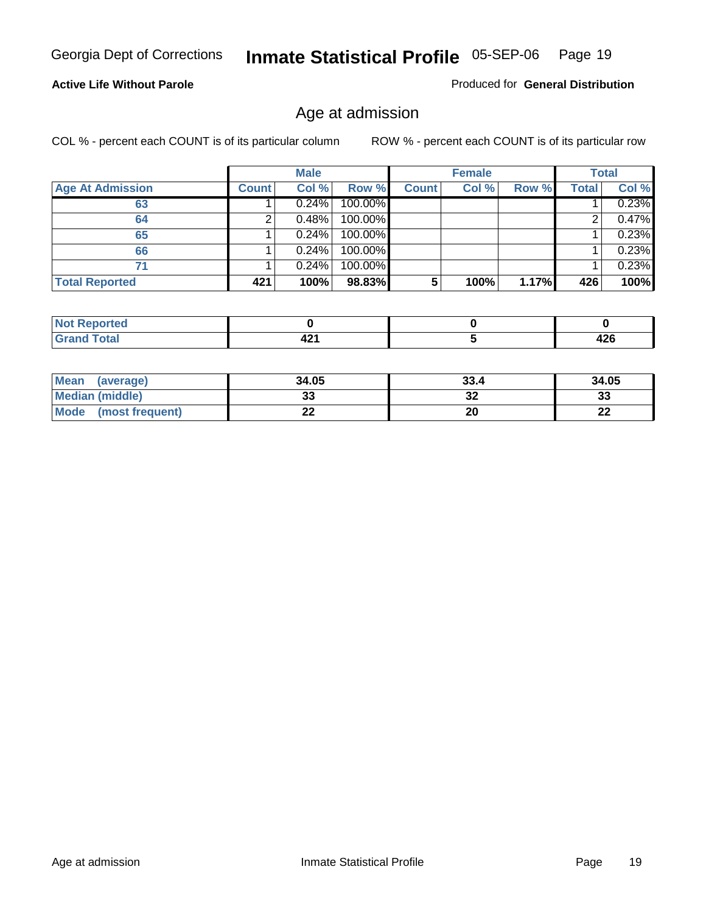**Active Life Without Parole**

Produced for **General Distribution**

## Age at admission

COL % - percent each COUNT is of its particular column

ROW % - percent each COUNT is of its particular row

| | Male | | | Female | | | Total | |
|---|---|---|---|---|---|---|---|---|
| **Age At Admission** | **Count** | **Col %** | **Row %** | **Count** | **Col %** | **Row %** | **Total** | **Col %** |
| 63 | 1 | 0.24% | 100.00% | | | | 1 | 0.23% |
| 64 | 2 | 0.48% | 100.00% | | | | 2 | 0.47% |
| 65 | 1 | 0.24% | 100.00% | | | | 1 | 0.23% |
| 66 | 1 | 0.24% | 100.00% | | | | 1 | 0.23% |
| 71 | 1 | 0.24% | 100.00% | | | | 1 | 0.23% |
| **Total Reported** | **421** | **100%** | **98.83%** | **5** | **100%** | **1.17%** | **426** | **100%** |

| | Male | Female | Total |
|---|---|---|---|
| **Not Reported** | **0** | **0** | **0** |
| **Grand Total** | **421** | **5** | **426** |

| | Male | Female | Total |
|---|---|---|---|
| **Mean (average)** | **34.05** | **33.4** | **34.05** |
| **Median (middle)** | **33** | **32** | **33** |
| **Mode (most frequent)** | **22** | **20** | **22** |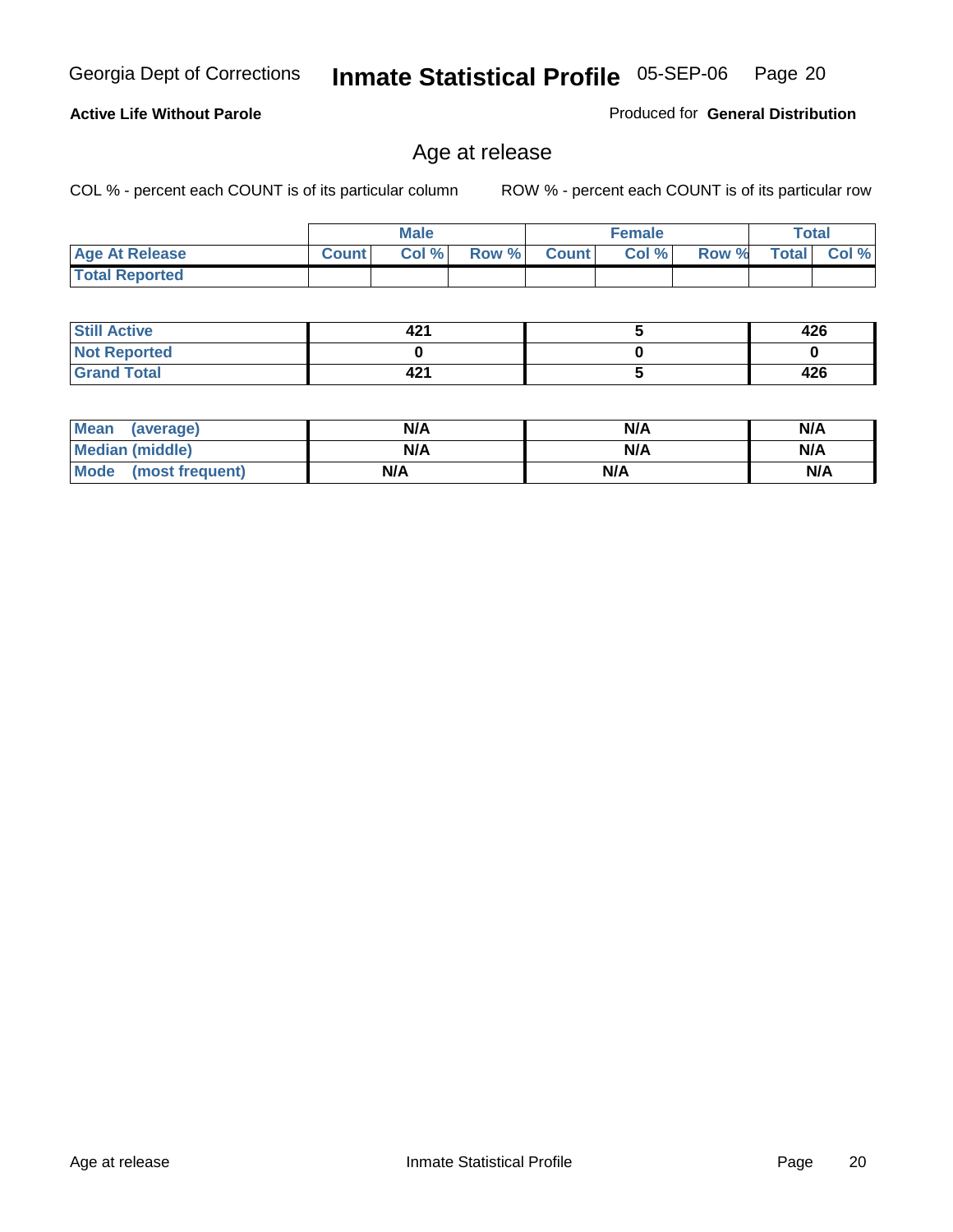Georgia Dept of Corrections **Inmate Statistical Profile** 05-SEP-06

**Active Life Without Parole**

Produced for **General Distribution**

## Age at release

COL % - percent each COUNT is of its particular column

ROW % - percent each COUNT is of its particular row

| | Male | | | Female | | | Total | |
|---|---|---|---|---|---|---|---|---|
| **Age At Release** | **Count** | **Col %** | **Row %** | **Count** | **Col %** | **Row %** | **Total** | **Col %** |
| **Total Reported** | | | | | | | | |

| | Male | Female | Total |
|---|---|---|---|
| **Still Active** | **421** | **5** | **426** |
| **Not Reported** | **0** | **0** | **0** |
| **Grand Total** | **421** | **5** | **426** |

| | Male | Female | Total |
|---|---|---|---|
| **Mean (average)** | **N/A** | **N/A** | **N/A** |
| **Median (middle)** | **N/A** | **N/A** | **N/A** |
| **Mode (most frequent)** | **N/A** | **N/A** | **N/A** |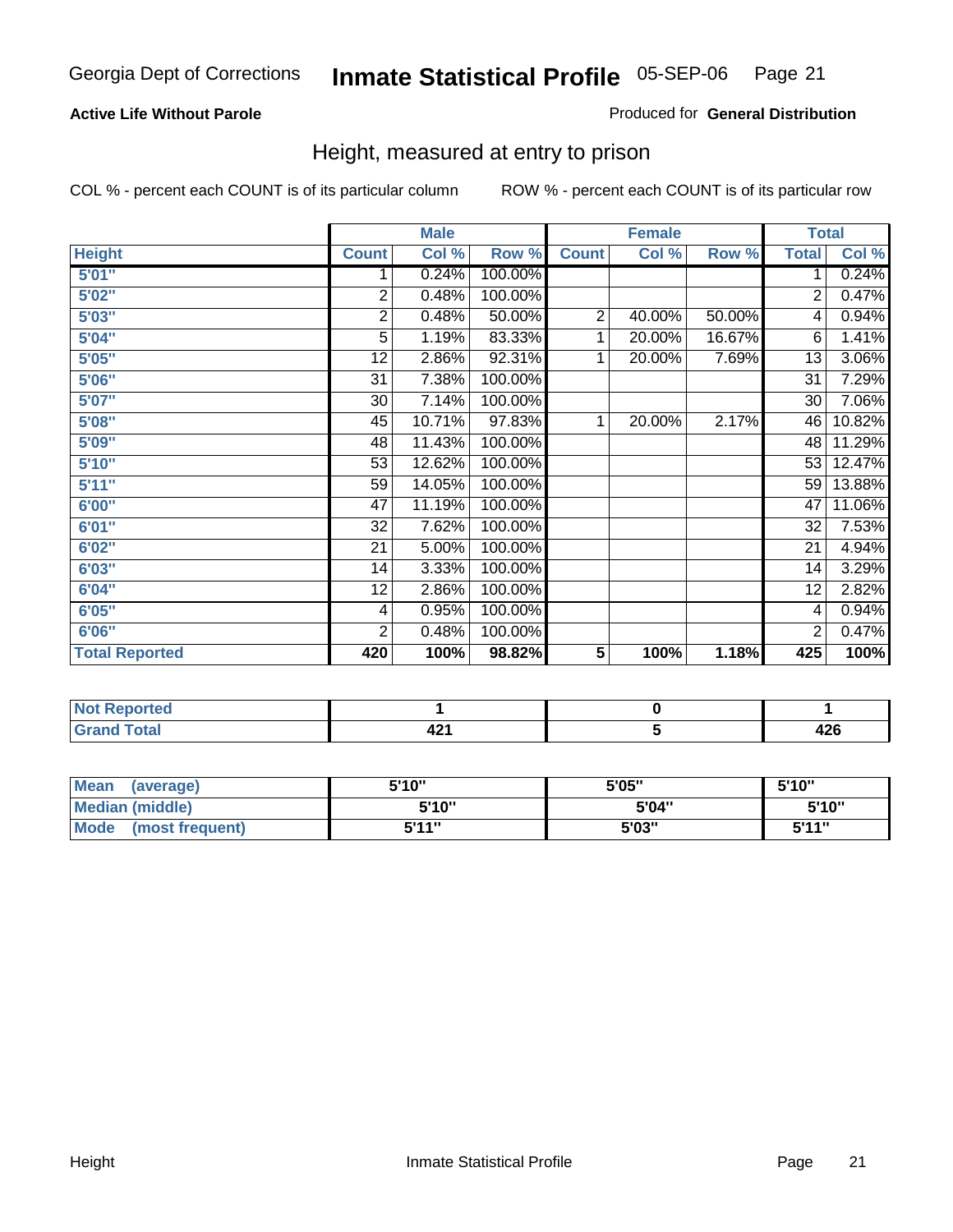Georgia Dept of Corrections **Inmate Statistical Profile** 05-SEP-06

**Active Life Without Parole**

Produced for **General Distribution**

## Height, measured at entry to prison

COL % - percent each COUNT is of its particular column

ROW % - percent each COUNT is of its particular row

| | Male | | | Female | | | Total | |
|---|---|---|---|---|---|---|---|---|
| **Height** | **Count** | **Col %** | **Row %** | **Count** | **Col %** | **Row %** | **Total** | **Col %** |
| **5'01"** | 1 | 0.24% | 100.00% | | | | 1 | 0.24% |
| **5'02"** | 2 | 0.48% | 100.00% | | | | 2 | 0.47% |
| **5'03"** | 2 | 0.48% | 50.00% | 2 | 40.00% | 50.00% | 4 | 0.94% |
| **5'04"** | 5 | 1.19% | 83.33% | 1 | 20.00% | 16.67% | 6 | 1.41% |
| **5'05"** | 12 | 2.86% | 92.31% | 1 | 20.00% | 7.69% | 13 | 3.06% |
| **5'06"** | 31 | 7.38% | 100.00% | | | | 31 | 7.29% |
| **5'07"** | 30 | 7.14% | 100.00% | | | | 30 | 7.06% |
| **5'08"** | 45 | 10.71% | 97.83% | 1 | 20.00% | 2.17% | 46 | 10.82% |
| **5'09"** | 48 | 11.43% | 100.00% | | | | 48 | 11.29% |
| **5'10"** | 53 | 12.62% | 100.00% | | | | 53 | 12.47% |
| **5'11"** | 59 | 14.05% | 100.00% | | | | 59 | 13.88% |
| **6'00"** | 47 | 11.19% | 100.00% | | | | 47 | 11.06% |
| **6'01"** | 32 | 7.62% | 100.00% | | | | 32 | 7.53% |
| **6'02"** | 21 | 5.00% | 100.00% | | | | 21 | 4.94% |
| **6'03"** | 14 | 3.33% | 100.00% | | | | 14 | 3.29% |
| **6'04"** | 12 | 2.86% | 100.00% | | | | 12 | 2.82% |
| **6'05"** | 4 | 0.95% | 100.00% | | | | 4 | 0.94% |
| **6'06"** | 2 | 0.48% | 100.00% | | | | 2 | 0.47% |
| **Total Reported** | **420** | **100%** | **98.82%** | **5** | **100%** | **1.18%** | **425** | **100%** |

| | Male | Female | Total |
|---|---|---|---|
| **Not Reported** | **1** | **0** | **1** |
| **Grand Total** | **421** | **5** | **426** |

| | Male | Female | Total |
|---|---|---|---|
| **Mean (average)** | **5'10"** | **5'05"** | **5'10"** |
| **Median (middle)** | **5'10"** | **5'04"** | **5'10"** |
| **Mode (most frequent)** | **5'11"** | **5'03"** | **5'11"** |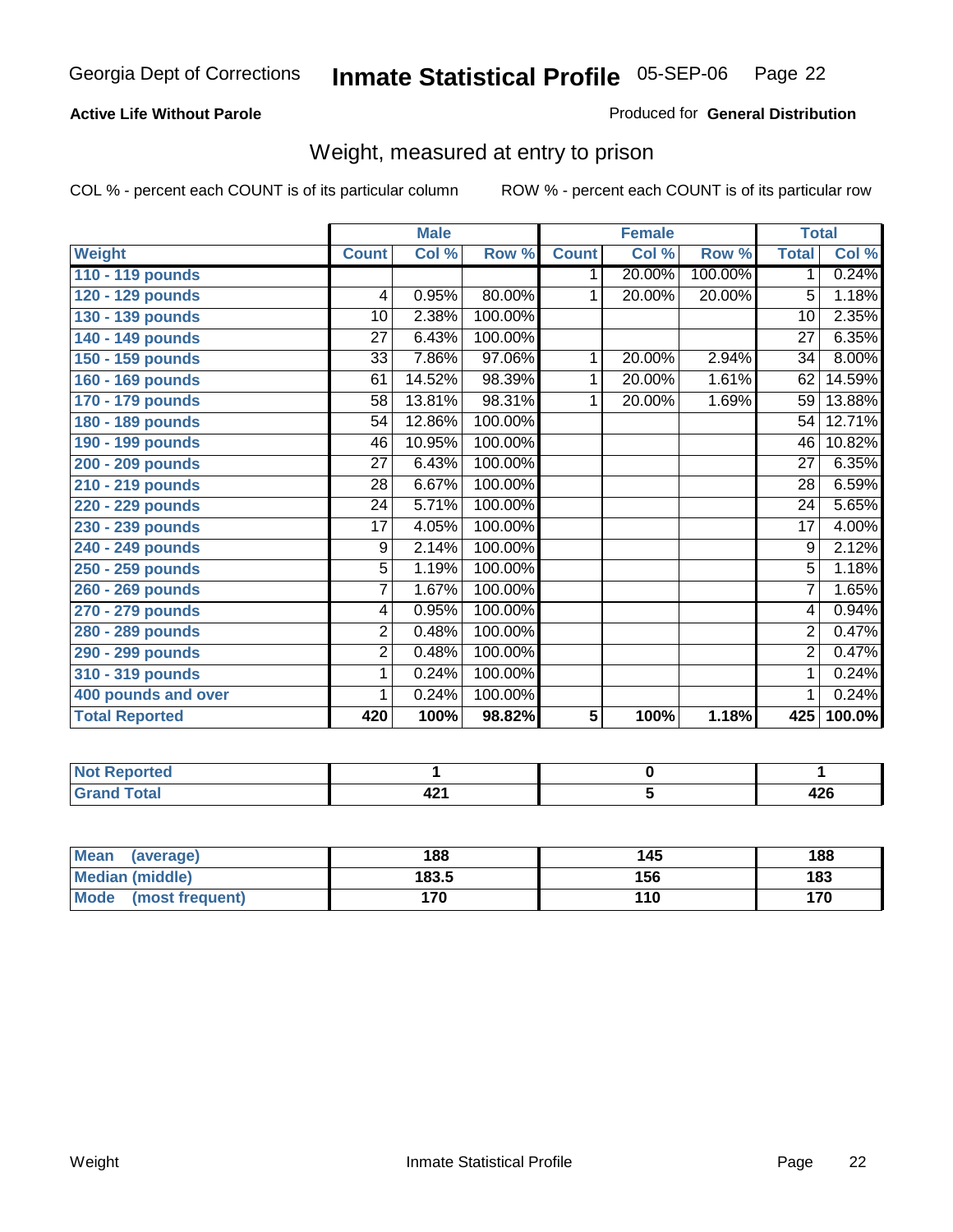Georgia Dept of Corrections **Inmate Statistical Profile** 05-SEP-06

**Active Life Without Parole**

Produced for **General Distribution**

## Weight, measured at entry to prison

COL % - percent each COUNT is of its particular column

ROW % - percent each COUNT is of its particular row

| | Male | | | Female | | | Total | |
|---|---|---|---|---|---|---|---|---|
| **Weight** | **Count** | **Col %** | **Row %** | **Count** | **Col %** | **Row %** | **Total** | **Col %** |
| **110 - 119 pounds** | | | | 1 | 20.00% | 100.00% | 1 | 0.24% |
| **120 - 129 pounds** | 4 | 0.95% | 80.00% | 1 | 20.00% | 20.00% | 5 | 1.18% |
| **130 - 139 pounds** | 10 | 2.38% | 100.00% | | | | 10 | 2.35% |
| **140 - 149 pounds** | 27 | 6.43% | 100.00% | | | | 27 | 6.35% |
| **150 - 159 pounds** | 33 | 7.86% | 97.06% | 1 | 20.00% | 2.94% | 34 | 8.00% |
| **160 - 169 pounds** | 61 | 14.52% | 98.39% | 1 | 20.00% | 1.61% | 62 | 14.59% |
| **170 - 179 pounds** | 58 | 13.81% | 98.31% | 1 | 20.00% | 1.69% | 59 | 13.88% |
| **180 - 189 pounds** | 54 | 12.86% | 100.00% | | | | 54 | 12.71% |
| **190 - 199 pounds** | 46 | 10.95% | 100.00% | | | | 46 | 10.82% |
| **200 - 209 pounds** | 27 | 6.43% | 100.00% | | | | 27 | 6.35% |
| **210 - 219 pounds** | 28 | 6.67% | 100.00% | | | | 28 | 6.59% |
| **220 - 229 pounds** | 24 | 5.71% | 100.00% | | | | 24 | 5.65% |
| **230 - 239 pounds** | 17 | 4.05% | 100.00% | | | | 17 | 4.00% |
| **240 - 249 pounds** | 9 | 2.14% | 100.00% | | | | 9 | 2.12% |
| **250 - 259 pounds** | 5 | 1.19% | 100.00% | | | | 5 | 1.18% |
| **260 - 269 pounds** | 7 | 1.67% | 100.00% | | | | 7 | 1.65% |
| **270 - 279 pounds** | 4 | 0.95% | 100.00% | | | | 4 | 0.94% |
| **280 - 289 pounds** | 2 | 0.48% | 100.00% | | | | 2 | 0.47% |
| **290 - 299 pounds** | 2 | 0.48% | 100.00% | | | | 2 | 0.47% |
| **310 - 319 pounds** | 1 | 0.24% | 100.00% | | | | 1 | 0.24% |
| **400 pounds and over** | 1 | 0.24% | 100.00% | | | | 1 | 0.24% |
| **Total Reported** | **420** | **100%** | **98.82%** | **5** | **100%** | **1.18%** | **425** | **100.0%** |

| | Male | Female | Total |
|---|---|---|---|
| **Not Reported** | **1** | **0** | **1** |
| **Grand Total** | **421** | **5** | **426** |

| | Male | Female | Total |
|---|---|---|---|
| **Mean (average)** | **188** | **145** | **188** |
| **Median (middle)** | **183.5** | **156** | **183** |
| **Mode (most frequent)** | **170** | **110** | **170** |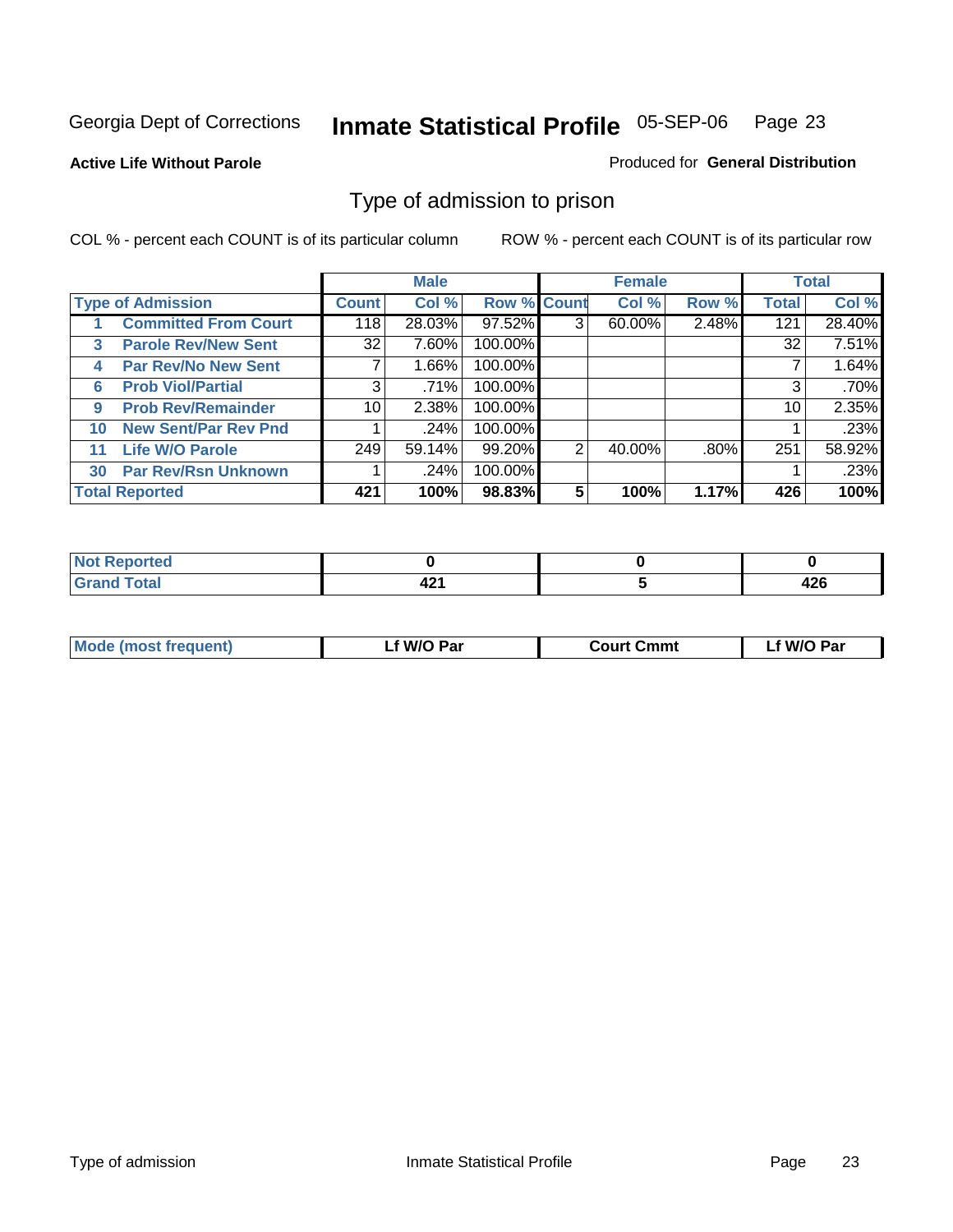Georgia Dept of Corrections **Inmate Statistical Profile** 05-SEP-06

**Active Life Without Parole**

Produced for **General Distribution**

## Type of admission to prison

COL % - percent each COUNT is of its particular column

ROW % - percent each COUNT is of its particular row

| Type of Admission | | Male | | | Female | | | Total | |
|---|---|---|---|---|---|---|---|---|---|
| | | Count | Col % | Row % | Count | Col % | Row % | Total | Col % |
| 1 | Committed From Court | 118 | 28.03% | 97.52% | 3 | 60.00% | 2.48% | 121 | 28.40% |
| 3 | Parole Rev/New Sent | 32 | 7.60% | 100.00% | | | | 32 | 7.51% |
| 4 | Par Rev/No New Sent | 7 | 1.66% | 100.00% | | | | 7 | 1.64% |
| 6 | Prob Viol/Partial | 3 | .71% | 100.00% | | | | 3 | .70% |
| 9 | Prob Rev/Remainder | 10 | 2.38% | 100.00% | | | | 10 | 2.35% |
| 10 | New Sent/Par Rev Pnd | 1 | .24% | 100.00% | | | | 1 | .23% |
| 11 | Life W/O Parole | 249 | 59.14% | 99.20% | 2 | 40.00% | .80% | 251 | 58.92% |
| 30 | Par Rev/Rsn Unknown | 1 | .24% | 100.00% | | | | 1 | .23% |
| **Total Reported** | | **421** | **100%** | **98.83%** | **5** | **100%** | **1.17%** | **426** | **100%** |

| | Male | Female | Total |
|---|---|---|---|
| Not Reported | 0 | 0 | 0 |
| Grand Total | 421 | 5 | 426 |

| | Male | Female | Total |
|---|---|---|---|
| Mode (most frequent) | Lf W/O Par | Court Cmmt | Lf W/O Par |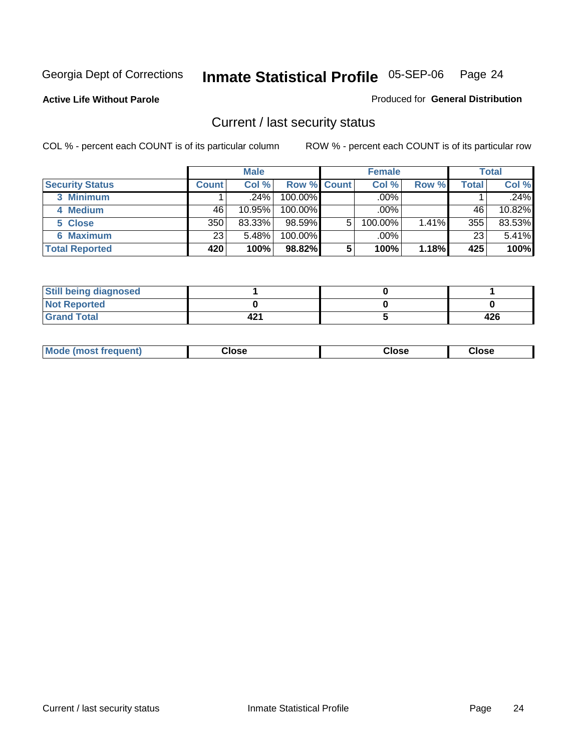Georgia Dept of Corrections **Inmate Statistical Profile** 05-SEP-06

**Active Life Without Parole**

Produced for **General Distribution**

## Current / last security status

COL % - percent each COUNT is of its particular column

ROW % - percent each COUNT is of its particular row

| | Male | | | Female | | | Total | |
|---|---|---|---|---|---|---|---|---|
| **Security Status** | **Count** | **Col %** | **Row %** | **Count** | **Col %** | **Row %** | **Total** | **Col %** |
| 3 Minimum | 1 | .24% | 100.00% | | .00% | | 1 | .24% |
| 4 Medium | 46 | 10.95% | 100.00% | | .00% | | 46 | 10.82% |
| 5 Close | 350 | 83.33% | 98.59% | 5 | 100.00% | 1.41% | 355 | 83.53% |
| 6 Maximum | 23 | 5.48% | 100.00% | | .00% | | 23 | 5.41% |
| **Total Reported** | **420** | **100%** | **98.82%** | **5** | **100%** | **1.18%** | **425** | **100%** |

| | Male | Female | Total |
|---|---|---|---|
| Still being diagnosed | 1 | 0 | 1 |
| Not Reported | 0 | 0 | 0 |
| Grand Total | 421 | 5 | 426 |

| | Male | Female | Total |
|---|---|---|---|
| Mode (most frequent) | Close | Close | Close |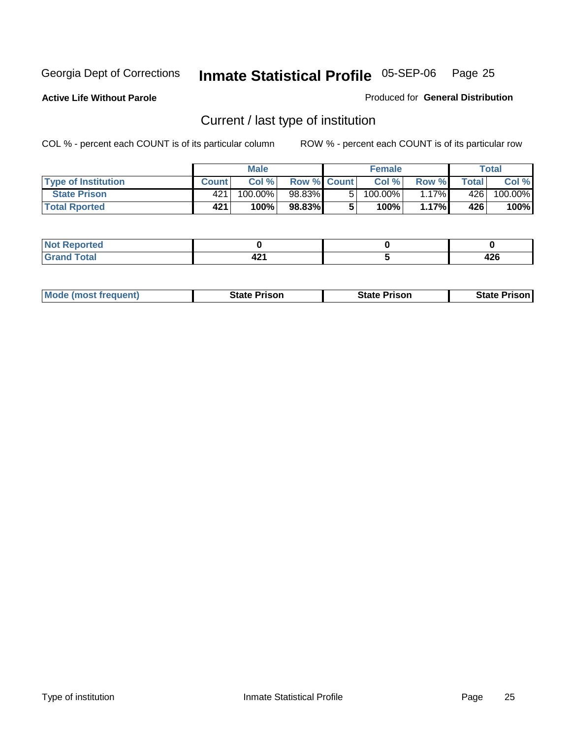Georgia Dept of Corrections **Inmate Statistical Profile** 05-SEP-06

**Active Life Without Parole**

Produced for **General Distribution**

## Current / last type of institution

COL % - percent each COUNT is of its particular column

ROW % - percent each COUNT is of its particular row

| | Male | | | Female | | | Total | |
|---|---|---|---|---|---|---|---|---|
| Type of Institution | Count | Col % | Row % | Count | Col % | Row % | Total | Col % |
| State Prison | 421 | 100.00% | 98.83% | 5 | 100.00% | 1.17% | 426 | 100.00% |
| **Total Rported** | **421** | **100%** | **98.83%** | **5** | **100%** | **1.17%** | **426** | **100%** |

| | Male | Female | Total |
|---|---|---|---|
| Not Reported | **0** | **0** | **0** |
| Grand Total | **421** | **5** | **426** |

| | Male | Female | Total |
|---|---|---|---|
| Mode (most frequent) | **State Prison** | **State Prison** | **State Prison** |

Type of institution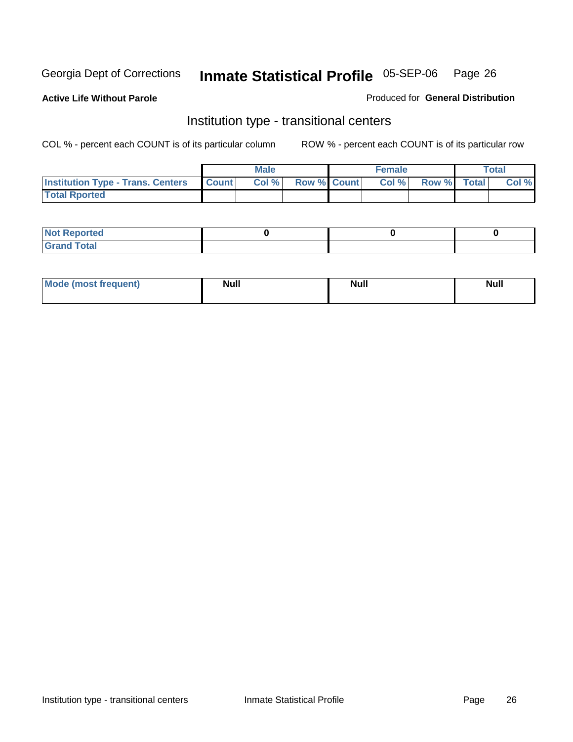Georgia Dept of Corrections **Inmate Statistical Profile** 05-SEP-06

**Active Life Without Parole**

Produced for **General Distribution**

## Institution type - transitional centers

COL % - percent each COUNT is of its particular column ROW % - percent each COUNT is of its particular row

| | Male | | | Female | | | Total | |
|---|---|---|---|---|---|---|---|---|
| **Institution Type - Trans. Centers** | **Count** | **Col %** | **Row %** | **Count** | **Col %** | **Row %** | **Total** | **Col %** |
| **Total Rported** | | | | | | | | |

| | Male | Female | Total |
|---|---|---|---|
| **Not Reported** | 0 | 0 | 0 |
| **Grand Total** | | | |

| | Male | Female | Total |
|---|---|---|---|
| **Mode (most frequent)** | Null | Null | Null |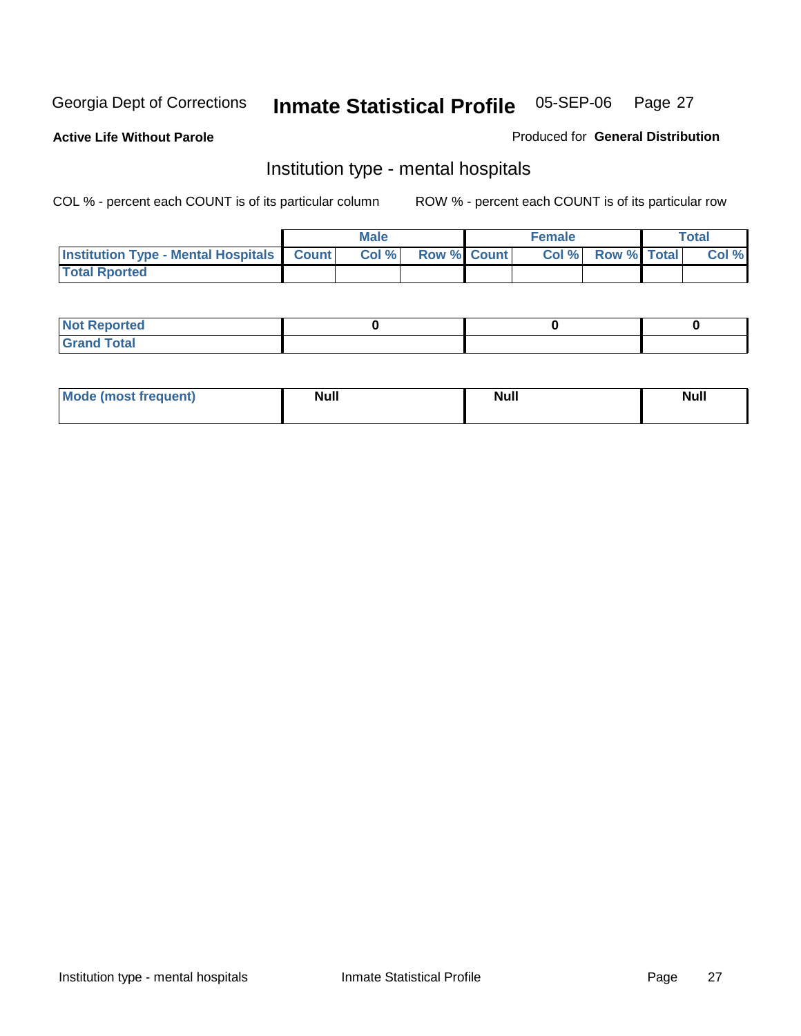Georgia Dept of Corrections **Inmate Statistical Profile** 05-SEP-06

**Active Life Without Parole**

Produced for **General Distribution**

## Institution type - mental hospitals

COL % - percent each COUNT is of its particular column

ROW % - percent each COUNT is of its particular row

| | Male | | | Female | | | Total | |
|---|---|---|---|---|---|---|---|---|
| Institution Type - Mental Hospitals | Count | Col % | Row % | Count | Col % | Row % | Total | Col % |
| Total Rported | | | | | | | | |

| | Male | Female | Total |
|---|---|---|---|
| Not Reported | 0 | 0 | 0 |
| Grand Total | | | |

| | Male | Female | Total |
|---|---|---|---|
| Mode (most frequent) | Null | Null | Null |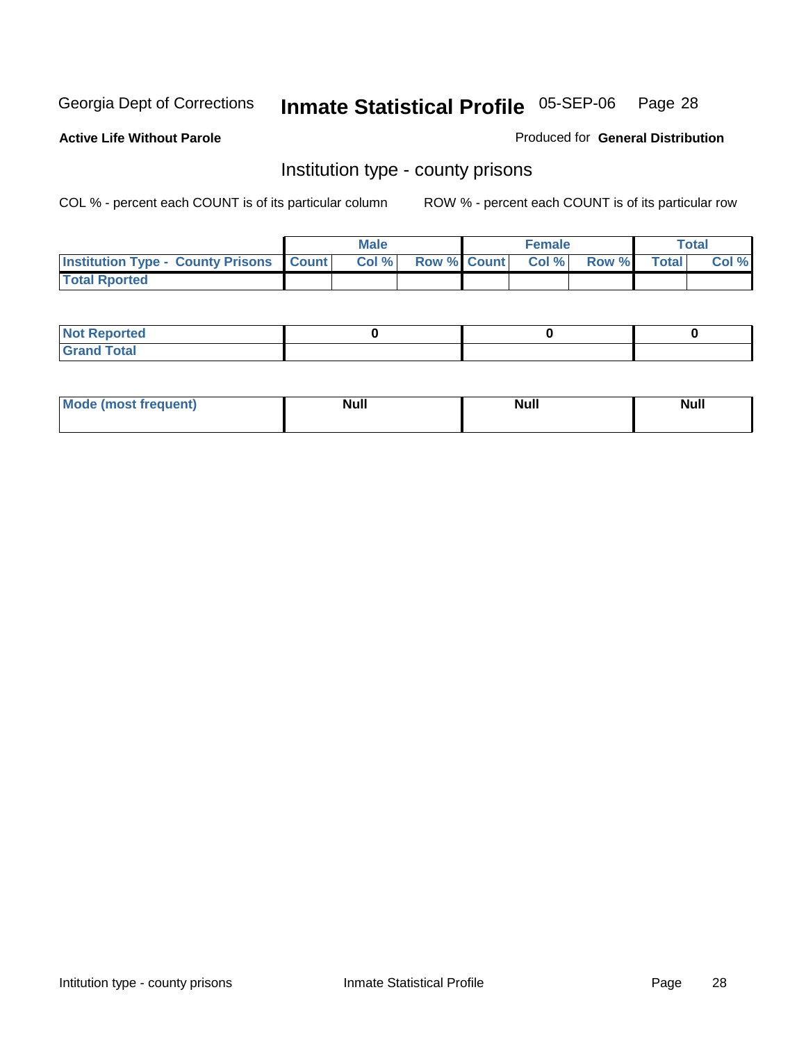Georgia Dept of Corrections **Inmate Statistical Profile** 05-SEP-06

**Active Life Without Parole**

Produced for **General Distribution**

## Institution type - county prisons

COL % - percent each COUNT is of its particular column

ROW % - percent each COUNT is of its particular row

| | Male | | | Female | | | Total | |
|---|---|---|---|---|---|---|---|---|
| **Institution Type - County Prisons** | **Count** | **Col %** | **Row %** | **Count** | **Col %** | **Row %** | **Total** | **Col %** |
| **Total Rported** | | | | | | | | |

| | Male | Female | Total |
|---|---|---|---|
| **Not Reported** | 0 | 0 | 0 |
| **Grand Total** | | | |

| | Male | Female | Total |
|---|---|---|---|
| **Mode (most frequent)** | Null | Null | Null |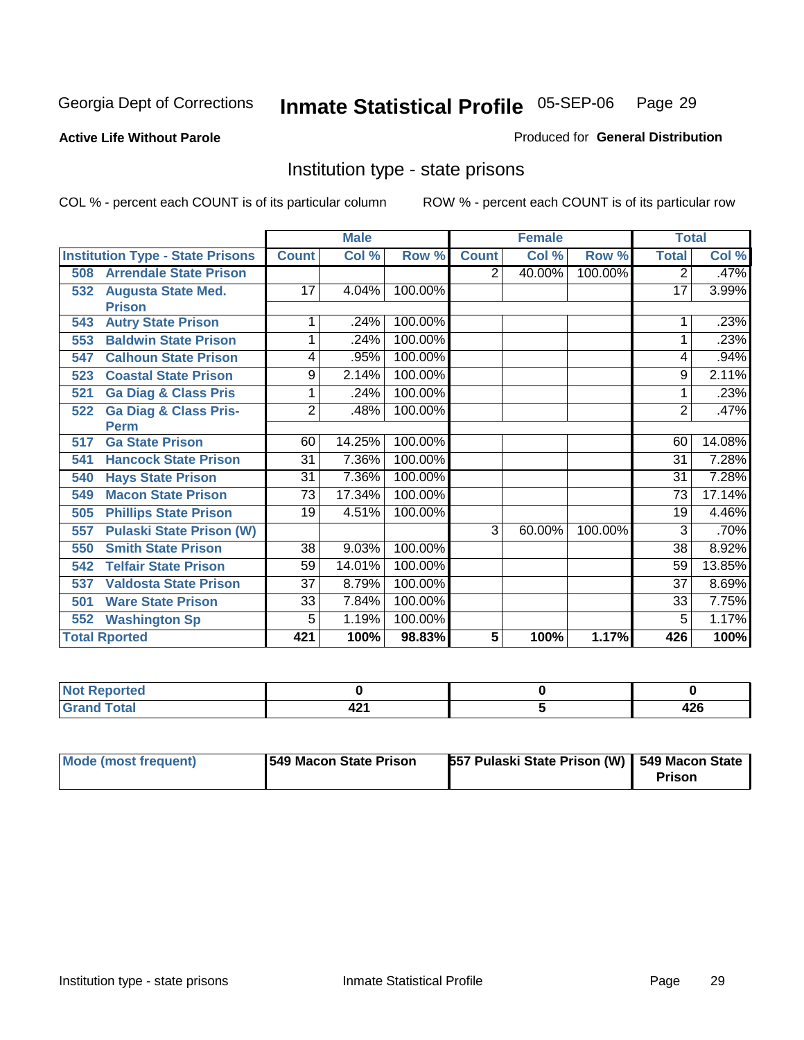Georgia Dept of Corrections

# Inmate Statistical Profile 05-SEP-06

**Active Life Without Parole**

Produced for **General Distribution**

## Institution type - state prisons

COL % - percent each COUNT is of its particular column

ROW % - percent each COUNT is of its particular row

| | Male | | | Female | | | Total | |
|---|---|---|---|---|---|---|---|---|
| **Institution Type - State Prisons** | **Count** | **Col %** | **Row %** | **Count** | **Col %** | **Row %** | **Total** | **Col %** |
| 508 Arrendale State Prison | | | | 2 | 40.00% | 100.00% | 2 | .47% |
| 532 Augusta State Med. Prison | 17 | 4.04% | 100.00% | | | | 17 | 3.99% |
| 543 Autry State Prison | 1 | .24% | 100.00% | | | | 1 | .23% |
| 553 Baldwin State Prison | 1 | .24% | 100.00% | | | | 1 | .23% |
| 547 Calhoun State Prison | 4 | .95% | 100.00% | | | | 4 | .94% |
| 523 Coastal State Prison | 9 | 2.14% | 100.00% | | | | 9 | 2.11% |
| 521 Ga Diag & Class Pris | 1 | .24% | 100.00% | | | | 1 | .23% |
| 522 Ga Diag & Class Pris-Perm | 2 | .48% | 100.00% | | | | 2 | .47% |
| 517 Ga State Prison | 60 | 14.25% | 100.00% | | | | 60 | 14.08% |
| 541 Hancock State Prison | 31 | 7.36% | 100.00% | | | | 31 | 7.28% |
| 540 Hays State Prison | 31 | 7.36% | 100.00% | | | | 31 | 7.28% |
| 549 Macon State Prison | 73 | 17.34% | 100.00% | | | | 73 | 17.14% |
| 505 Phillips State Prison | 19 | 4.51% | 100.00% | | | | 19 | 4.46% |
| 557 Pulaski State Prison (W) | | | | 3 | 60.00% | 100.00% | 3 | .70% |
| 550 Smith State Prison | 38 | 9.03% | 100.00% | | | | 38 | 8.92% |
| 542 Telfair State Prison | 59 | 14.01% | 100.00% | | | | 59 | 13.85% |
| 537 Valdosta State Prison | 37 | 8.79% | 100.00% | | | | 37 | 8.69% |
| 501 Ware State Prison | 33 | 7.84% | 100.00% | | | | 33 | 7.75% |
| 552 Washington Sp | 5 | 1.19% | 100.00% | | | | 5 | 1.17% |
| **Total Rported** | **421** | **100%** | **98.83%** | **5** | **100%** | **1.17%** | **426** | **100%** |

| | Male | Female | Total |
|---|---|---|---|
| **Not Reported** | **0** | **0** | **0** |
| **Grand Total** | **421** | **5** | **426** |

| | Male | Female | Total |
|---|---|---|---|
| **Mode (most frequent)** | **549 Macon State Prison** | **557 Pulaski State Prison (W)** | **549 Macon State Prison** |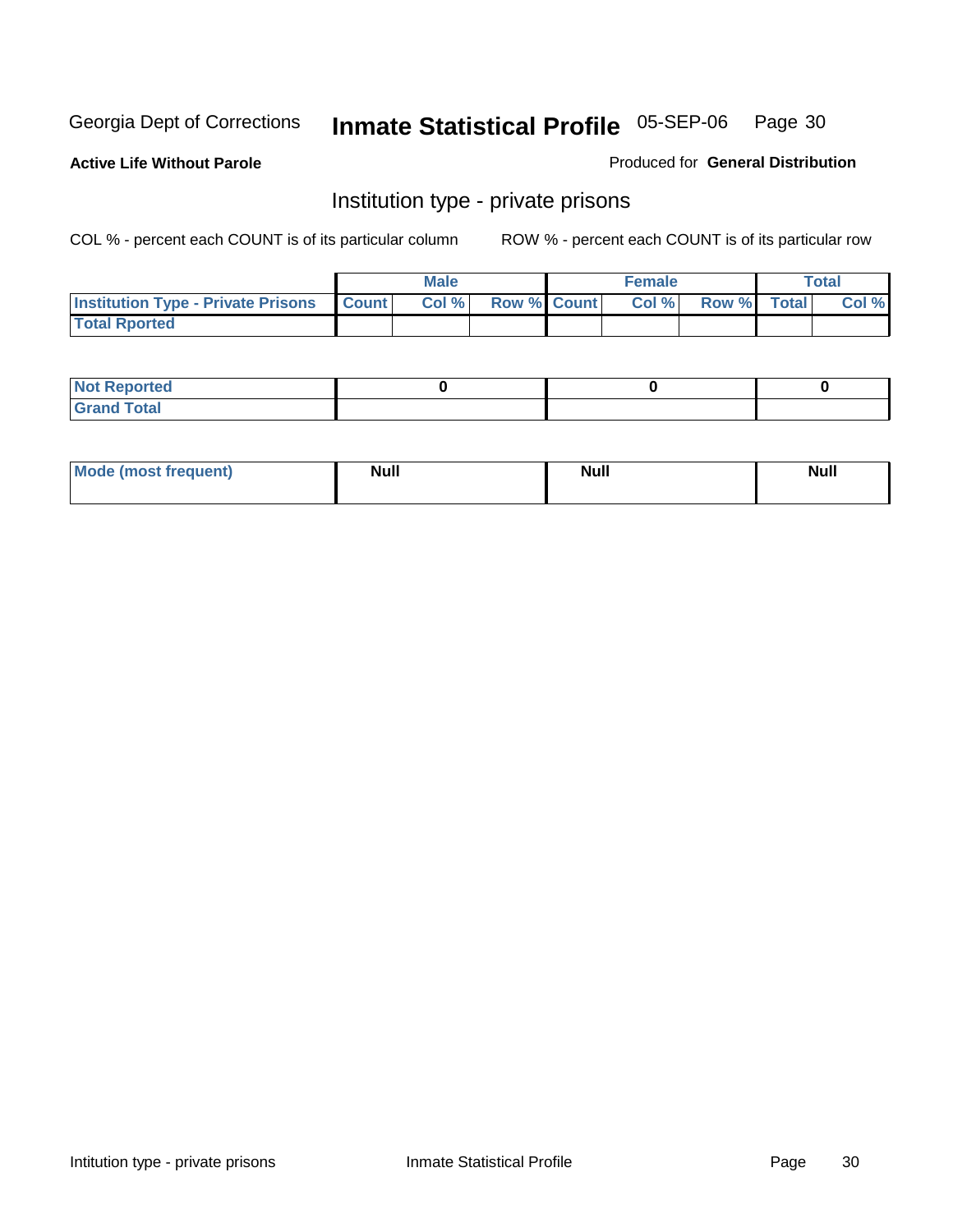Georgia Dept of Corrections **Inmate Statistical Profile** 05-SEP-06

**Active Life Without Parole**

Produced for **General Distribution**

## Institution type - private prisons

COL % - percent each COUNT is of its particular column

ROW % - percent each COUNT is of its particular row

| | Male | | | Female | | | Total | |
|---|---|---|---|---|---|---|---|---|
| **Institution Type - Private Prisons** | **Count** | **Col %** | **Row %** | **Count** | **Col %** | **Row %** | **Total** | **Col %** |
| **Total Rported** | | | | | | | | |

| | Male | Female | Total |
|---|---|---|---|
| **Not Reported** | 0 | 0 | 0 |
| **Grand Total** | | | |

| | Male | Female | Total |
|---|---|---|---|
| **Mode (most frequent)** | Null | Null | Null |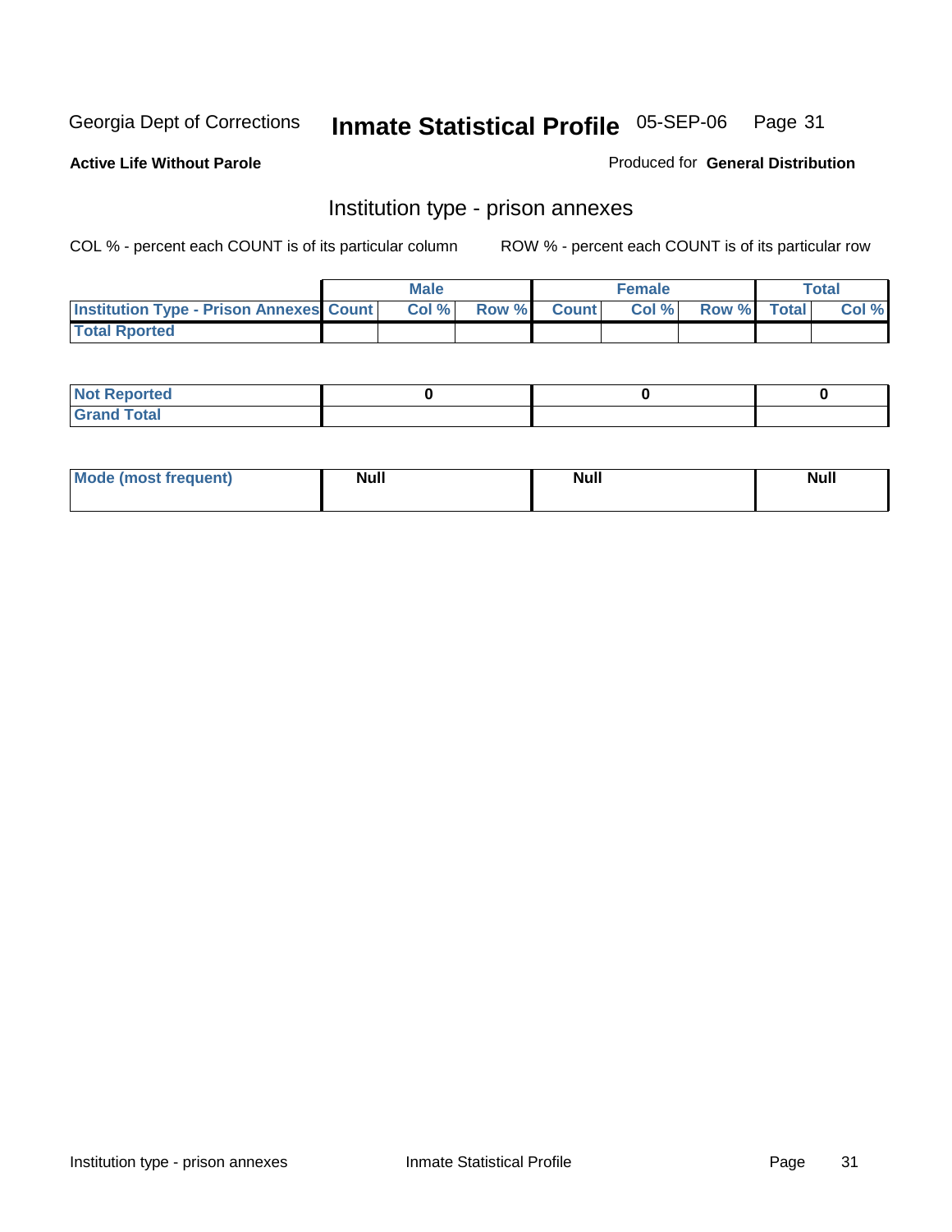Georgia Dept of Corrections **Inmate Statistical Profile** 05-SEP-06

**Active Life Without Parole**

Produced for **General Distribution**

## Institution type - prison annexes

COL % - percent each COUNT is of its particular column ROW % - percent each COUNT is of its particular row

| | Male | | | Female | | | Total | |
|---|---|---|---|---|---|---|---|---|
| Institution Type - Prison Annexes | Count | Col % | Row % | Count | Col % | Row % | Total | Col % |
| Total Rported | | | | | | | | |

| | Male | Female | Total |
|---|---|---|---|
| Not Reported | 0 | 0 | 0 |
| Grand Total | | | |

| | Male | Female | Total |
|---|---|---|---|
| Mode (most frequent) | Null | Null | Null |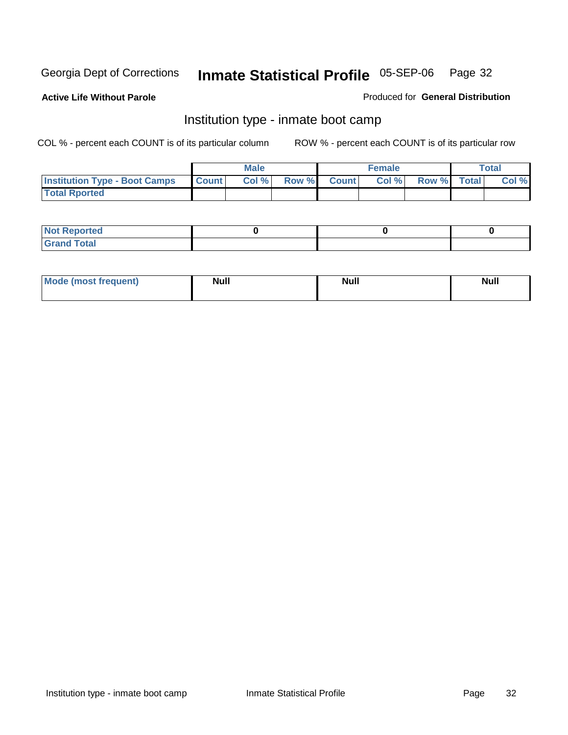Georgia Dept of Corrections **Inmate Statistical Profile** 05-SEP-06

**Active Life Without Parole**

Produced for **General Distribution**

## Institution type - inmate boot camp

COL % - percent each COUNT is of its particular column

ROW % - percent each COUNT is of its particular row

| | Male | | | Female | | | Total | |
|---|---|---|---|---|---|---|---|---|
| **Institution Type - Boot Camps** | **Count** | **Col %** | **Row %** | **Count** | **Col %** | **Row %** | **Total** | **Col %** |
| **Total Rported** | | | | | | | | |

| | Male | Female | Total |
|---|---|---|---|
| **Not Reported** | 0 | 0 | 0 |
| **Grand Total** | | | |

| | Male | Female | Total |
|---|---|---|---|
| **Mode (most frequent)** | Null | Null | Null |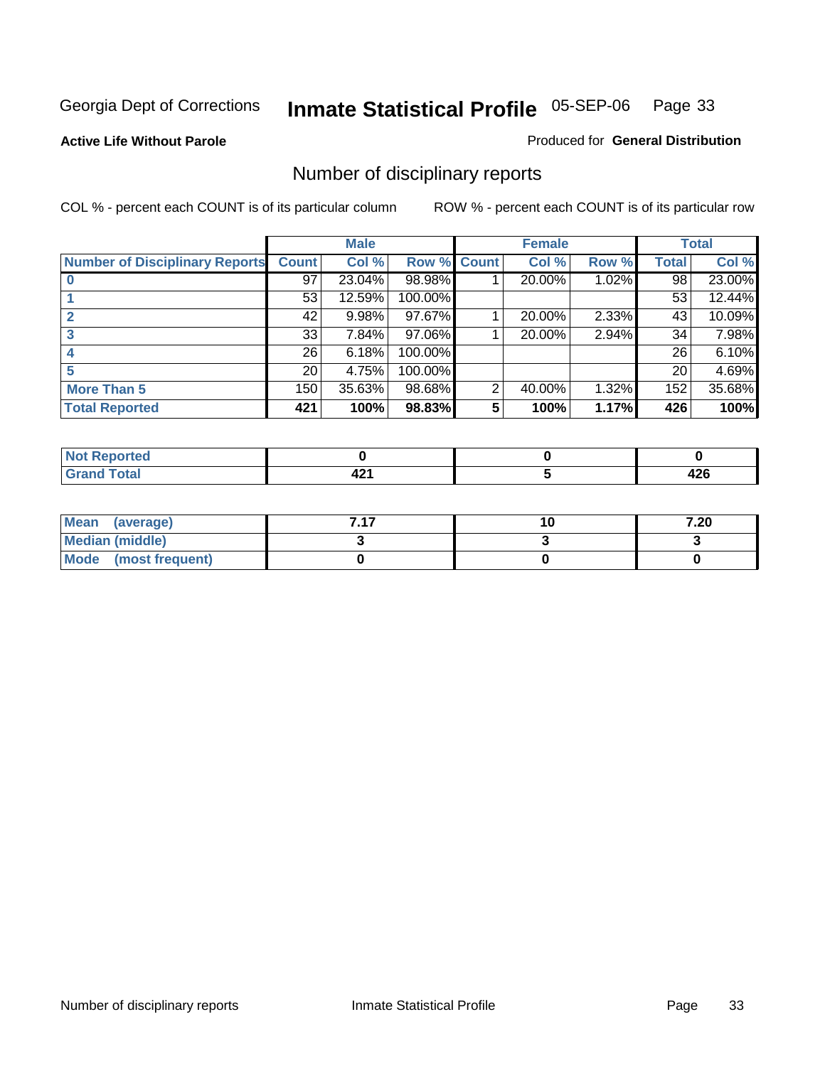Georgia Dept of Corrections **Inmate Statistical Profile** 05-SEP-06

**Active Life Without Parole**

Produced for **General Distribution**

# Number of disciplinary reports

COL % - percent each COUNT is of its particular column

ROW % - percent each COUNT is of its particular row

| | Male | | | Female | | | Total | |
|---|---|---|---|---|---|---|---|---|
| **Number of Disciplinary Reports** | **Count** | **Col %** | **Row %** | **Count** | **Col %** | **Row %** | **Total** | **Col %** |
| **0** | 97 | 23.04% | 98.98% | 1 | 20.00% | 1.02% | 98 | 23.00% |
| **1** | 53 | 12.59% | 100.00% | | | | 53 | 12.44% |
| **2** | 42 | 9.98% | 97.67% | 1 | 20.00% | 2.33% | 43 | 10.09% |
| **3** | 33 | 7.84% | 97.06% | 1 | 20.00% | 2.94% | 34 | 7.98% |
| **4** | 26 | 6.18% | 100.00% | | | | 26 | 6.10% |
| **5** | 20 | 4.75% | 100.00% | | | | 20 | 4.69% |
| **More Than 5** | 150 | 35.63% | 98.68% | 2 | 40.00% | 1.32% | 152 | 35.68% |
| **Total Reported** | **421** | **100%** | **98.83%** | **5** | **100%** | **1.17%** | **426** | **100%** |

| | Male | Female | Total |
|---|---|---|---|
| **Not Reported** | **0** | **0** | **0** |
| **Grand Total** | **421** | **5** | **426** |

| | Male | Female | Total |
|---|---|---|---|
| **Mean (average)** | **7.17** | **10** | **7.20** |
| **Median (middle)** | **3** | **3** | **3** |
| **Mode (most frequent)** | **0** | **0** | **0** |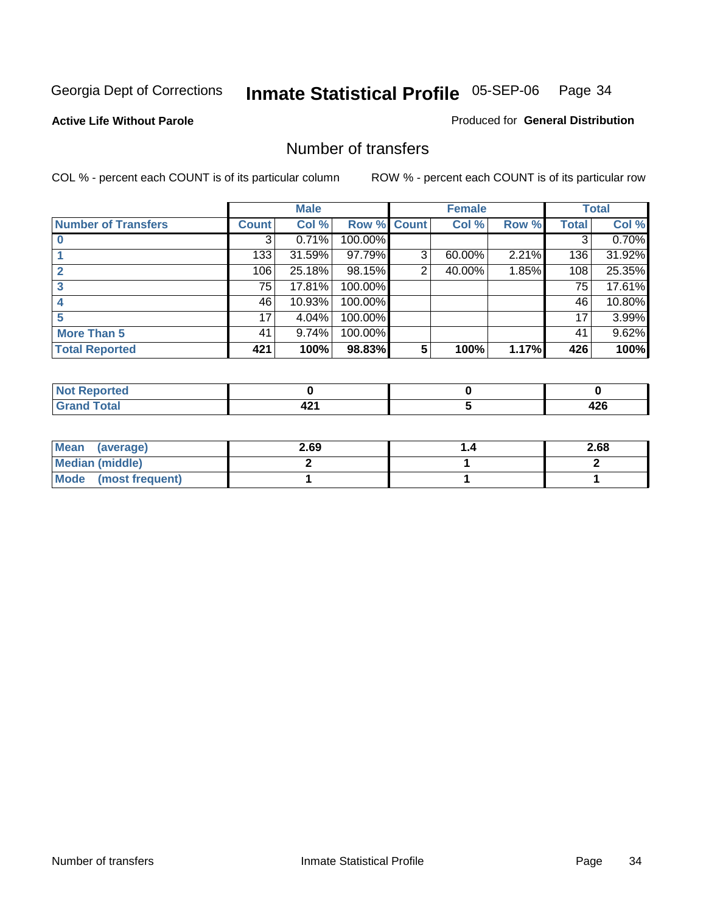Georgia Dept of Corrections **Inmate Statistical Profile** 05-SEP-06

**Active Life Without Parole**

Produced for **General Distribution**

## Number of transfers

COL % - percent each COUNT is of its particular column

ROW % - percent each COUNT is of its particular row

| | Male | | | Female | | | Total | |
|---|---|---|---|---|---|---|---|---|
| **Number of Transfers** | **Count** | **Col %** | **Row %** | **Count** | **Col %** | **Row %** | **Total** | **Col %** |
| **0** | 3 | 0.71% | 100.00% | | | | 3 | 0.70% |
| **1** | 133 | 31.59% | 97.79% | 3 | 60.00% | 2.21% | 136 | 31.92% |
| **2** | 106 | 25.18% | 98.15% | 2 | 40.00% | 1.85% | 108 | 25.35% |
| **3** | 75 | 17.81% | 100.00% | | | | 75 | 17.61% |
| **4** | 46 | 10.93% | 100.00% | | | | 46 | 10.80% |
| **5** | 17 | 4.04% | 100.00% | | | | 17 | 3.99% |
| **More Than 5** | 41 | 9.74% | 100.00% | | | | 41 | 9.62% |
| **Total Reported** | **421** | **100%** | **98.83%** | **5** | **100%** | **1.17%** | **426** | **100%** |

| | Male | Female | Total |
|---|---|---|---|
| **Not Reported** | **0** | **0** | **0** |
| **Grand Total** | **421** | **5** | **426** |

| | Male | Female | Total |
|---|---|---|---|
| **Mean (average)** | **2.69** | **1.4** | **2.68** |
| **Median (middle)** | **2** | **1** | **2** |
| **Mode (most frequent)** | **1** | **1** | **1** |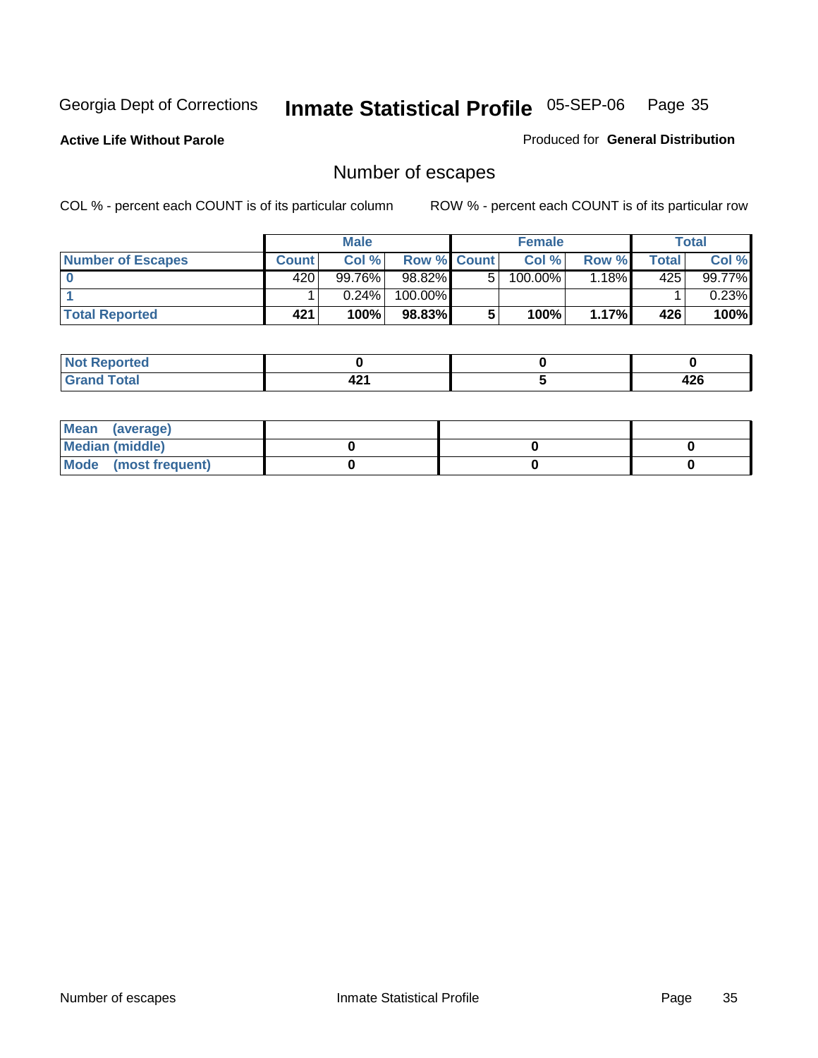Georgia Dept of Corrections **Inmate Statistical Profile** 05-SEP-06

**Active Life Without Parole**

Produced for **General Distribution**

## Number of escapes

COL % - percent each COUNT is of its particular column

ROW % - percent each COUNT is of its particular row

| | Male | | | Female | | | Total | |
|---|---|---|---|---|---|---|---|---|
| **Number of Escapes** | **Count** | **Col %** | **Row %** | **Count** | **Col %** | **Row %** | **Total** | **Col %** |
| **0** | 420 | 99.76% | 98.82% | 5 | 100.00% | 1.18% | 425 | 99.77% |
| **1** | 1 | 0.24% | 100.00% | | | | 1 | 0.23% |
| **Total Reported** | **421** | **100%** | **98.83%** | **5** | **100%** | **1.17%** | **426** | **100%** |

| | Male | Female | Total |
|---|---|---|---|
| **Not Reported** | **0** | **0** | **0** |
| **Grand Total** | **421** | **5** | **426** |

| | Male | Female | Total |
|---|---|---|---|
| **Mean (average)** | | | |
| **Median (middle)** | **0** | **0** | **0** |
| **Mode (most frequent)** | **0** | **0** | **0** |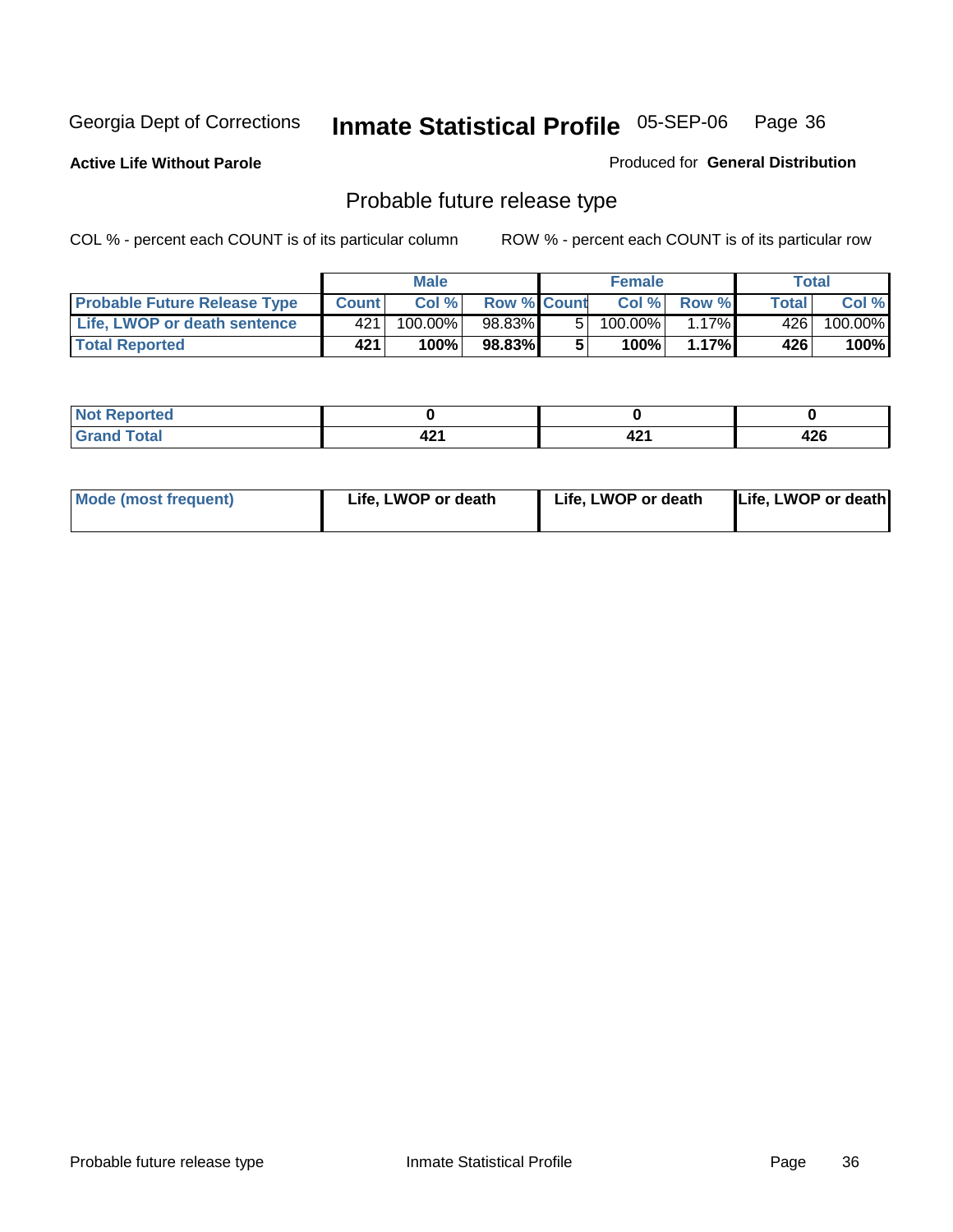Georgia Dept of Corrections **Inmate Statistical Profile** 05-SEP-06

**Active Life Without Parole**

Produced for **General Distribution**

## Probable future release type

COL % - percent each COUNT is of its particular column

ROW % - percent each COUNT is of its particular row

| | Male | | | Female | | | Total | |
|---|---|---|---|---|---|---|---|---|
| **Probable Future Release Type** | **Count** | **Col %** | **Row %** | **Count** | **Col %** | **Row %** | **Total** | **Col %** |
| **Life, LWOP or death sentence** | 421 | 100.00% | 98.83% | 5 | 100.00% | 1.17% | 426 | 100.00% |
| **Total Reported** | **421** | **100%** | **98.83%** | **5** | **100%** | **1.17%** | **426** | **100%** |

| | Male | Female | Total |
|---|---|---|---|
| **Not Reported** | **0** | **0** | **0** |
| **Grand Total** | **421** | **421** | **426** |

| | Male | Female | Total |
|---|---|---|---|
| **Mode (most frequent)** | **Life, LWOP or death** | **Life, LWOP or death** | **Life, LWOP or death** |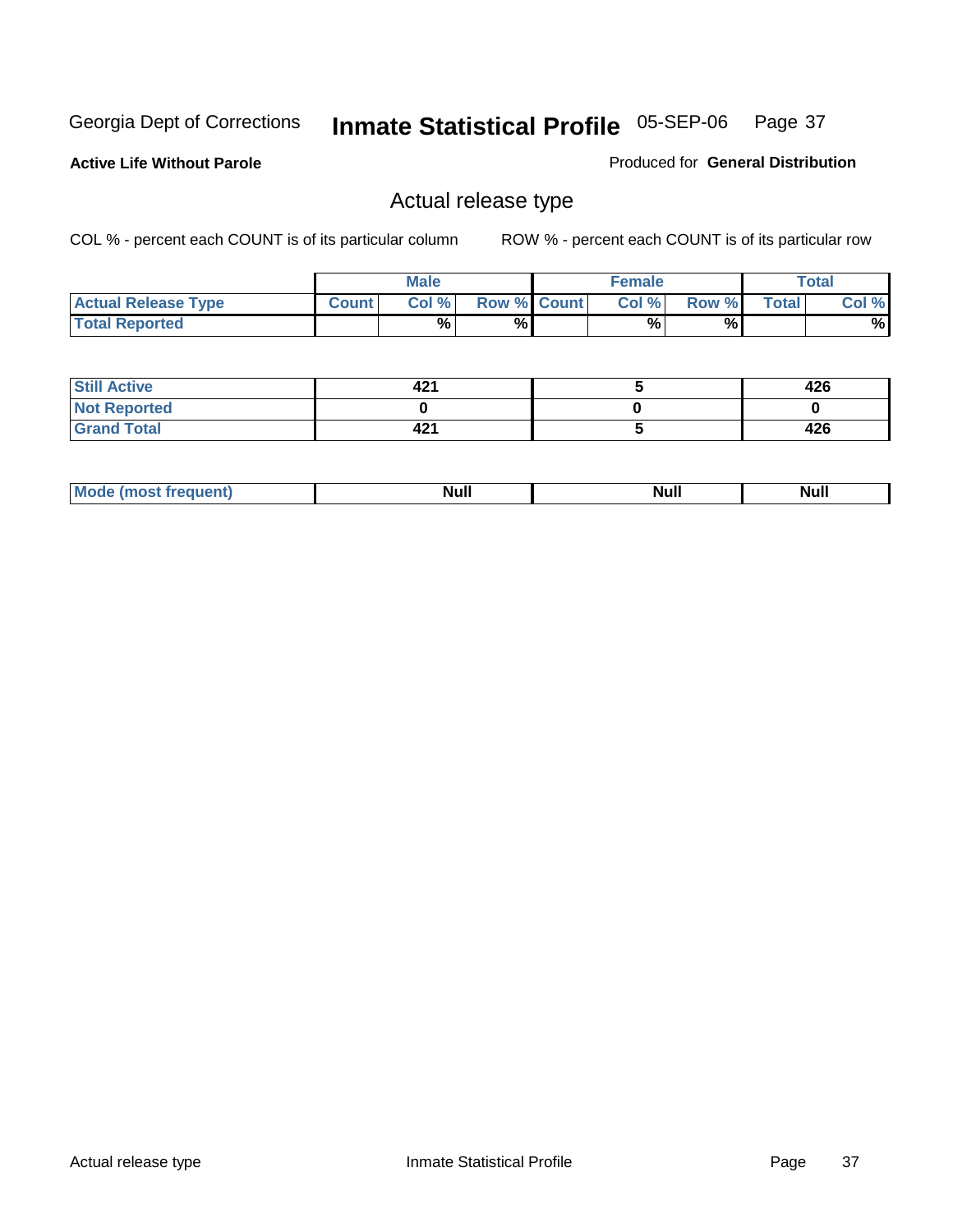Georgia Dept of Corrections **Inmate Statistical Profile** 05-SEP-06

**Active Life Without Parole**

Produced for **General Distribution**

## Actual release type

COL % - percent each COUNT is of its particular column

ROW % - percent each COUNT is of its particular row

| | Male | | | Female | | | Total | |
|---|---|---|---|---|---|---|---|---|
| **Actual Release Type** | **Count** | **Col %** | **Row %** | **Count** | **Col %** | **Row %** | **Total** | **Col %** |
| **Total Reported** | | % | % | | % | % | | % |

| | Male | Female | Total |
|---|---|---|---|
| **Still Active** | 421 | 5 | 426 |
| **Not Reported** | 0 | 0 | 0 |
| **Grand Total** | 421 | 5 | 426 |

| | Male | Female | Total |
|---|---|---|---|
| **Mode (most frequent)** | Null | Null | Null |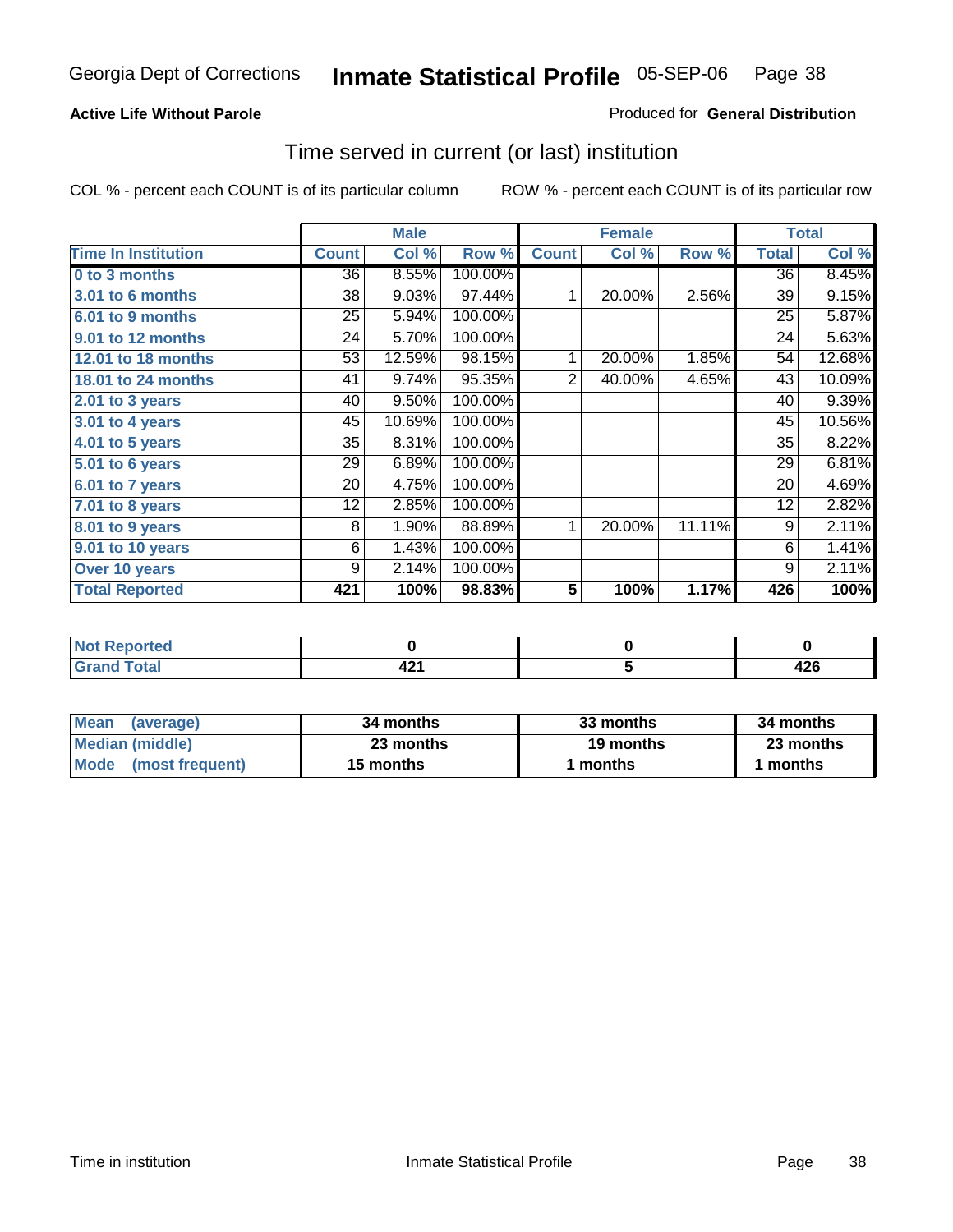Georgia Dept of Corrections **Inmate Statistical Profile** 05-SEP-06

**Active Life Without Parole**

Produced for **General Distribution**

## Time served in current (or last) institution

COL % - percent each COUNT is of its particular column

ROW % - percent each COUNT is of its particular row

| Time In Institution | Male | | | Female | | | Total | |
|---|---|---|---|---|---|---|---|---|
| | Count | Col % | Row % | Count | Col % | Row % | Total | Col % |
| 0 to 3 months | 36 | 8.55% | 100.00% | | | | 36 | 8.45% |
| 3.01 to 6 months | 38 | 9.03% | 97.44% | 1 | 20.00% | 2.56% | 39 | 9.15% |
| 6.01 to 9 months | 25 | 5.94% | 100.00% | | | | 25 | 5.87% |
| 9.01 to 12 months | 24 | 5.70% | 100.00% | | | | 24 | 5.63% |
| 12.01 to 18 months | 53 | 12.59% | 98.15% | 1 | 20.00% | 1.85% | 54 | 12.68% |
| 18.01 to 24 months | 41 | 9.74% | 95.35% | 2 | 40.00% | 4.65% | 43 | 10.09% |
| 2.01 to 3 years | 40 | 9.50% | 100.00% | | | | 40 | 9.39% |
| 3.01 to 4 years | 45 | 10.69% | 100.00% | | | | 45 | 10.56% |
| 4.01 to 5 years | 35 | 8.31% | 100.00% | | | | 35 | 8.22% |
| 5.01 to 6 years | 29 | 6.89% | 100.00% | | | | 29 | 6.81% |
| 6.01 to 7 years | 20 | 4.75% | 100.00% | | | | 20 | 4.69% |
| 7.01 to 8 years | 12 | 2.85% | 100.00% | | | | 12 | 2.82% |
| 8.01 to 9 years | 8 | 1.90% | 88.89% | 1 | 20.00% | 11.11% | 9 | 2.11% |
| 9.01 to 10 years | 6 | 1.43% | 100.00% | | | | 6 | 1.41% |
| Over 10 years | 9 | 2.14% | 100.00% | | | | 9 | 2.11% |
| **Total Reported** | **421** | **100%** | **98.83%** | **5** | **100%** | **1.17%** | **426** | **100%** |

| | Male | Female | Total |
|---|---|---|---|
| Not Reported | 0 | 0 | 0 |
| Grand Total | 421 | 5 | 426 |

| | Male | Female | Total |
|---|---|---|---|
| Mean (average) | 34 months | 33 months | 34 months |
| Median (middle) | 23 months | 19 months | 23 months |
| Mode (most frequent) | 15 months | 1 months | 1 months |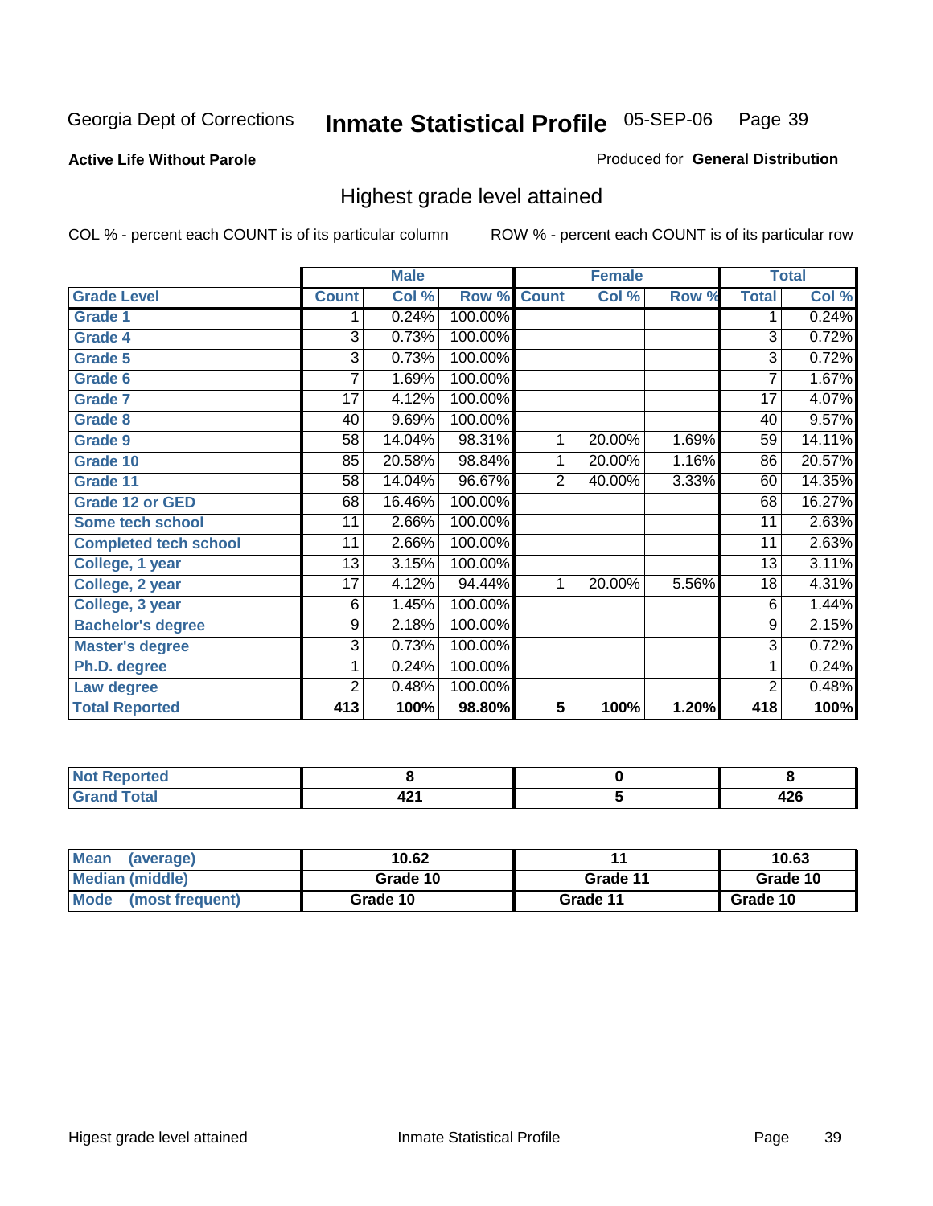Georgia Dept of Corrections **Inmate Statistical Profile** 05-SEP-06

**Active Life Without Parole**

Produced for **General Distribution**

## Highest grade level attained

COL % - percent each COUNT is of its particular column

ROW % - percent each COUNT is of its particular row

| | Male | | | Female | | | Total | |
|---|---|---|---|---|---|---|---|---|
| **Grade Level** | **Count** | **Col %** | **Row %** | **Count** | **Col %** | **Row %** | **Total** | **Col %** |
| **Grade 1** | 1 | 0.24% | 100.00% | | | | 1 | 0.24% |
| **Grade 4** | 3 | 0.73% | 100.00% | | | | 3 | 0.72% |
| **Grade 5** | 3 | 0.73% | 100.00% | | | | 3 | 0.72% |
| **Grade 6** | 7 | 1.69% | 100.00% | | | | 7 | 1.67% |
| **Grade 7** | 17 | 4.12% | 100.00% | | | | 17 | 4.07% |
| **Grade 8** | 40 | 9.69% | 100.00% | | | | 40 | 9.57% |
| **Grade 9** | 58 | 14.04% | 98.31% | 1 | 20.00% | 1.69% | 59 | 14.11% |
| **Grade 10** | 85 | 20.58% | 98.84% | 1 | 20.00% | 1.16% | 86 | 20.57% |
| **Grade 11** | 58 | 14.04% | 96.67% | 2 | 40.00% | 3.33% | 60 | 14.35% |
| **Grade 12 or GED** | 68 | 16.46% | 100.00% | | | | 68 | 16.27% |
| **Some tech school** | 11 | 2.66% | 100.00% | | | | 11 | 2.63% |
| **Completed tech school** | 11 | 2.66% | 100.00% | | | | 11 | 2.63% |
| **College, 1 year** | 13 | 3.15% | 100.00% | | | | 13 | 3.11% |
| **College, 2 year** | 17 | 4.12% | 94.44% | 1 | 20.00% | 5.56% | 18 | 4.31% |
| **College, 3 year** | 6 | 1.45% | 100.00% | | | | 6 | 1.44% |
| **Bachelor's degree** | 9 | 2.18% | 100.00% | | | | 9 | 2.15% |
| **Master's degree** | 3 | 0.73% | 100.00% | | | | 3 | 0.72% |
| **Ph.D. degree** | 1 | 0.24% | 100.00% | | | | 1 | 0.24% |
| **Law degree** | 2 | 0.48% | 100.00% | | | | 2 | 0.48% |
| **Total Reported** | **413** | **100%** | **98.80%** | **5** | **100%** | **1.20%** | **418** | **100%** |

| | Male | Female | Total |
|---|---|---|---|
| **Not Reported** | **8** | **0** | **8** |
| **Grand Total** | **421** | **5** | **426** |

| | Male | Female | Total |
|---|---|---|---|
| **Mean (average)** | **10.62** | **11** | **10.63** |
| **Median (middle)** | **Grade 10** | **Grade 11** | **Grade 10** |
| **Mode (most frequent)** | **Grade 10** | **Grade 11** | **Grade 10** |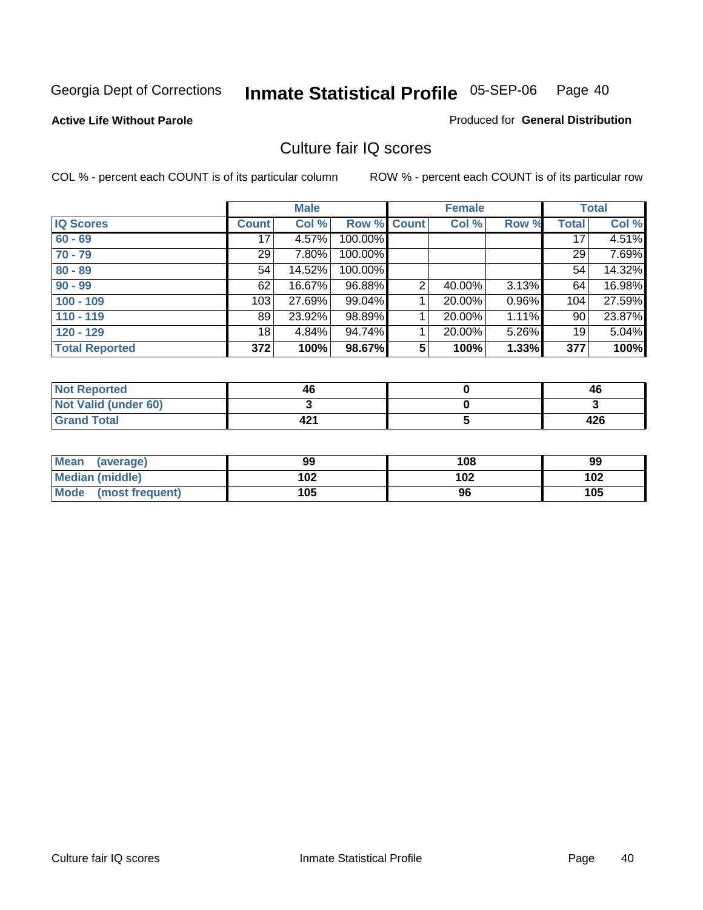Georgia Dept of Corrections **Inmate Statistical Profile** 05-SEP-06 Page 40

**Active Life Without Parole**

Produced for **General Distribution**

## Culture fair IQ scores

COL % - percent each COUNT is of its particular column

ROW % - percent each COUNT is of its particular row

| | Male | | | Female | | | Total | |
|---|---|---|---|---|---|---|---|---|
| **IQ Scores** | **Count** | **Col %** | **Row %** | **Count** | **Col %** | **Row %** | **Total** | **Col %** |
| **60 - 69** | 17 | 4.57% | 100.00% | | | | 17 | 4.51% |
| **70 - 79** | 29 | 7.80% | 100.00% | | | | 29 | 7.69% |
| **80 - 89** | 54 | 14.52% | 100.00% | | | | 54 | 14.32% |
| **90 - 99** | 62 | 16.67% | 96.88% | 2 | 40.00% | 3.13% | 64 | 16.98% |
| **100 - 109** | 103 | 27.69% | 99.04% | 1 | 20.00% | 0.96% | 104 | 27.59% |
| **110 - 119** | 89 | 23.92% | 98.89% | 1 | 20.00% | 1.11% | 90 | 23.87% |
| **120 - 129** | 18 | 4.84% | 94.74% | 1 | 20.00% | 5.26% | 19 | 5.04% |
| **Total Reported** | **372** | **100%** | **98.67%** | **5** | **100%** | **1.33%** | **377** | **100%** |

| | Male | Female | Total |
|---|---|---|---|
| **Not Reported** | **46** | **0** | **46** |
| **Not Valid (under 60)** | **3** | **0** | **3** |
| **Grand Total** | **421** | **5** | **426** |

| | Male | Female | Total |
|---|---|---|---|
| **Mean (average)** | **99** | **108** | **99** |
| **Median (middle)** | **102** | **102** | **102** |
| **Mode (most frequent)** | **105** | **96** | **105** |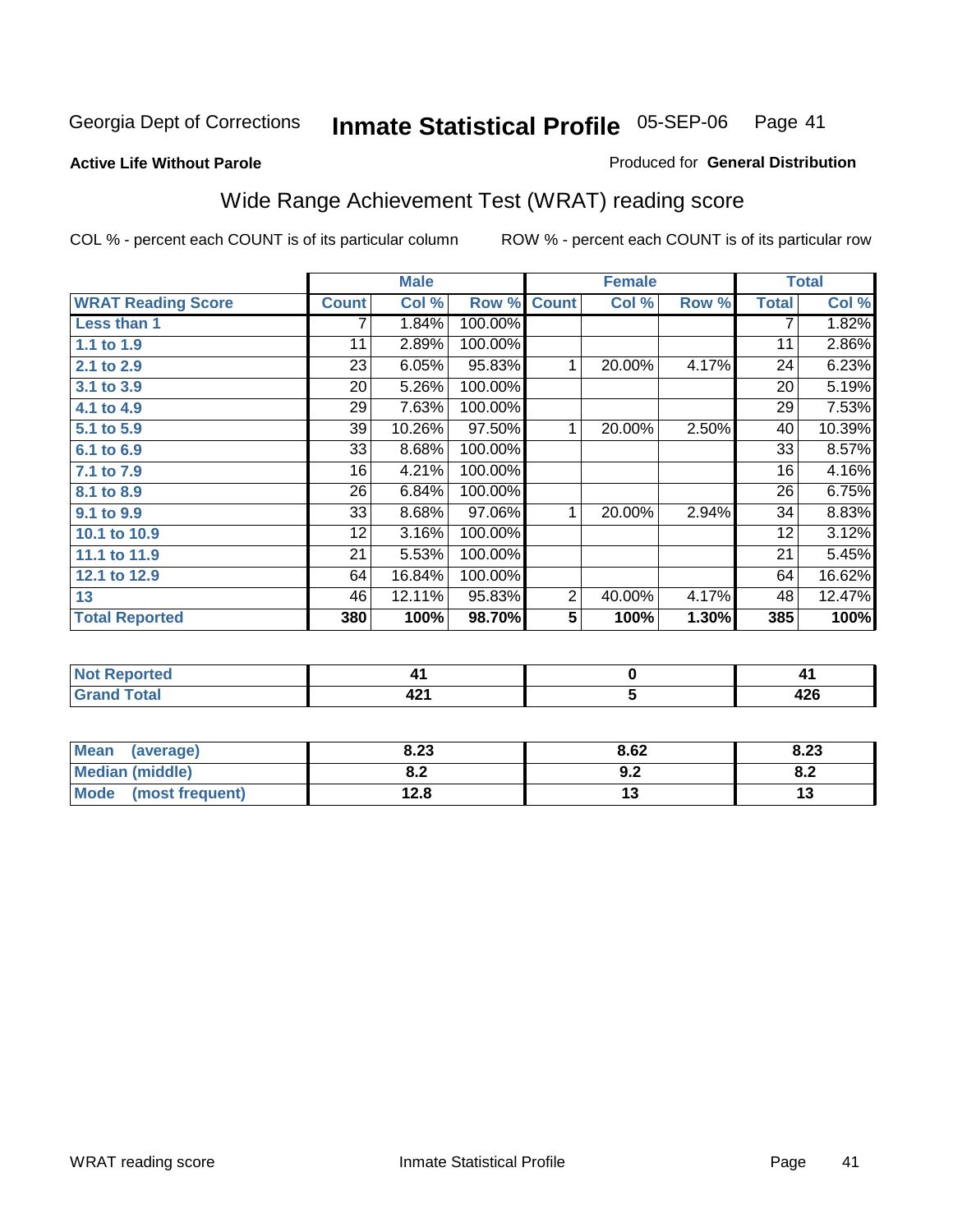Georgia Dept of Corrections **Inmate Statistical Profile** 05-SEP-06

**Active Life Without Parole**

Produced for **General Distribution**

## Wide Range Achievement Test (WRAT) reading score

COL % - percent each COUNT is of its particular column ROW % - percent each COUNT is of its particular row

| | Male | | | Female | | | Total | |
|---|---|---|---|---|---|---|---|---|
| **WRAT Reading Score** | **Count** | **Col %** | **Row %** | **Count** | **Col %** | **Row %** | **Total** | **Col %** |
| **Less than 1** | 7 | 1.84% | 100.00% | | | | 7 | 1.82% |
| **1.1 to 1.9** | 11 | 2.89% | 100.00% | | | | 11 | 2.86% |
| **2.1 to 2.9** | 23 | 6.05% | 95.83% | 1 | 20.00% | 4.17% | 24 | 6.23% |
| **3.1 to 3.9** | 20 | 5.26% | 100.00% | | | | 20 | 5.19% |
| **4.1 to 4.9** | 29 | 7.63% | 100.00% | | | | 29 | 7.53% |
| **5.1 to 5.9** | 39 | 10.26% | 97.50% | 1 | 20.00% | 2.50% | 40 | 10.39% |
| **6.1 to 6.9** | 33 | 8.68% | 100.00% | | | | 33 | 8.57% |
| **7.1 to 7.9** | 16 | 4.21% | 100.00% | | | | 16 | 4.16% |
| **8.1 to 8.9** | 26 | 6.84% | 100.00% | | | | 26 | 6.75% |
| **9.1 to 9.9** | 33 | 8.68% | 97.06% | 1 | 20.00% | 2.94% | 34 | 8.83% |
| **10.1 to 10.9** | 12 | 3.16% | 100.00% | | | | 12 | 3.12% |
| **11.1 to 11.9** | 21 | 5.53% | 100.00% | | | | 21 | 5.45% |
| **12.1 to 12.9** | 64 | 16.84% | 100.00% | | | | 64 | 16.62% |
| **13** | 46 | 12.11% | 95.83% | 2 | 40.00% | 4.17% | 48 | 12.47% |
| **Total Reported** | **380** | **100%** | **98.70%** | **5** | **100%** | **1.30%** | **385** | **100%** |

| | Male | Female | Total |
|---|---|---|---|
| **Not Reported** | 41 | 0 | 41 |
| **Grand Total** | 421 | 5 | 426 |

| | Male | Female | Total |
|---|---|---|---|
| **Mean (average)** | 8.23 | 8.62 | 8.23 |
| **Median (middle)** | 8.2 | 9.2 | 8.2 |
| **Mode (most frequent)** | 12.8 | 13 | 13 |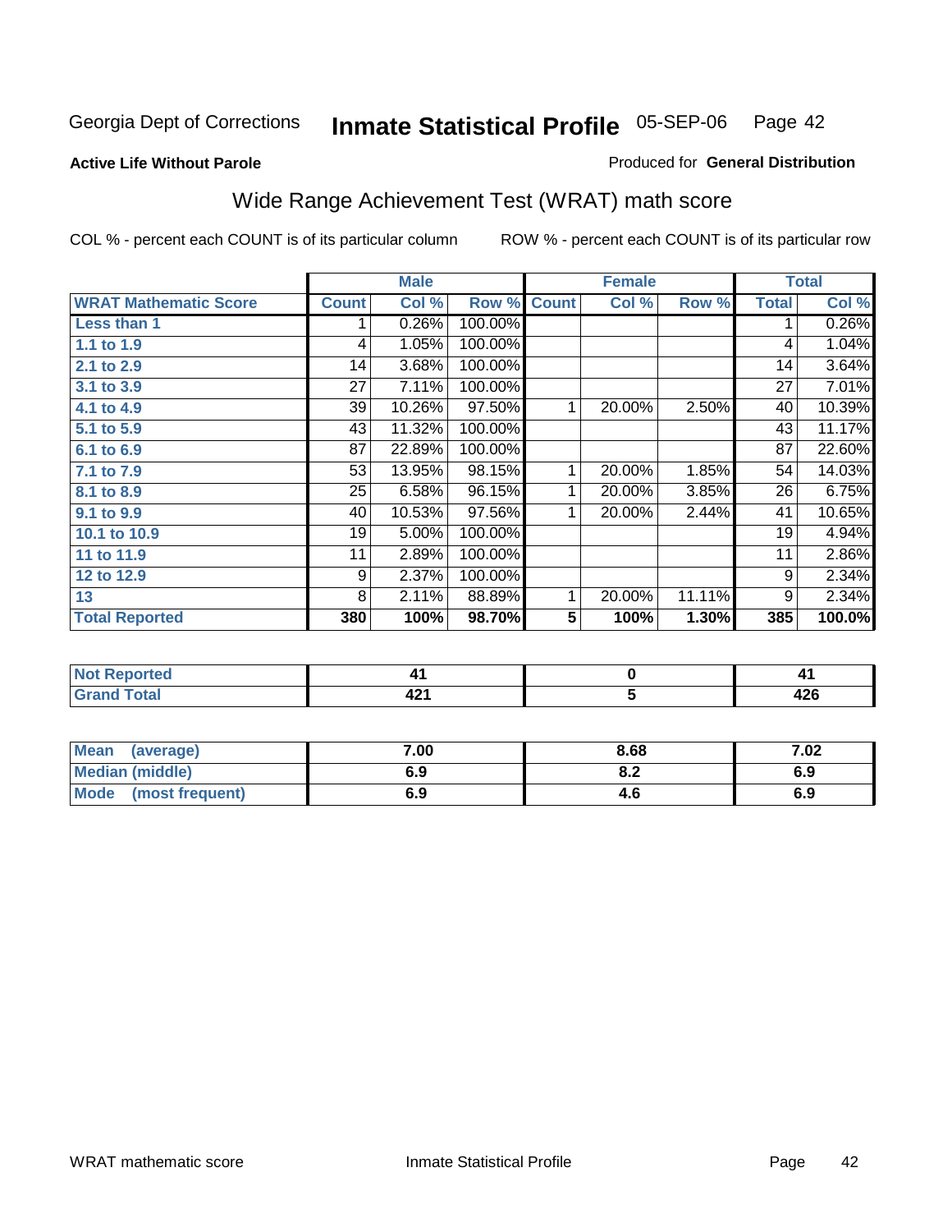Georgia Dept of Corrections **Inmate Statistical Profile** 05-SEP-06 Page 42

**Active Life Without Parole**

Produced for **General Distribution**

## Wide Range Achievement Test (WRAT) math score

COL % - percent each COUNT is of its particular column

ROW % - percent each COUNT is of its particular row

| | Male | | | Female | | | Total | |
|---|---|---|---|---|---|---|---|---|
| **WRAT Mathematic Score** | **Count** | **Col %** | **Row %** | **Count** | **Col %** | **Row %** | **Total** | **Col %** |
| **Less than 1** | 1 | 0.26% | 100.00% | | | | 1 | 0.26% |
| **1.1 to 1.9** | 4 | 1.05% | 100.00% | | | | 4 | 1.04% |
| **2.1 to 2.9** | 14 | 3.68% | 100.00% | | | | 14 | 3.64% |
| **3.1 to 3.9** | 27 | 7.11% | 100.00% | | | | 27 | 7.01% |
| **4.1 to 4.9** | 39 | 10.26% | 97.50% | 1 | 20.00% | 2.50% | 40 | 10.39% |
| **5.1 to 5.9** | 43 | 11.32% | 100.00% | | | | 43 | 11.17% |
| **6.1 to 6.9** | 87 | 22.89% | 100.00% | | | | 87 | 22.60% |
| **7.1 to 7.9** | 53 | 13.95% | 98.15% | 1 | 20.00% | 1.85% | 54 | 14.03% |
| **8.1 to 8.9** | 25 | 6.58% | 96.15% | 1 | 20.00% | 3.85% | 26 | 6.75% |
| **9.1 to 9.9** | 40 | 10.53% | 97.56% | 1 | 20.00% | 2.44% | 41 | 10.65% |
| **10.1 to 10.9** | 19 | 5.00% | 100.00% | | | | 19 | 4.94% |
| **11 to 11.9** | 11 | 2.89% | 100.00% | | | | 11 | 2.86% |
| **12 to 12.9** | 9 | 2.37% | 100.00% | | | | 9 | 2.34% |
| **13** | 8 | 2.11% | 88.89% | 1 | 20.00% | 11.11% | 9 | 2.34% |
| **Total Reported** | **380** | **100%** | **98.70%** | **5** | **100%** | **1.30%** | **385** | **100.0%** |

| | Male | Female | Total |
|---|---|---|---|
| **Not Reported** | **41** | **0** | **41** |
| **Grand Total** | **421** | **5** | **426** |

| | Male | Female | Total |
|---|---|---|---|
| **Mean (average)** | **7.00** | **8.68** | **7.02** |
| **Median (middle)** | **6.9** | **8.2** | **6.9** |
| **Mode (most frequent)** | **6.9** | **4.6** | **6.9** |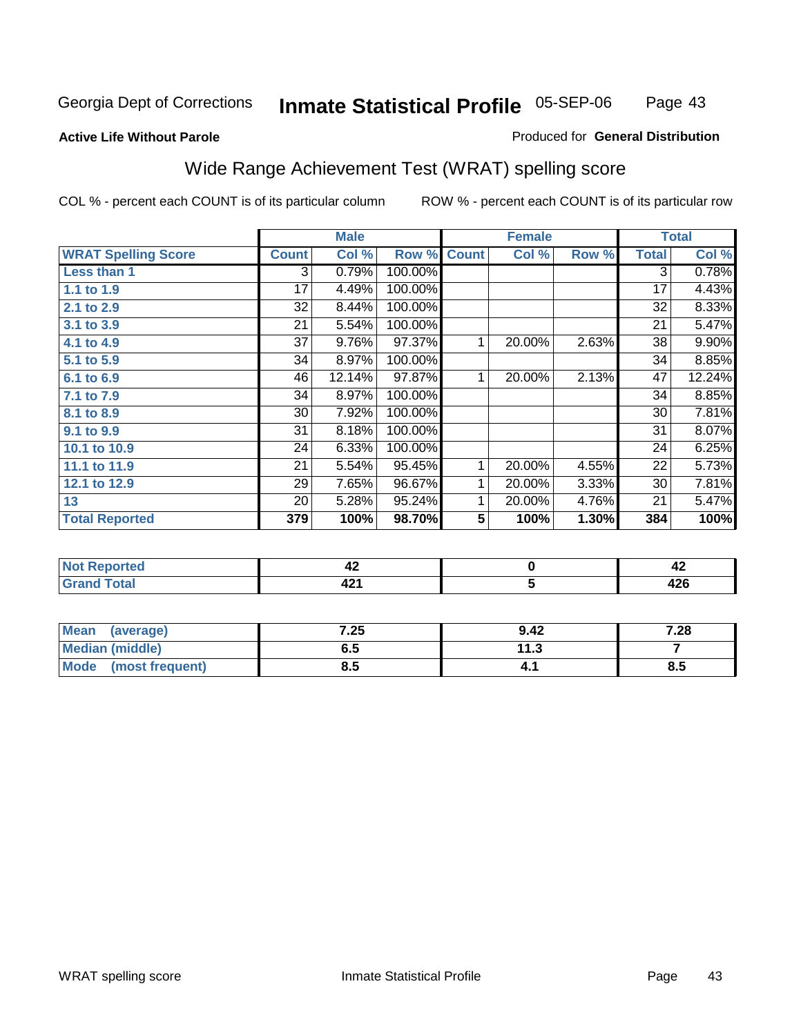Georgia Dept of Corrections **Inmate Statistical Profile** 05-SEP-06

**Active Life Without Parole**

Produced for **General Distribution**

## Wide Range Achievement Test (WRAT) spelling score

COL % - percent each COUNT is of its particular column

ROW % - percent each COUNT is of its particular row

| | Male | | | Female | | | Total | |
|---|---|---|---|---|---|---|---|---|
| **WRAT Spelling Score** | **Count** | **Col %** | **Row %** | **Count** | **Col %** | **Row %** | **Total** | **Col %** |
| **Less than 1** | 3 | 0.79% | 100.00% | | | | 3 | 0.78% |
| **1.1 to 1.9** | 17 | 4.49% | 100.00% | | | | 17 | 4.43% |
| **2.1 to 2.9** | 32 | 8.44% | 100.00% | | | | 32 | 8.33% |
| **3.1 to 3.9** | 21 | 5.54% | 100.00% | | | | 21 | 5.47% |
| **4.1 to 4.9** | 37 | 9.76% | 97.37% | 1 | 20.00% | 2.63% | 38 | 9.90% |
| **5.1 to 5.9** | 34 | 8.97% | 100.00% | | | | 34 | 8.85% |
| **6.1 to 6.9** | 46 | 12.14% | 97.87% | 1 | 20.00% | 2.13% | 47 | 12.24% |
| **7.1 to 7.9** | 34 | 8.97% | 100.00% | | | | 34 | 8.85% |
| **8.1 to 8.9** | 30 | 7.92% | 100.00% | | | | 30 | 7.81% |
| **9.1 to 9.9** | 31 | 8.18% | 100.00% | | | | 31 | 8.07% |
| **10.1 to 10.9** | 24 | 6.33% | 100.00% | | | | 24 | 6.25% |
| **11.1 to 11.9** | 21 | 5.54% | 95.45% | 1 | 20.00% | 4.55% | 22 | 5.73% |
| **12.1 to 12.9** | 29 | 7.65% | 96.67% | 1 | 20.00% | 3.33% | 30 | 7.81% |
| **13** | 20 | 5.28% | 95.24% | 1 | 20.00% | 4.76% | 21 | 5.47% |
| **Total Reported** | **379** | **100%** | **98.70%** | **5** | **100%** | **1.30%** | **384** | **100%** |

| | Male | Female | Total |
|---|---|---|---|
| **Not Reported** | **42** | **0** | **42** |
| **Grand Total** | **421** | **5** | **426** |

| | Male | Female | Total |
|---|---|---|---|
| **Mean (average)** | **7.25** | **9.42** | **7.28** |
| **Median (middle)** | **6.5** | **11.3** | **7** |
| **Mode (most frequent)** | **8.5** | **4.1** | **8.5** |

WRAT spelling score Inmate Statistical Profile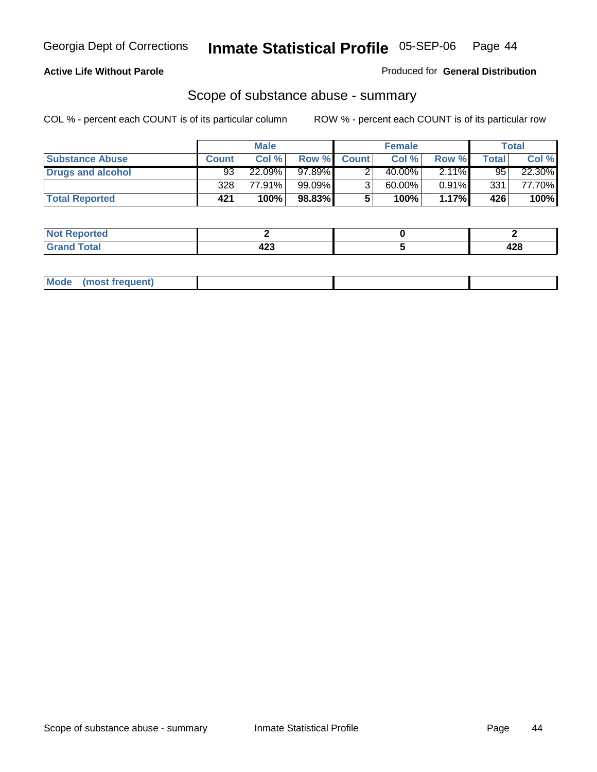**Active Life Without Parole**

Produced for **General Distribution**

## Scope of substance abuse - summary

COL % - percent each COUNT is of its particular column

ROW % - percent each COUNT is of its particular row

| | Male | | | Female | | | Total | |
|---|---|---|---|---|---|---|---|---|
| **Substance Abuse** | **Count** | **Col %** | **Row %** | **Count** | **Col %** | **Row %** | **Total** | **Col %** |
| **Drugs and alcohol** | 93 | 22.09% | 97.89% | 2 | 40.00% | 2.11% | 95 | 22.30% |
| | 328 | 77.91% | 99.09% | 3 | 60.00% | 0.91% | 331 | 77.70% |
| **Total Reported** | **421** | **100%** | **98.83%** | **5** | **100%** | **1.17%** | **426** | **100%** |

| | Male | Female | Total |
|---|---|---|---|
| **Not Reported** | **2** | **0** | **2** |
| **Grand Total** | **423** | **5** | **428** |

| | Male | Female | Total |
|---|---|---|---|
| **Mode (most frequent)** | | | |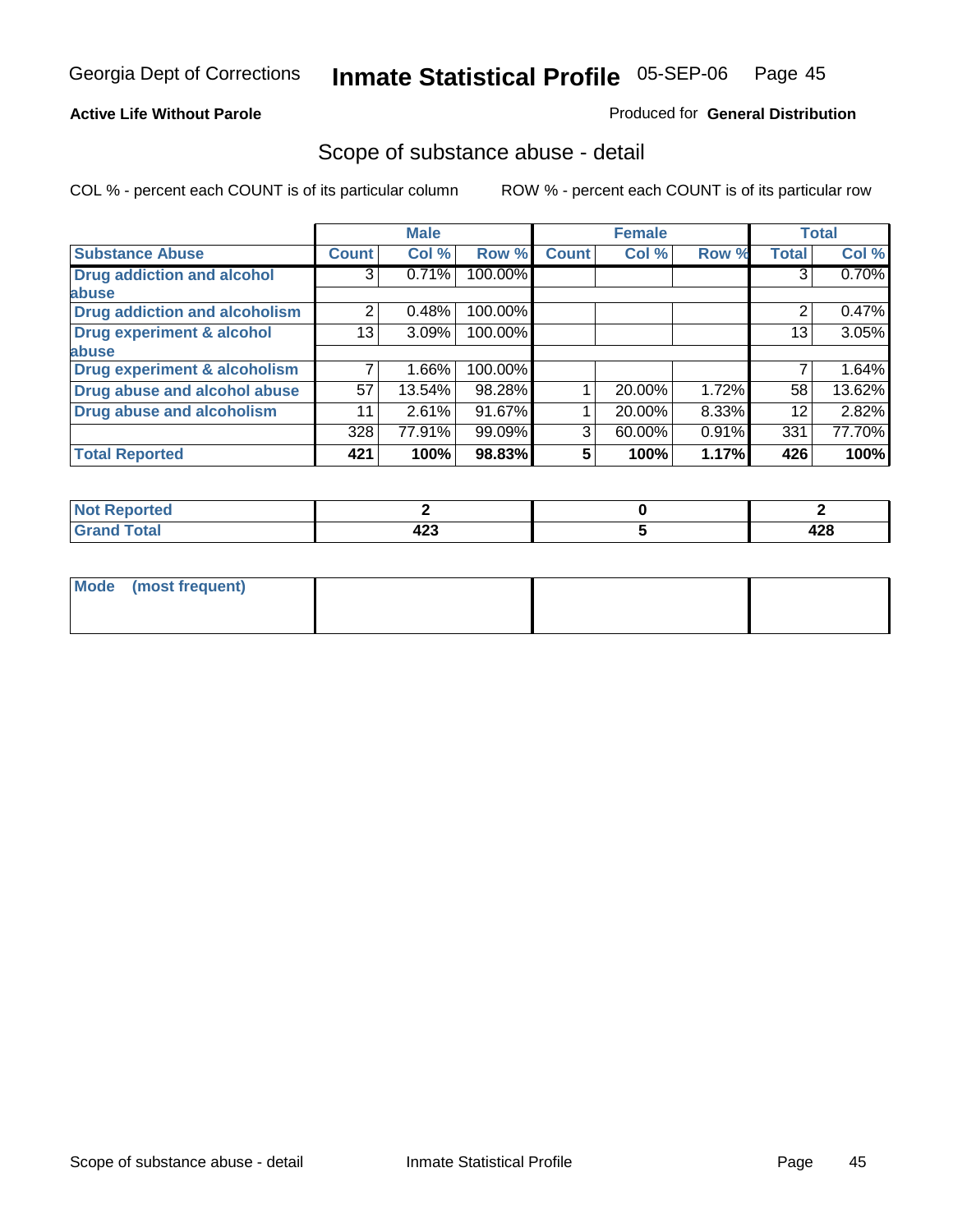Georgia Dept of Corrections **Inmate Statistical Profile** 05-SEP-06

**Active Life Without Parole**

Produced for **General Distribution**

## Scope of substance abuse - detail

COL % - percent each COUNT is of its particular column

ROW % - percent each COUNT is of its particular row

| | Male | | | Female | | | Total | |
|---|---|---|---|---|---|---|---|---|
| **Substance Abuse** | **Count** | **Col %** | **Row %** | **Count** | **Col %** | **Row %** | **Total** | **Col %** |
| **Drug addiction and alcohol abuse** | 3 | 0.71% | 100.00% | | | | 3 | 0.70% |
| **Drug addiction and alcoholism** | 2 | 0.48% | 100.00% | | | | 2 | 0.47% |
| **Drug experiment & alcohol abuse** | 13 | 3.09% | 100.00% | | | | 13 | 3.05% |
| **Drug experiment & alcoholism** | 7 | 1.66% | 100.00% | | | | 7 | 1.64% |
| **Drug abuse and alcohol abuse** | 57 | 13.54% | 98.28% | 1 | 20.00% | 1.72% | 58 | 13.62% |
| **Drug abuse and alcoholism** | 11 | 2.61% | 91.67% | 1 | 20.00% | 8.33% | 12 | 2.82% |
| | 328 | 77.91% | 99.09% | 3 | 60.00% | 0.91% | 331 | 77.70% |
| **Total Reported** | **421** | **100%** | **98.83%** | **5** | **100%** | **1.17%** | **426** | **100%** |

| | Male | Female | Total |
|---|---|---|---|
| **Not Reported** | **2** | **0** | **2** |
| **Grand Total** | **423** | **5** | **428** |

| | Male | Female | Total |
|---|---|---|---|
| **Mode (most frequent)** | | | |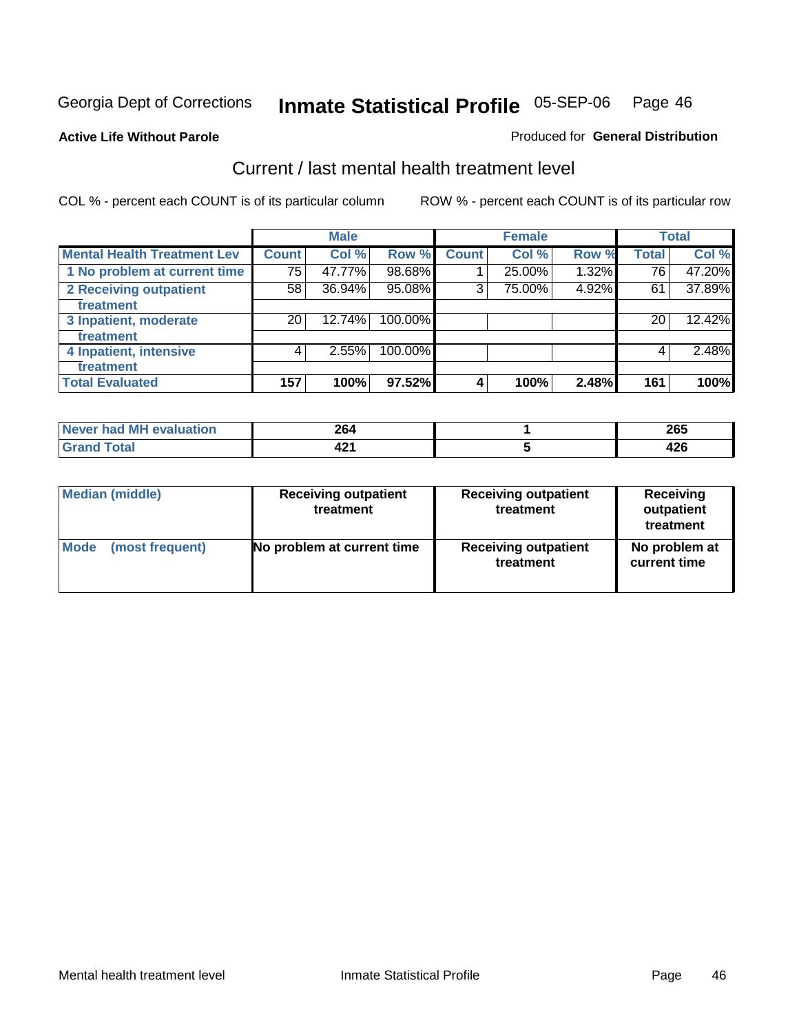Georgia Dept of Corrections **Inmate Statistical Profile** 05-SEP-06

**Active Life Without Parole**

Produced for **General Distribution**

## Current / last mental health treatment level

COL % - percent each COUNT is of its particular column

ROW % - percent each COUNT is of its particular row

| | Male | | | Female | | | Total | |
|---|---|---|---|---|---|---|---|---|
| **Mental Health Treatment Lev** | **Count** | **Col %** | **Row %** | **Count** | **Col %** | **Row %** | **Total** | **Col %** |
| 1 No problem at current time | 75 | 47.77% | 98.68% | 1 | 25.00% | 1.32% | 76 | 47.20% |
| 2 Receiving outpatient treatment | 58 | 36.94% | 95.08% | 3 | 75.00% | 4.92% | 61 | 37.89% |
| 3 Inpatient, moderate treatment | 20 | 12.74% | 100.00% | | | | 20 | 12.42% |
| 4 Inpatient, intensive treatment | 4 | 2.55% | 100.00% | | | | 4 | 2.48% |
| **Total Evaluated** | **157** | **100%** | **97.52%** | **4** | **100%** | **2.48%** | **161** | **100%** |

| | Male | Female | Total |
|---|---|---|---|
| Never had MH evaluation | 264 | 1 | 265 |
| Grand Total | 421 | 5 | 426 |

| | Male | Female | Total |
|---|---|---|---|
| Median (middle) | Receiving outpatient treatment | Receiving outpatient treatment | Receiving outpatient treatment |
| Mode (most frequent) | No problem at current time | Receiving outpatient treatment | No problem at current time |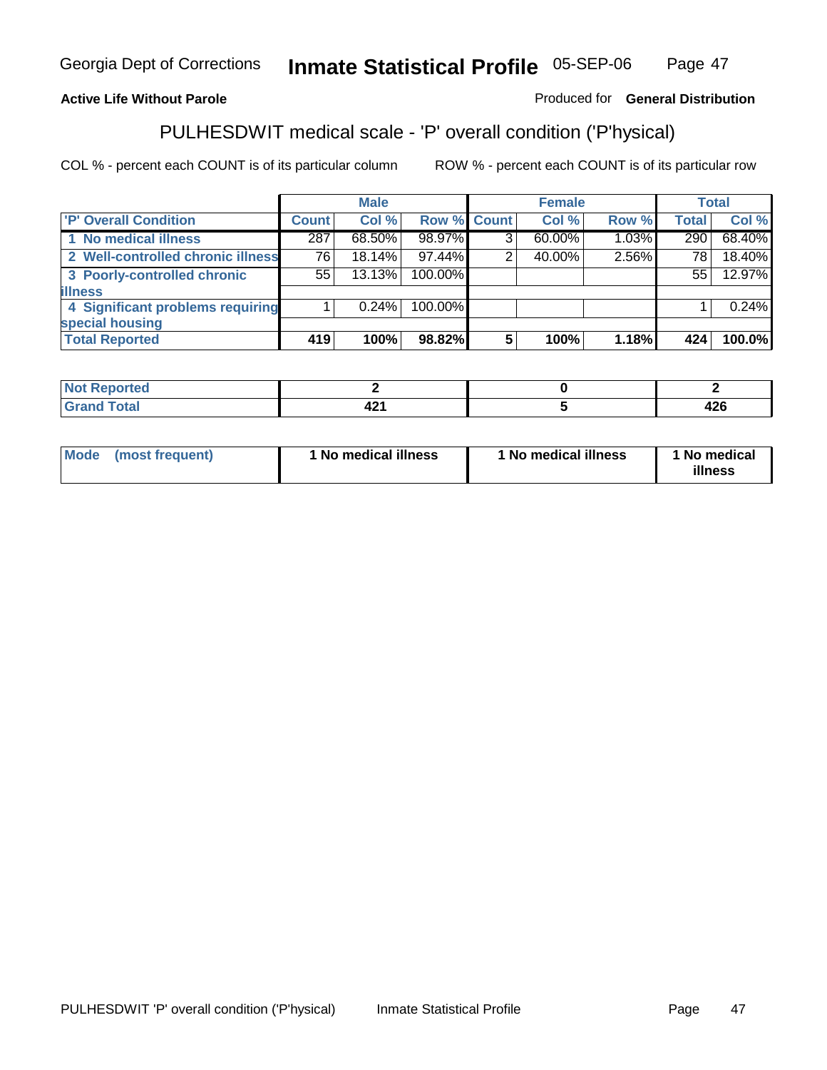Georgia Dept of Corrections **Inmate Statistical Profile** 05-SEP-06

**Active Life Without Parole**

Produced for **General Distribution**

## PULHESDWIT medical scale - 'P' overall condition ('P'hysical)

COL % - percent each COUNT is of its particular column ROW % - percent each COUNT is of its particular row

| | Male | | | Female | | | Total | |
|---|---|---|---|---|---|---|---|---|
| 'P' Overall Condition | Count | Col % | Row % | Count | Col % | Row % | Total | Col % |
| 1 No medical illness | 287 | 68.50% | 98.97% | 3 | 60.00% | 1.03% | 290 | 68.40% |
| 2 Well-controlled chronic illness | 76 | 18.14% | 97.44% | 2 | 40.00% | 2.56% | 78 | 18.40% |
| 3 Poorly-controlled chronic illness | 55 | 13.13% | 100.00% | | | | 55 | 12.97% |
| 4 Significant problems requiring special housing | 1 | 0.24% | 100.00% | | | | 1 | 0.24% |
| **Total Reported** | **419** | **100%** | **98.82%** | **5** | **100%** | **1.18%** | **424** | **100.0%** |

| | Male | Female | Total |
|---|---|---|---|
| Not Reported | 2 | 0 | 2 |
| Grand Total | 421 | 5 | 426 |

| | Male | Female | Total |
|---|---|---|---|
| Mode (most frequent) | 1 No medical illness | 1 No medical illness | 1 No medical illness |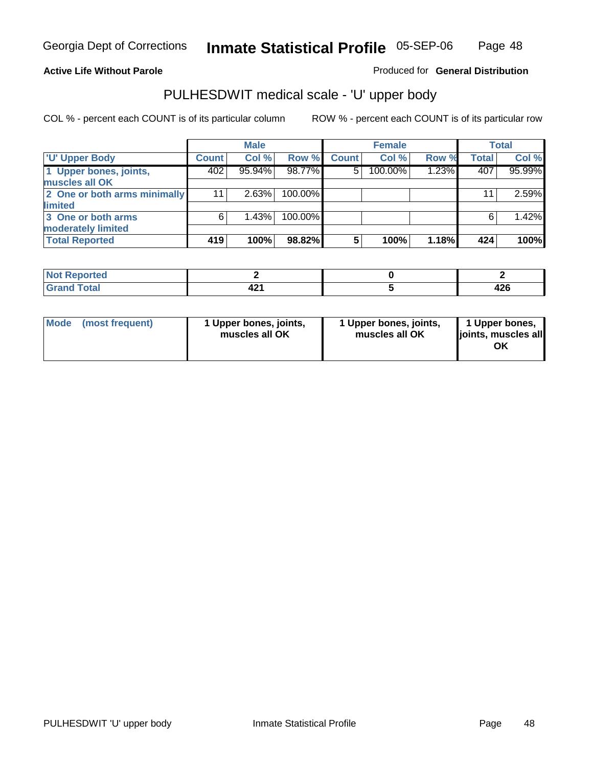Georgia Dept of Corrections **Inmate Statistical Profile** 05-SEP-06

**Active Life Without Parole**

Produced for **General Distribution**

## PULHESDWIT medical scale - 'U' upper body

COL % - percent each COUNT is of its particular column    ROW % - percent each COUNT is of its particular row

| | Male | | | Female | | | Total | |
|---|---|---|---|---|---|---|---|---|
| **'U' Upper Body** | **Count** | **Col %** | **Row %** | **Count** | **Col %** | **Row %** | **Total** | **Col %** |
| 1 Upper bones, joints, muscles all OK | 402 | 95.94% | 98.77% | 5 | 100.00% | 1.23% | 407 | 95.99% |
| 2 One or both arms minimally limited | 11 | 2.63% | 100.00% | | | | 11 | 2.59% |
| 3 One or both arms moderately limited | 6 | 1.43% | 100.00% | | | | 6 | 1.42% |
| **Total Reported** | **419** | **100%** | **98.82%** | **5** | **100%** | **1.18%** | **424** | **100%** |

| | Male | Female | Total |
|---|---|---|---|
| **Not Reported** | **2** | **0** | **2** |
| **Grand Total** | **421** | **5** | **426** |

| | Male | Female | Total |
|---|---|---|---|
| **Mode (most frequent)** | **1 Upper bones, joints, muscles all OK** | **1 Upper bones, joints, muscles all OK** | **1 Upper bones, joints, muscles all OK** |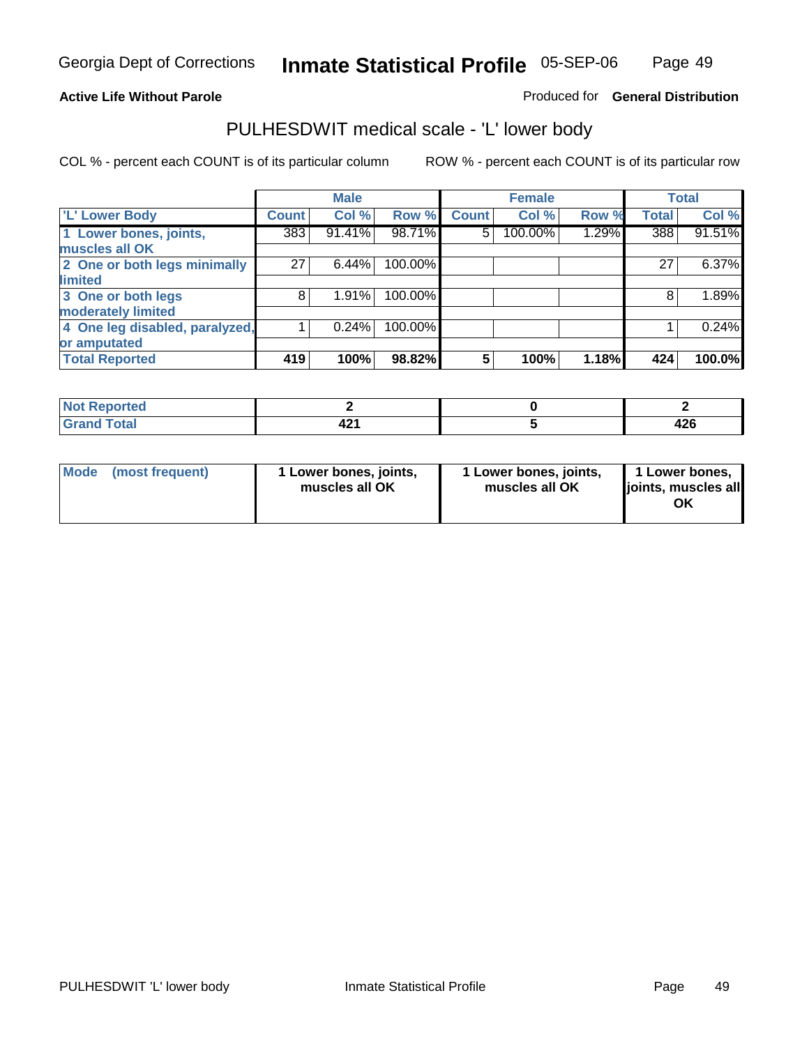Georgia Dept of Corrections **Inmate Statistical Profile** 05-SEP-06

**Active Life Without Parole**

Produced for **General Distribution**

## PULHESDWIT medical scale - 'L' lower body

COL % - percent each COUNT is of its particular column

ROW % - percent each COUNT is of its particular row

| | Male | | | Female | | | Total | |
|---|---|---|---|---|---|---|---|---|
| **'L' Lower Body** | **Count** | **Col %** | **Row %** | **Count** | **Col %** | **Row %** | **Total** | **Col %** |
| **1 Lower bones, joints, muscles all OK** | 383 | 91.41% | 98.71% | 5 | 100.00% | 1.29% | 388 | 91.51% |
| **2 One or both legs minimally limited** | 27 | 6.44% | 100.00% | | | | 27 | 6.37% |
| **3 One or both legs moderately limited** | 8 | 1.91% | 100.00% | | | | 8 | 1.89% |
| **4 One leg disabled, paralyzed, or amputated** | 1 | 0.24% | 100.00% | | | | 1 | 0.24% |
| **Total Reported** | **419** | **100%** | **98.82%** | **5** | **100%** | **1.18%** | **424** | **100.0%** |

| | Male | Female | Total |
|---|---|---|---|
| **Not Reported** | **2** | **0** | **2** |
| **Grand Total** | **421** | **5** | **426** |

| | Male | Female | Total |
|---|---|---|---|
| **Mode (most frequent)** | **1 Lower bones, joints, muscles all OK** | **1 Lower bones, joints, muscles all OK** | **1 Lower bones, joints, muscles all OK** |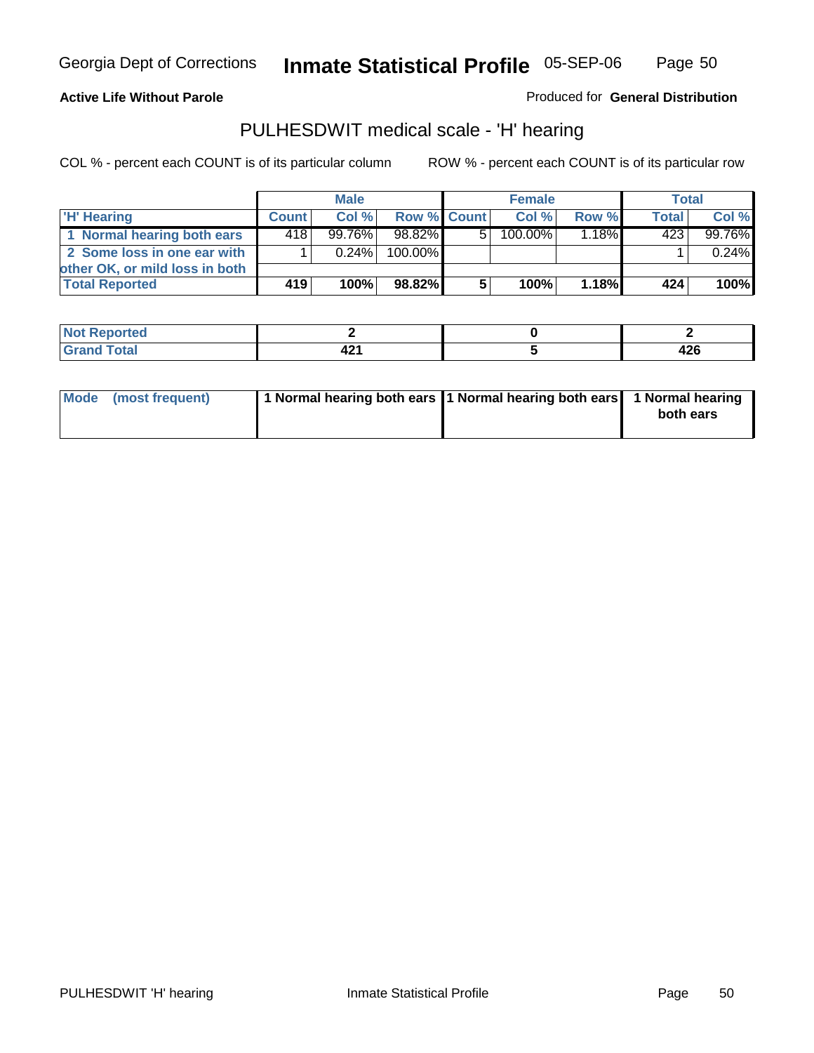Georgia Dept of Corrections **Inmate Statistical Profile** 05-SEP-06

**Active Life Without Parole**

Produced for **General Distribution**

## PULHESDWIT medical scale - 'H' hearing

COL % - percent each COUNT is of its particular column

ROW % - percent each COUNT is of its particular row

| | Male | | | Female | | | Total | |
|---|---|---|---|---|---|---|---|---|
| 'H' Hearing | Count | Col % | Row % | Count | Col % | Row % | Total | Col % |
| 1 Normal hearing both ears | 418 | 99.76% | 98.82% | 5 | 100.00% | 1.18% | 423 | 99.76% |
| 2 Some loss in one ear with other OK, or mild loss in both | 1 | 0.24% | 100.00% | | | | 1 | 0.24% |
| Total Reported | **419** | **100%** | **98.82%** | **5** | **100%** | **1.18%** | **424** | **100%** |

| | Male | Female | Total |
|---|---|---|---|
| Not Reported | **2** | **0** | **2** |
| Grand Total | **421** | **5** | **426** |

| | Male | Female | Total |
|---|---|---|---|
| Mode (most frequent) | **1 Normal hearing both ears** | **1 Normal hearing both ears** | **1 Normal hearing both ears** |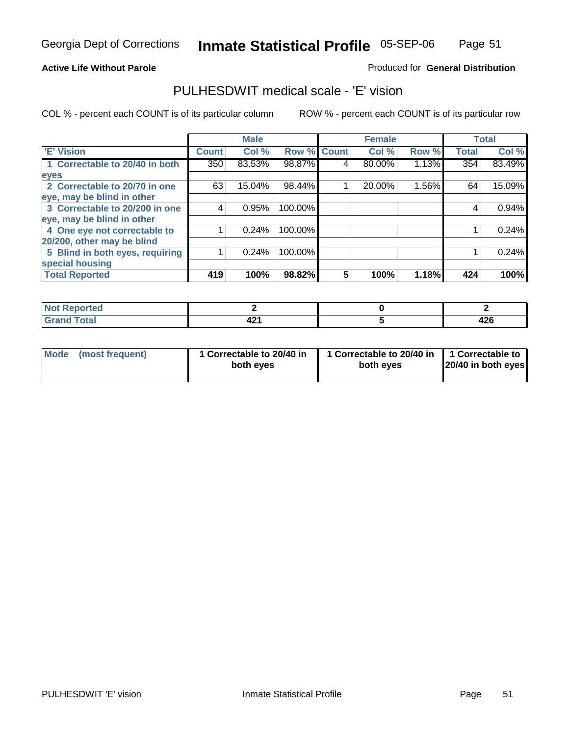Georgia Dept of Corrections **Inmate Statistical Profile** 05-SEP-06

**Active Life Without Parole**

Produced for **General Distribution**

## PULHESDWIT medical scale - 'E' vision

COL % - percent each COUNT is of its particular column

ROW % - percent each COUNT is of its particular row

| | Male | | | Female | | | Total | |
|---|---|---|---|---|---|---|---|---|
| 'E' Vision | Count | Col % | Row % | Count | Col % | Row % | Total | Col % |
| 1 Correctable to 20/40 in both eyes | 350 | 83.53% | 98.87% | 4 | 80.00% | 1.13% | 354 | 83.49% |
| 2 Correctable to 20/70 in one eye, may be blind in other | 63 | 15.04% | 98.44% | 1 | 20.00% | 1.56% | 64 | 15.09% |
| 3 Correctable to 20/200 in one eye, may be blind in other | 4 | 0.95% | 100.00% | | | | 4 | 0.94% |
| 4 One eye not correctable to 20/200, other may be blind | 1 | 0.24% | 100.00% | | | | 1 | 0.24% |
| 5 Blind in both eyes, requiring special housing | 1 | 0.24% | 100.00% | | | | 1 | 0.24% |
| **Total Reported** | **419** | **100%** | **98.82%** | **5** | **100%** | **1.18%** | **424** | **100%** |

| | Male | Female | Total |
|---|---|---|---|
| Not Reported | 2 | 0 | 2 |
| Grand Total | 421 | 5 | 426 |

| | Male | Female | Total |
|---|---|---|---|
| Mode (most frequent) | 1 Correctable to 20/40 in both eyes | 1 Correctable to 20/40 in both eyes | 1 Correctable to 20/40 in both eyes |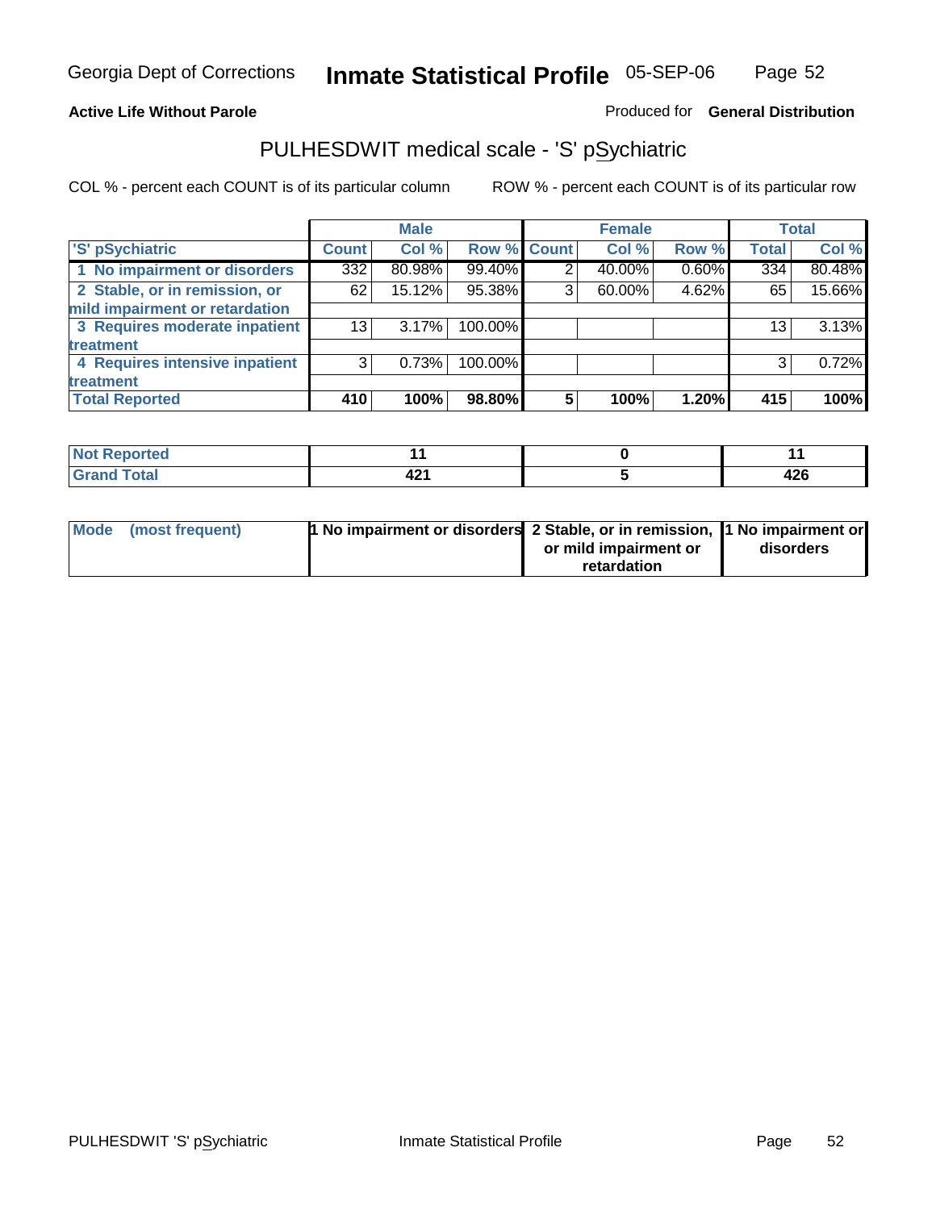Georgia Dept of Corrections **Inmate Statistical Profile** 05-SEP-06

**Active Life Without Parole** Produced for **General Distribution**

## PULHESDWIT medical scale - 'S' pSychiatric

COL % - percent each COUNT is of its particular column ROW % - percent each COUNT is of its particular row

| | Male | | | Female | | | Total | |
|---|---|---|---|---|---|---|---|---|
| 'S' pSychiatric | Count | Col % | Row % | Count | Col % | Row % | Total | Col % |
| 1 No impairment or disorders | 332 | 80.98% | 99.40% | 2 | 40.00% | 0.60% | 334 | 80.48% |
| 2 Stable, or in remission, or mild impairment or retardation | 62 | 15.12% | 95.38% | 3 | 60.00% | 4.62% | 65 | 15.66% |
| 3 Requires moderate inpatient treatment | 13 | 3.17% | 100.00% | | | | 13 | 3.13% |
| 4 Requires intensive inpatient treatment | 3 | 0.73% | 100.00% | | | | 3 | 0.72% |
| **Total Reported** | **410** | **100%** | **98.80%** | **5** | **100%** | **1.20%** | **415** | **100%** |

| | Male | Female | Total |
|---|---|---|---|
| Not Reported | 11 | 0 | 11 |
| Grand Total | 421 | 5 | 426 |

| | Male | Female | Total |
|---|---|---|---|
| Mode (most frequent) | 1 No impairment or disorders | 2 Stable, or in remission, or mild impairment or retardation | 1 No impairment or disorders |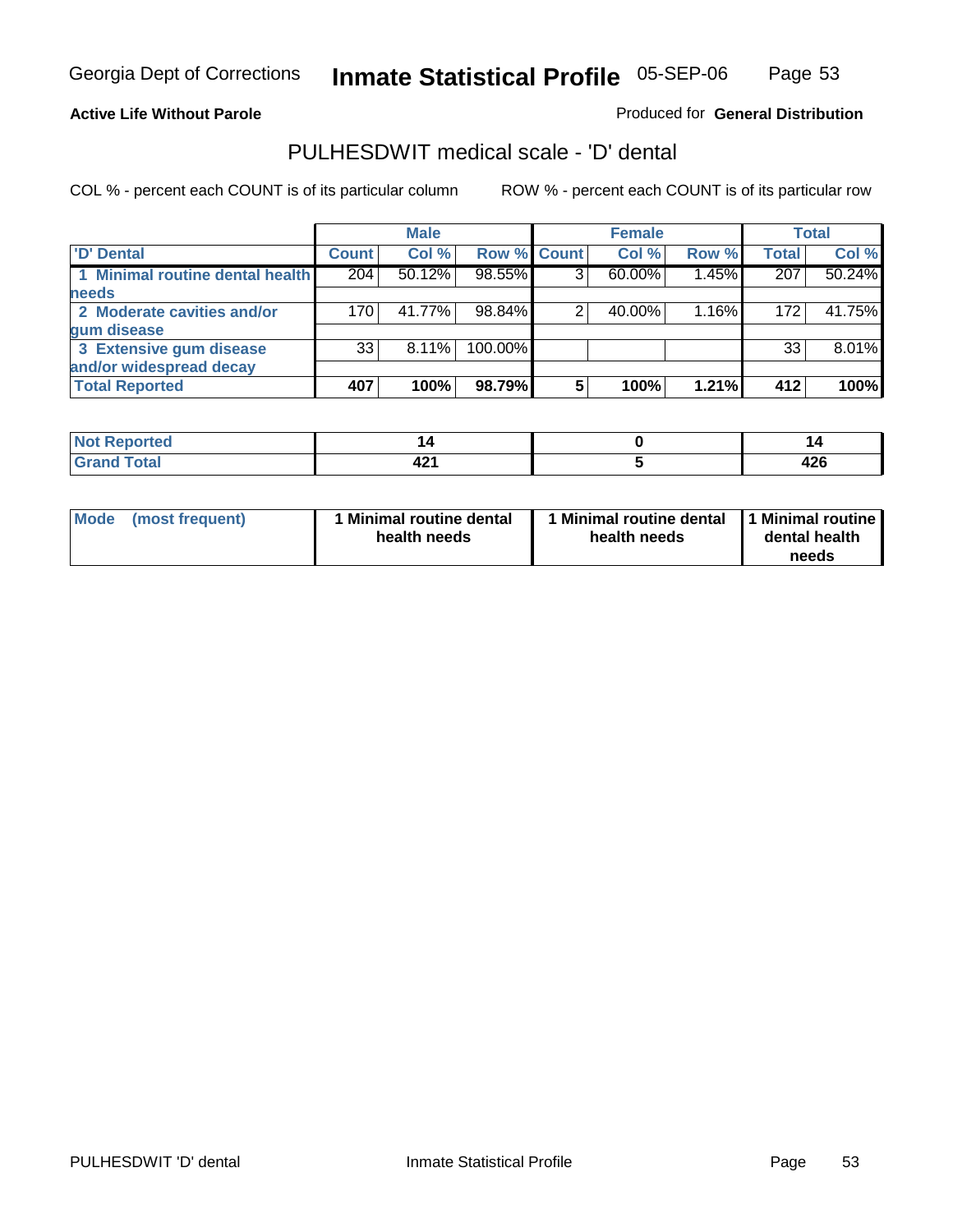Georgia Dept of Corrections **Inmate Statistical Profile** 05-SEP-06

**Active Life Without Parole**

Produced for **General Distribution**

## PULHESDWIT medical scale - 'D' dental

COL % - percent each COUNT is of its particular column ROW % - percent each COUNT is of its particular row

| | Male | | | Female | | | Total | |
|---|---|---|---|---|---|---|---|---|
| 'D' Dental | Count | Col % | Row % | Count | Col % | Row % | Total | Col % |
| 1 Minimal routine dental health needs | 204 | 50.12% | 98.55% | 3 | 60.00% | 1.45% | 207 | 50.24% |
| 2 Moderate cavities and/or gum disease | 170 | 41.77% | 98.84% | 2 | 40.00% | 1.16% | 172 | 41.75% |
| 3 Extensive gum disease and/or widespread decay | 33 | 8.11% | 100.00% | | | | 33 | 8.01% |
| **Total Reported** | **407** | **100%** | **98.79%** | **5** | **100%** | **1.21%** | **412** | **100%** |

| | Male | Female | Total |
|---|---|---|---|
| Not Reported | 14 | 0 | 14 |
| Grand Total | 421 | 5 | 426 |

| | Male | Female | Total |
|---|---|---|---|
| Mode (most frequent) | 1 Minimal routine dental health needs | 1 Minimal routine dental health needs | 1 Minimal routine dental health needs |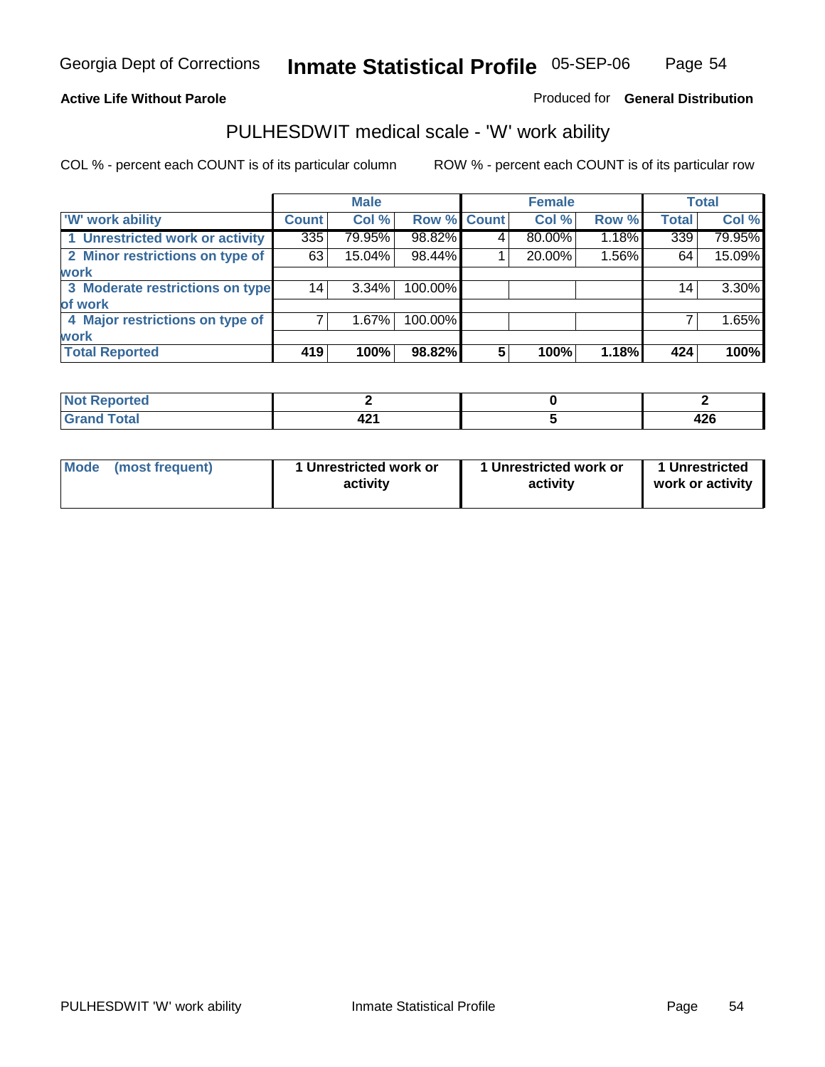Georgia Dept of Corrections **Inmate Statistical Profile** 05-SEP-06

**Active Life Without Parole**

Produced for **General Distribution**

## PULHESDWIT medical scale - 'W' work ability

COL % - percent each COUNT is of its particular column ROW % - percent each COUNT is of its particular row

| | Male | | | Female | | | Total | |
|---|---|---|---|---|---|---|---|---|
| 'W' work ability | Count | Col % | Row % | Count | Col % | Row % | Total | Col % |
| 1 Unrestricted work or activity | 335 | 79.95% | 98.82% | 4 | 80.00% | 1.18% | 339 | 79.95% |
| 2 Minor restrictions on type of work | 63 | 15.04% | 98.44% | 1 | 20.00% | 1.56% | 64 | 15.09% |
| 3 Moderate restrictions on type of work | 14 | 3.34% | 100.00% | | | | 14 | 3.30% |
| 4 Major restrictions on type of work | 7 | 1.67% | 100.00% | | | | 7 | 1.65% |
| **Total Reported** | **419** | **100%** | **98.82%** | **5** | **100%** | **1.18%** | **424** | **100%** |

| | Male | Female | Total |
|---|---|---|---|
| **Not Reported** | **2** | **0** | **2** |
| **Grand Total** | **421** | **5** | **426** |

| | Male | Female | Total |
|---|---|---|---|
| **Mode (most frequent)** | **1 Unrestricted work or activity** | **1 Unrestricted work or activity** | **1 Unrestricted work or activity** |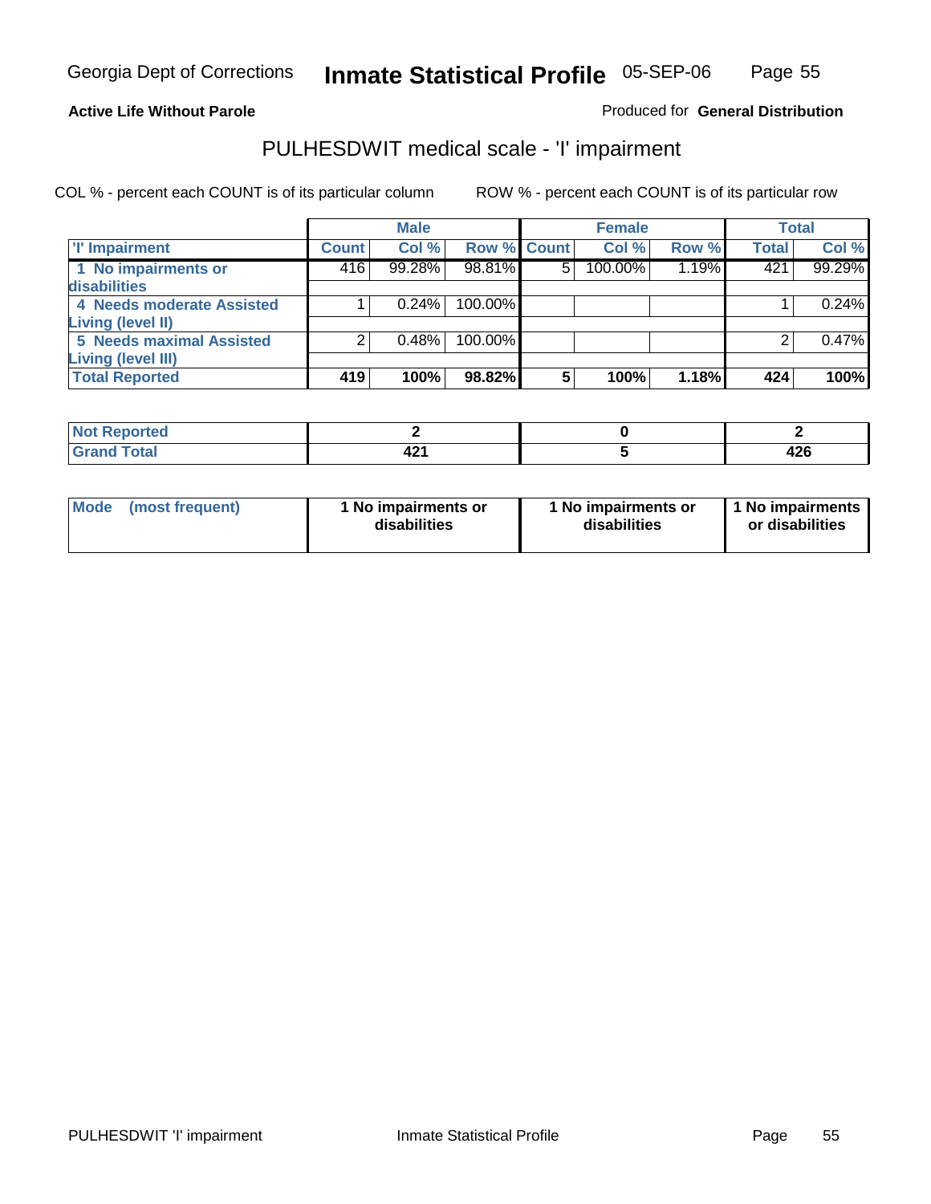Georgia Dept of Corrections **Inmate Statistical Profile** 05-SEP-06

**Active Life Without Parole**

Produced for **General Distribution**

## PULHESDWIT medical scale - 'I' impairment

COL % - percent each COUNT is of its particular column ROW % - percent each COUNT is of its particular row

| | Male | | | Female | | | Total | |
|---|---|---|---|---|---|---|---|---|
| **'I' Impairment** | **Count** | **Col %** | **Row %** | **Count** | **Col %** | **Row %** | **Total** | **Col %** |
| **1 No impairments or disabilities** | 416 | 99.28% | 98.81% | 5 | 100.00% | 1.19% | 421 | 99.29% |
| **4 Needs moderate Assisted Living (level II)** | 1 | 0.24% | 100.00% | | | | 1 | 0.24% |
| **5 Needs maximal Assisted Living (level III)** | 2 | 0.48% | 100.00% | | | | 2 | 0.47% |
| **Total Reported** | **419** | **100%** | **98.82%** | **5** | **100%** | **1.18%** | **424** | **100%** |

| | Male | Female | Total |
|---|---|---|---|
| **Not Reported** | **2** | **0** | **2** |
| **Grand Total** | **421** | **5** | **426** |

| | Male | Female | Total |
|---|---|---|---|
| **Mode (most frequent)** | **1 No impairments or disabilities** | **1 No impairments or disabilities** | **1 No impairments or disabilities** |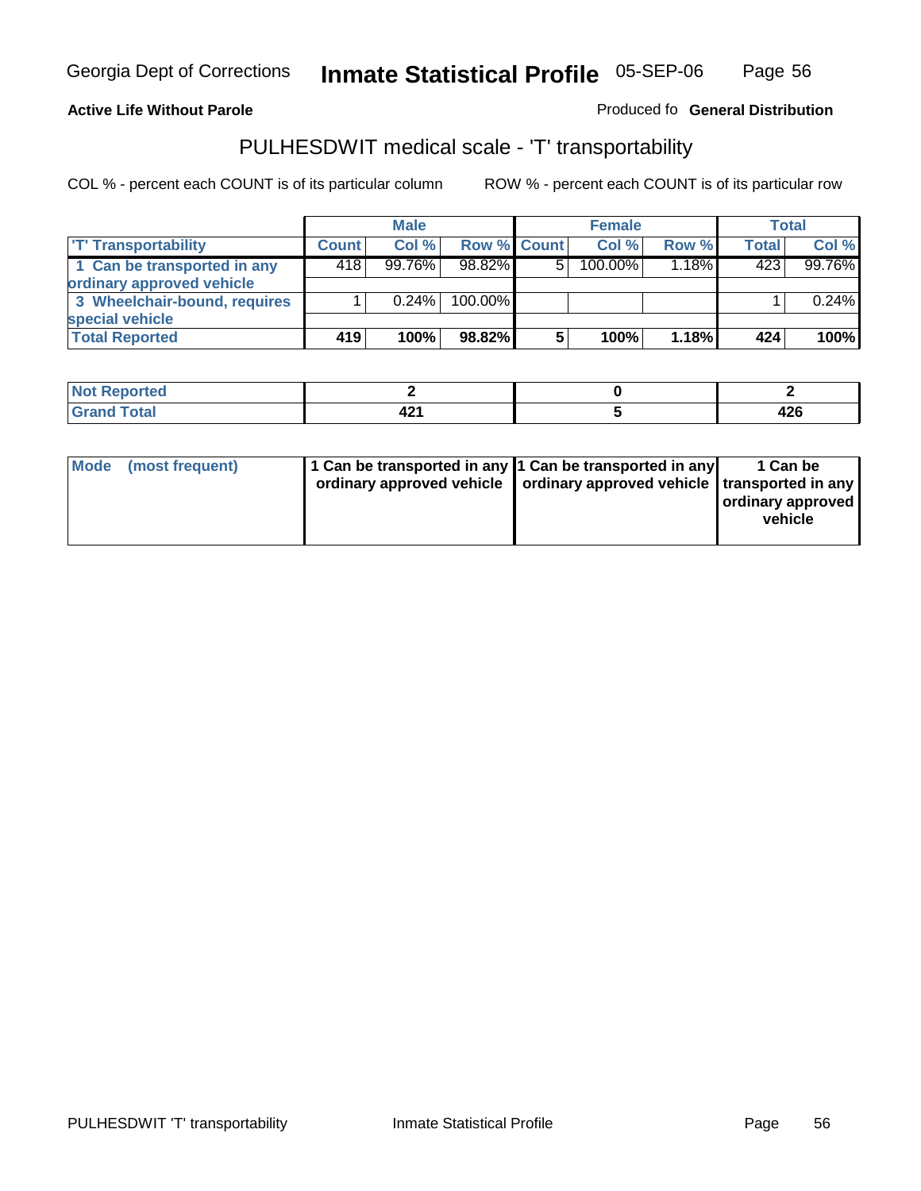Georgia Dept of Corrections **Inmate Statistical Profile** 05-SEP-06

**Active Life Without Parole**

Produced fo **General Distribution**

## PULHESDWIT medical scale - 'T' transportability

COL % - percent each COUNT is of its particular column ROW % - percent each COUNT is of its particular row

| | Male | | | Female | | | Total | |
|---|---|---|---|---|---|---|---|---|
| 'T' Transportability | Count | Col % | Row % | Count | Col % | Row % | Total | Col % |
| 1 Can be transported in any ordinary approved vehicle | 418 | 99.76% | 98.82% | 5 | 100.00% | 1.18% | 423 | 99.76% |
| 3 Wheelchair-bound, requires special vehicle | 1 | 0.24% | 100.00% | | | | 1 | 0.24% |
| **Total Reported** | **419** | **100%** | **98.82%** | **5** | **100%** | **1.18%** | **424** | **100%** |

| | Male | Female | Total |
|---|---|---|---|
| Not Reported | 2 | 0 | 2 |
| Grand Total | 421 | 5 | 426 |

| | Male | Female | Total |
|---|---|---|---|
| Mode (most frequent) | 1 Can be transported in any ordinary approved vehicle | 1 Can be transported in any ordinary approved vehicle | 1 Can be transported in any ordinary approved vehicle |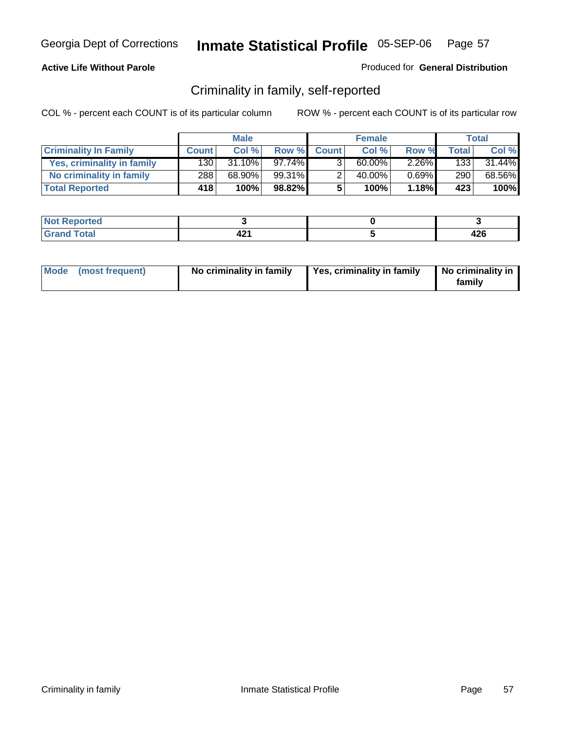Georgia Dept of Corrections **Inmate Statistical Profile** 05-SEP-06

**Active Life Without Parole**

Produced for **General Distribution**

## Criminality in family, self-reported

COL % - percent each COUNT is of its particular column

ROW % - percent each COUNT is of its particular row

| | Male | | | Female | | | Total | |
|---|---|---|---|---|---|---|---|---|
| **Criminality In Family** | **Count** | **Col %** | **Row %** | **Count** | **Col %** | **Row %** | **Total** | **Col %** |
| **Yes, criminality in family** | 130 | 31.10% | 97.74% | 3 | 60.00% | 2.26% | 133 | 31.44% |
| **No criminality in family** | 288 | 68.90% | 99.31% | 2 | 40.00% | 0.69% | 290 | 68.56% |
| **Total Reported** | **418** | **100%** | **98.82%** | **5** | **100%** | **1.18%** | **423** | **100%** |

| | Male | Female | Total |
|---|---|---|---|
| **Not Reported** | **3** | **0** | **3** |
| **Grand Total** | **421** | **5** | **426** |

| | Male | Female | Total |
|---|---|---|---|
| **Mode (most frequent)** | **No criminality in family** | **Yes, criminality in family** | **No criminality in family** |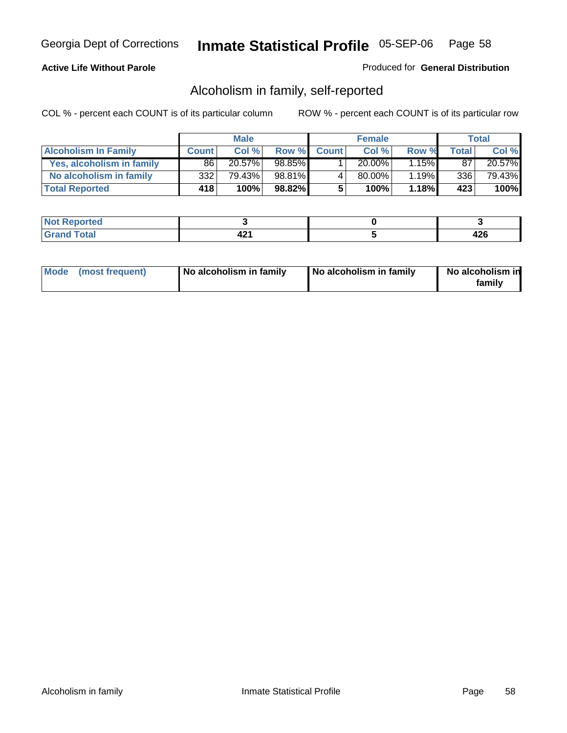Georgia Dept of Corrections **Inmate Statistical Profile** 05-SEP-06

**Active Life Without Parole**

Produced for **General Distribution**

## Alcoholism in family, self-reported

COL % - percent each COUNT is of its particular column ROW % - percent each COUNT is of its particular row

| | Male | | | Female | | | Total | |
|---|---|---|---|---|---|---|---|---|
| **Alcoholism In Family** | **Count** | **Col %** | **Row %** | **Count** | **Col %** | **Row %** | **Total** | **Col %** |
| **Yes, alcoholism in family** | 86 | 20.57% | 98.85% | 1 | 20.00% | 1.15% | 87 | 20.57% |
| **No alcoholism in family** | 332 | 79.43% | 98.81% | 4 | 80.00% | 1.19% | 336 | 79.43% |
| **Total Reported** | **418** | **100%** | **98.82%** | **5** | **100%** | **1.18%** | **423** | **100%** |

| | Male | Female | Total |
|---|---|---|---|
| **Not Reported** | **3** | **0** | **3** |
| **Grand Total** | **421** | **5** | **426** |

| | Male | Female | Total |
|---|---|---|---|
| **Mode (most frequent)** | **No alcoholism in family** | **No alcoholism in family** | **No alcoholism in family** |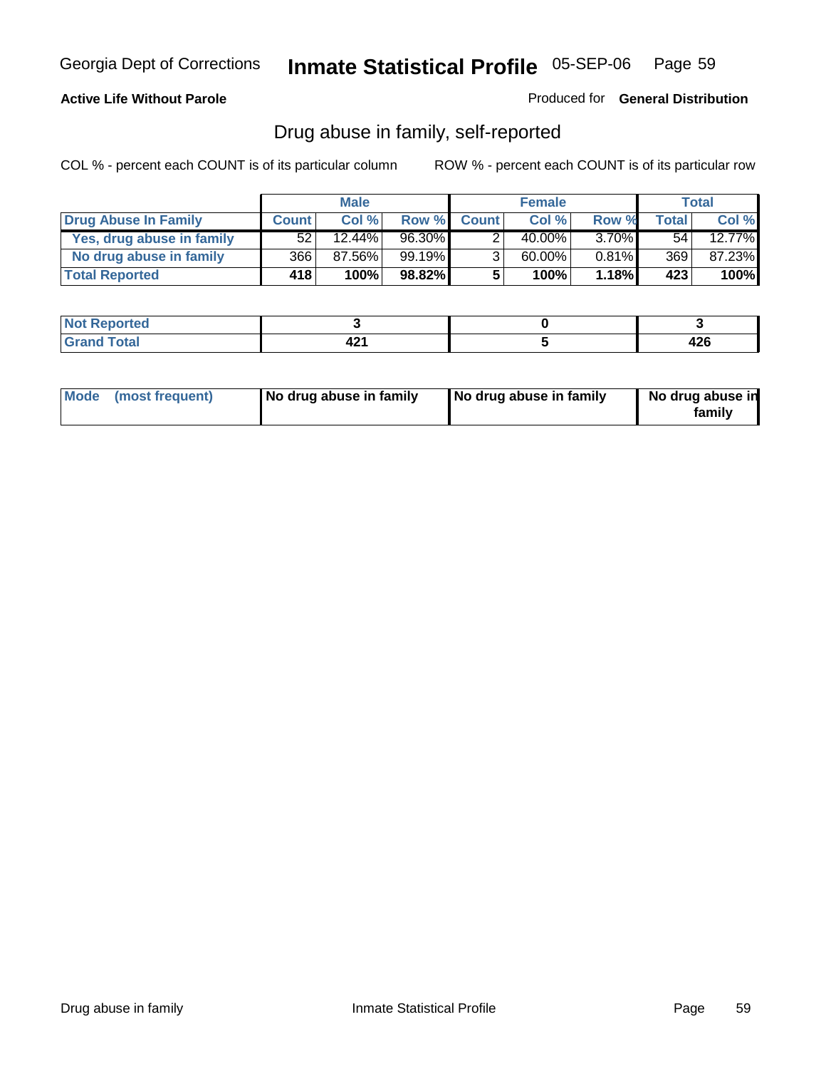Georgia Dept of Corrections **Inmate Statistical Profile** 05-SEP-06

**Active Life Without Parole**

Produced for **General Distribution**

## Drug abuse in family, self-reported

COL % - percent each COUNT is of its particular column

ROW % - percent each COUNT is of its particular row

| | Male | | | Female | | | Total | |
|---|---|---|---|---|---|---|---|---|
| **Drug Abuse In Family** | **Count** | **Col %** | **Row %** | **Count** | **Col %** | **Row %** | **Total** | **Col %** |
| **Yes, drug abuse in family** | 52 | 12.44% | 96.30% | 2 | 40.00% | 3.70% | 54 | 12.77% |
| **No drug abuse in family** | 366 | 87.56% | 99.19% | 3 | 60.00% | 0.81% | 369 | 87.23% |
| **Total Reported** | **418** | **100%** | **98.82%** | **5** | **100%** | **1.18%** | **423** | **100%** |

| | Male | Female | Total |
|---|---|---|---|
| **Not Reported** | **3** | **0** | **3** |
| **Grand Total** | **421** | **5** | **426** |

| | Male | Female | Total |
|---|---|---|---|
| **Mode (most frequent)** | **No drug abuse in family** | **No drug abuse in family** | **No drug abuse in family** |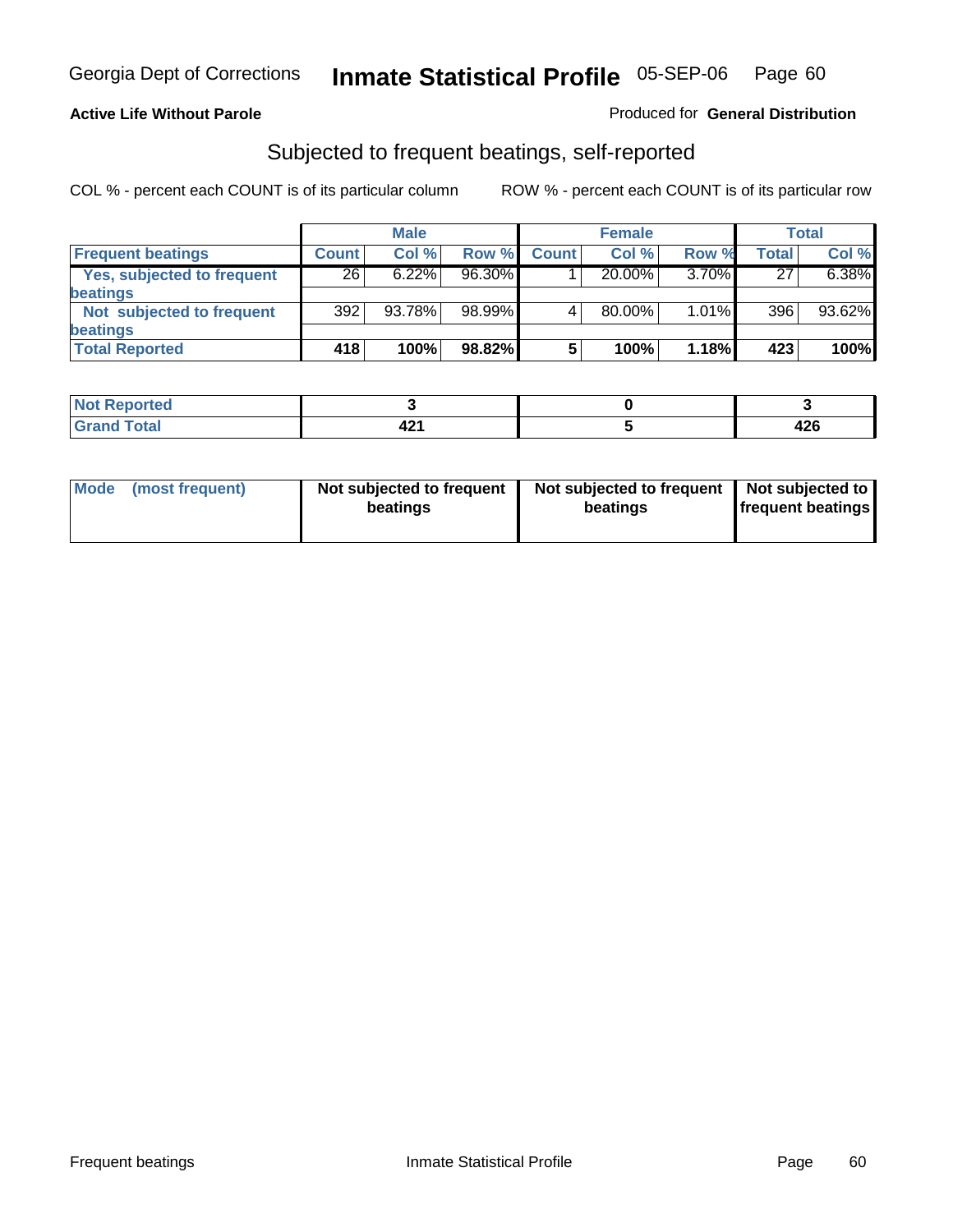Georgia Dept of Corrections **Inmate Statistical Profile** 05-SEP-06

**Active Life Without Parole**

Produced for **General Distribution**

## Subjected to frequent beatings, self-reported

COL % - percent each COUNT is of its particular column        ROW % - percent each COUNT is of its particular row

| | Male | | | Female | | | Total | |
|---|---|---|---|---|---|---|---|---|
| **Frequent beatings** | **Count** | **Col %** | **Row %** | **Count** | **Col %** | **Row %** | **Total** | **Col %** |
| **Yes, subjected to frequent beatings** | 26 | 6.22% | 96.30% | 1 | 20.00% | 3.70% | 27 | 6.38% |
| **Not subjected to frequent beatings** | 392 | 93.78% | 98.99% | 4 | 80.00% | 1.01% | 396 | 93.62% |
| **Total Reported** | **418** | **100%** | **98.82%** | **5** | **100%** | **1.18%** | **423** | **100%** |

| | Male | Female | Total |
|---|---|---|---|
| **Not Reported** | **3** | **0** | **3** |
| **Grand Total** | **421** | **5** | **426** |

| | Male | Female | Total |
|---|---|---|---|
| **Mode (most frequent)** | **Not subjected to frequent beatings** | **Not subjected to frequent beatings** | **Not subjected to frequent beatings** |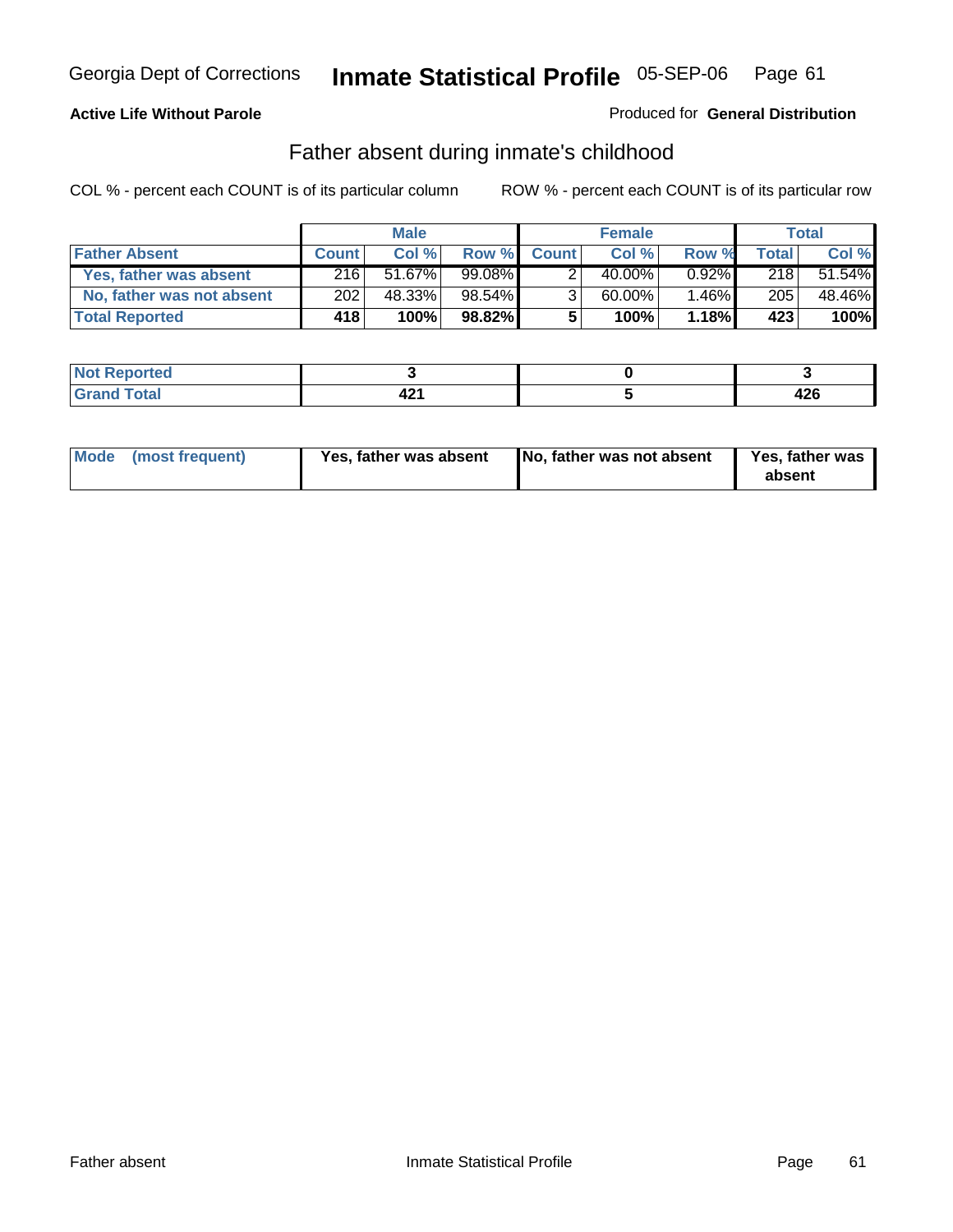Georgia Dept of Corrections **Inmate Statistical Profile** 05-SEP-06

**Active Life Without Parole**

Produced for **General Distribution**

## Father absent during inmate's childhood

COL % - percent each COUNT is of its particular column    ROW % - percent each COUNT is of its particular row

| | Male | | | Female | | | Total | |
|---|---|---|---|---|---|---|---|---|
| **Father Absent** | **Count** | **Col %** | **Row %** | **Count** | **Col %** | **Row %** | **Total** | **Col %** |
| **Yes, father was absent** | 216 | 51.67% | 99.08% | 2 | 40.00% | 0.92% | 218 | 51.54% |
| **No, father was not absent** | 202 | 48.33% | 98.54% | 3 | 60.00% | 1.46% | 205 | 48.46% |
| **Total Reported** | **418** | **100%** | **98.82%** | **5** | **100%** | **1.18%** | **423** | **100%** |

| | Male | Female | Total |
|---|---|---|---|
| **Not Reported** | **3** | **0** | **3** |
| **Grand Total** | **421** | **5** | **426** |

| | Male | Female | Total |
|---|---|---|---|
| **Mode (most frequent)** | **Yes, father was absent** | **No, father was not absent** | **Yes, father was absent** |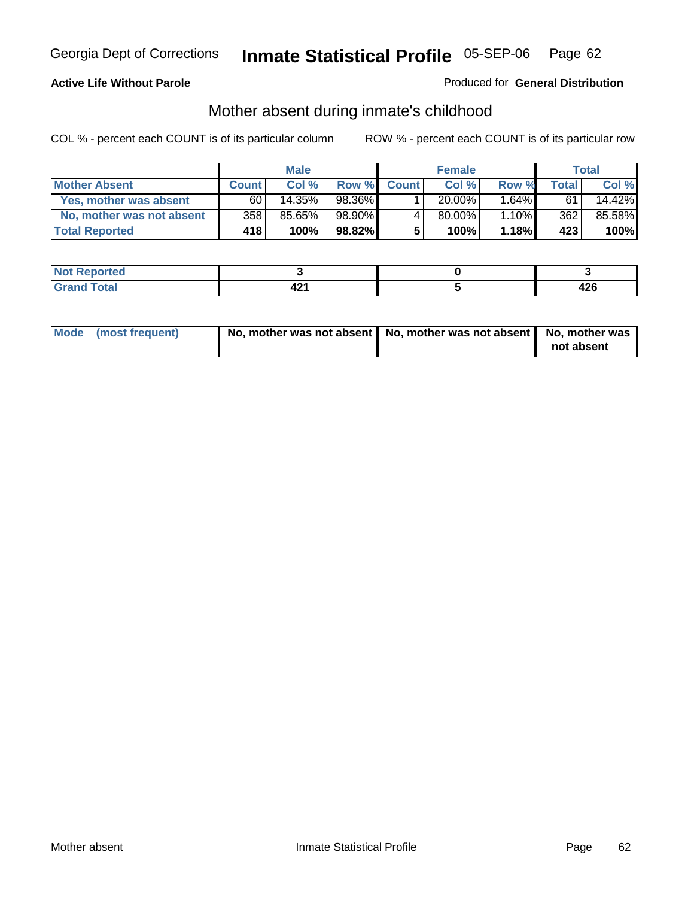Georgia Dept of Corrections **Inmate Statistical Profile** 05-SEP-06

**Active Life Without Parole**

Produced for **General Distribution**

## Mother absent during inmate's childhood

COL % - percent each COUNT is of its particular column ROW % - percent each COUNT is of its particular row

| | Male | | | Female | | | Total | |
|---|---|---|---|---|---|---|---|---|
| **Mother Absent** | **Count** | **Col %** | **Row %** | **Count** | **Col %** | **Row %** | **Total** | **Col %** |
| **Yes, mother was absent** | 60 | 14.35% | 98.36% | 1 | 20.00% | 1.64% | 61 | 14.42% |
| **No, mother was not absent** | 358 | 85.65% | 98.90% | 4 | 80.00% | 1.10% | 362 | 85.58% |
| **Total Reported** | **418** | **100%** | **98.82%** | **5** | **100%** | **1.18%** | **423** | **100%** |

| | Male | Female | Total |
|---|---|---|---|
| **Not Reported** | **3** | **0** | **3** |
| **Grand Total** | **421** | **5** | **426** |

| | Male | Female | Total |
|---|---|---|---|
| **Mode (most frequent)** | **No, mother was not absent** | **No, mother was not absent** | **No, mother was not absent** |

Mother absent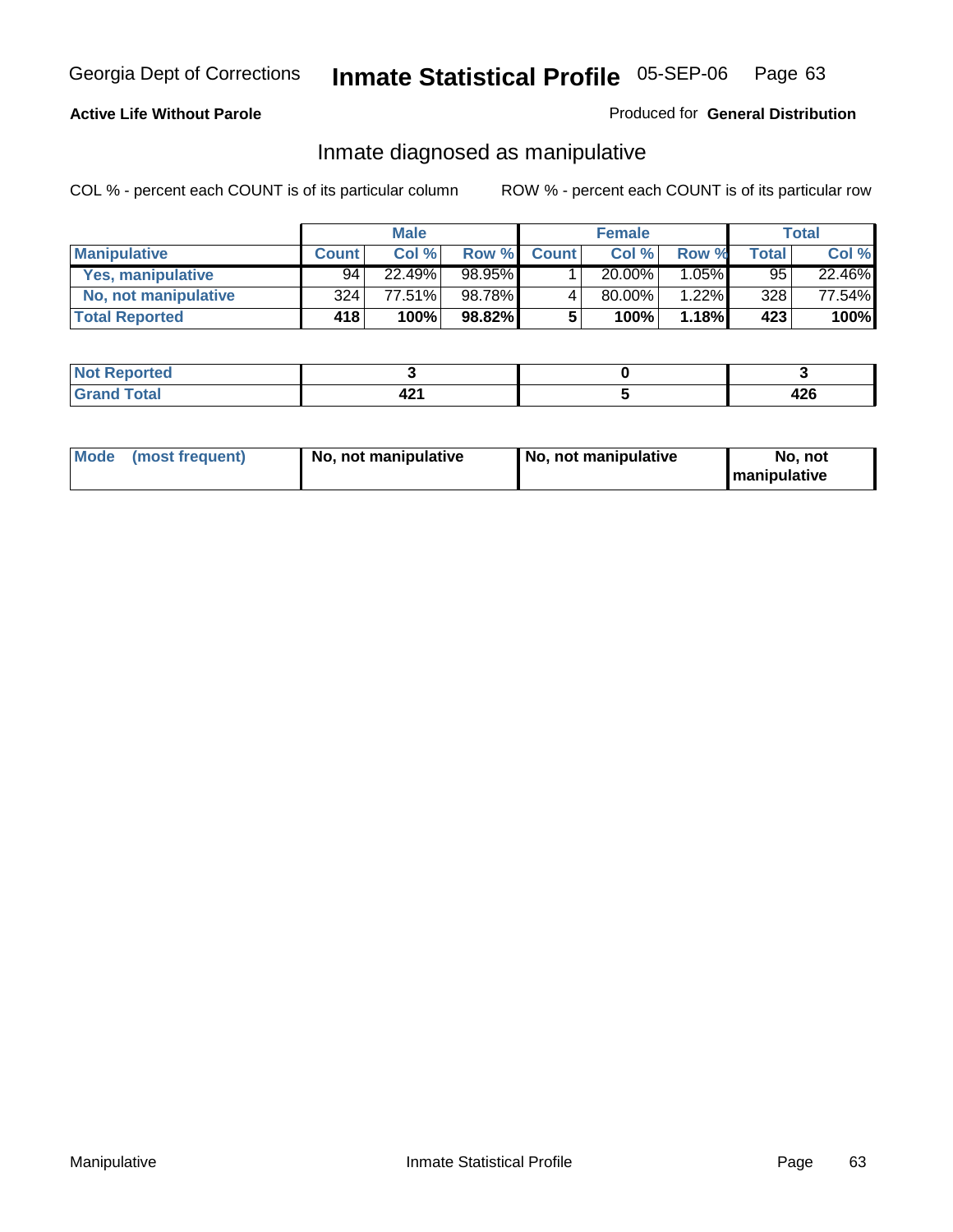Georgia Dept of Corrections **Inmate Statistical Profile** 05-SEP-06

**Active Life Without Parole**

Produced for **General Distribution**

## Inmate diagnosed as manipulative

COL % - percent each COUNT is of its particular column    ROW % - percent each COUNT is of its particular row

| | Male | | | Female | | | Total | |
|---|---|---|---|---|---|---|---|---|
| **Manipulative** | **Count** | **Col %** | **Row %** | **Count** | **Col %** | **Row %** | **Total** | **Col %** |
| **Yes, manipulative** | 94 | 22.49% | 98.95% | 1 | 20.00% | 1.05% | 95 | 22.46% |
| **No, not manipulative** | 324 | 77.51% | 98.78% | 4 | 80.00% | 1.22% | 328 | 77.54% |
| **Total Reported** | **418** | **100%** | **98.82%** | **5** | **100%** | **1.18%** | **423** | **100%** |

| | Male | Female | Total |
|---|---|---|---|
| **Not Reported** | **3** | **0** | **3** |
| **Grand Total** | **421** | **5** | **426** |

| | Male | Female | Total |
|---|---|---|---|
| **Mode (most frequent)** | **No, not manipulative** | **No, not manipulative** | **No, not manipulative** |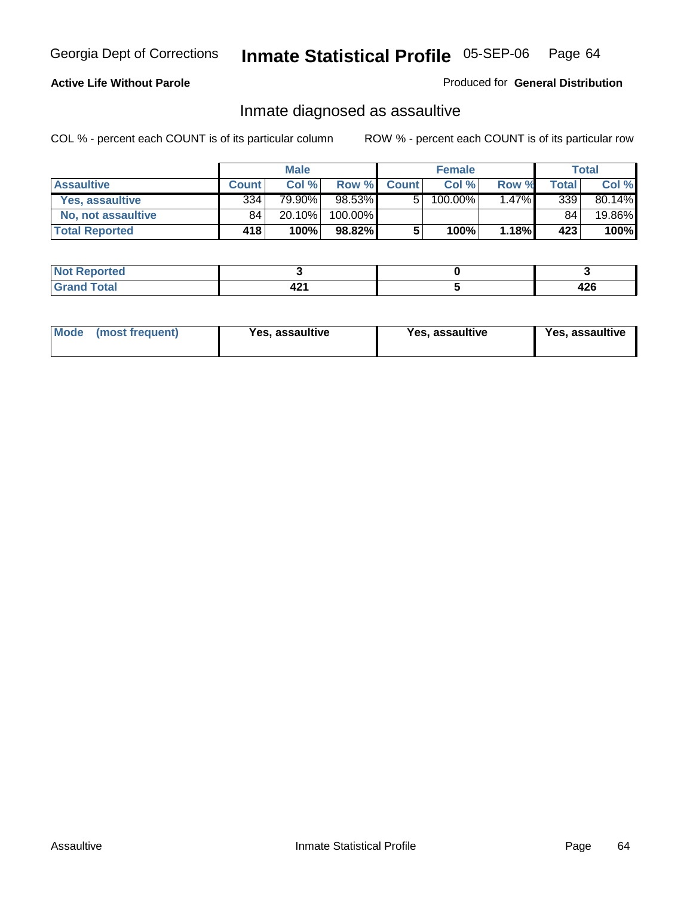Georgia Dept of Corrections **Inmate Statistical Profile** 05-SEP-06

**Active Life Without Parole**

Produced for **General Distribution**

## Inmate diagnosed as assaultive

COL % - percent each COUNT is of its particular column

ROW % - percent each COUNT is of its particular row

| | Male | | | Female | | | Total | |
|---|---|---|---|---|---|---|---|---|
| **Assaultive** | **Count** | **Col %** | **Row %** | **Count** | **Col %** | **Row %** | **Total** | **Col %** |
| Yes, assaultive | 334 | 79.90% | 98.53% | 5 | 100.00% | 1.47% | 339 | 80.14% |
| No, not assaultive | 84 | 20.10% | 100.00% | | | | 84 | 19.86% |
| **Total Reported** | **418** | **100%** | **98.82%** | **5** | **100%** | **1.18%** | **423** | **100%** |

| | Male | Female | Total |
|---|---|---|---|
| **Not Reported** | **3** | **0** | **3** |
| **Grand Total** | **421** | **5** | **426** |

| | Male | Female | Total |
|---|---|---|---|
| **Mode (most frequent)** | **Yes, assaultive** | **Yes, assaultive** | **Yes, assaultive** |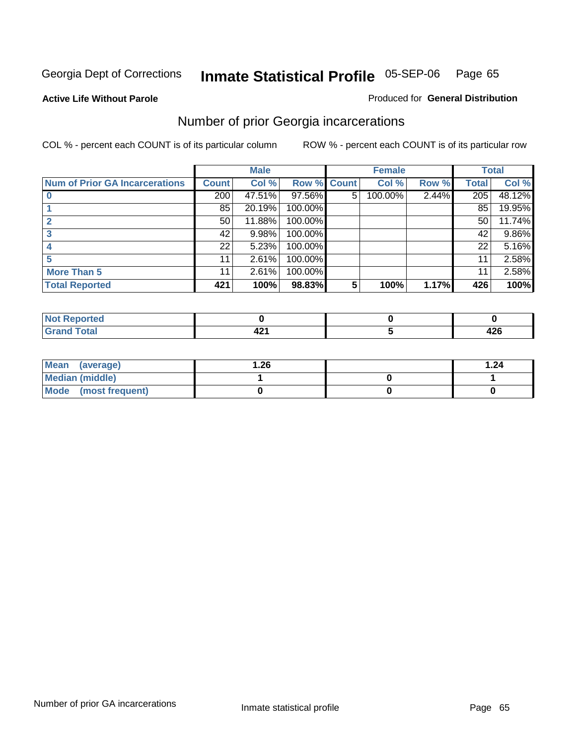Georgia Dept of Corrections **Inmate Statistical Profile** 05-SEP-06

**Active Life Without Parole**

Produced for **General Distribution**

## Number of prior Georgia incarcerations

COL % - percent each COUNT is of its particular column    ROW % - percent each COUNT is of its particular row

| | Male | | | Female | | | Total | |
|---|---|---|---|---|---|---|---|---|
| **Num of Prior GA Incarcerations** | **Count** | **Col %** | **Row %** | **Count** | **Col %** | **Row %** | **Total** | **Col %** |
| **0** | 200 | 47.51% | 97.56% | 5 | 100.00% | 2.44% | 205 | 48.12% |
| **1** | 85 | 20.19% | 100.00% | | | | 85 | 19.95% |
| **2** | 50 | 11.88% | 100.00% | | | | 50 | 11.74% |
| **3** | 42 | 9.98% | 100.00% | | | | 42 | 9.86% |
| **4** | 22 | 5.23% | 100.00% | | | | 22 | 5.16% |
| **5** | 11 | 2.61% | 100.00% | | | | 11 | 2.58% |
| **More Than 5** | 11 | 2.61% | 100.00% | | | | 11 | 2.58% |
| **Total Reported** | **421** | **100%** | **98.83%** | **5** | **100%** | **1.17%** | **426** | **100%** |

| | Male | Female | Total |
|---|---|---|---|
| **Not Reported** | **0** | **0** | **0** |
| **Grand Total** | **421** | **5** | **426** |

| | Male | Female | Total |
|---|---|---|---|
| **Mean (average)** | **1.26** | | **1.24** |
| **Median (middle)** | **1** | **0** | **1** |
| **Mode (most frequent)** | **0** | **0** | **0** |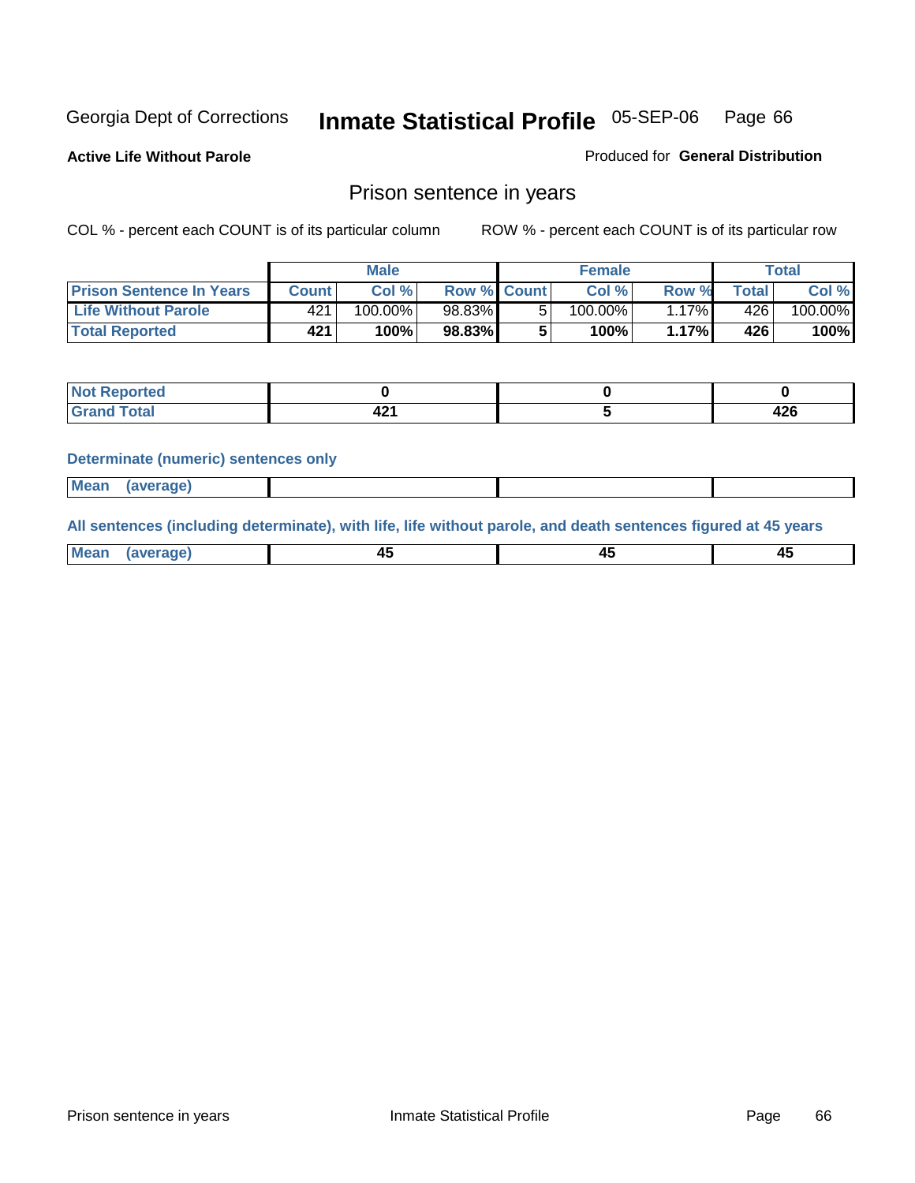Georgia Dept of Corrections **Inmate Statistical Profile** 05-SEP-06

**Active Life Without Parole**

Produced for **General Distribution**

## Prison sentence in years

COL % - percent each COUNT is of its particular column    ROW % - percent each COUNT is of its particular row

| | Male | | | Female | | | Total | |
|---|---|---|---|---|---|---|---|---|
| **Prison Sentence In Years** | **Count** | **Col %** | **Row %** | **Count** | **Col %** | **Row %** | **Total** | **Col %** |
| **Life Without Parole** | 421 | 100.00% | 98.83% | 5 | 100.00% | 1.17% | 426 | 100.00% |
| **Total Reported** | **421** | **100%** | **98.83%** | **5** | **100%** | **1.17%** | **426** | **100%** |

| | Male | Female | Total |
|---|---|---|---|
| **Not Reported** | **0** | **0** | **0** |
| **Grand Total** | **421** | **5** | **426** |

**Determinate (numeric) sentences only**

| | Male | Female | Total |
|---|---|---|---|
| **Mean (average)** | | | |

**All sentences (including determinate), with life, life without parole, and death sentences figured at 45 years**

| | Male | Female | Total |
|---|---|---|---|
| **Mean (average)** | **45** | **45** | **45** |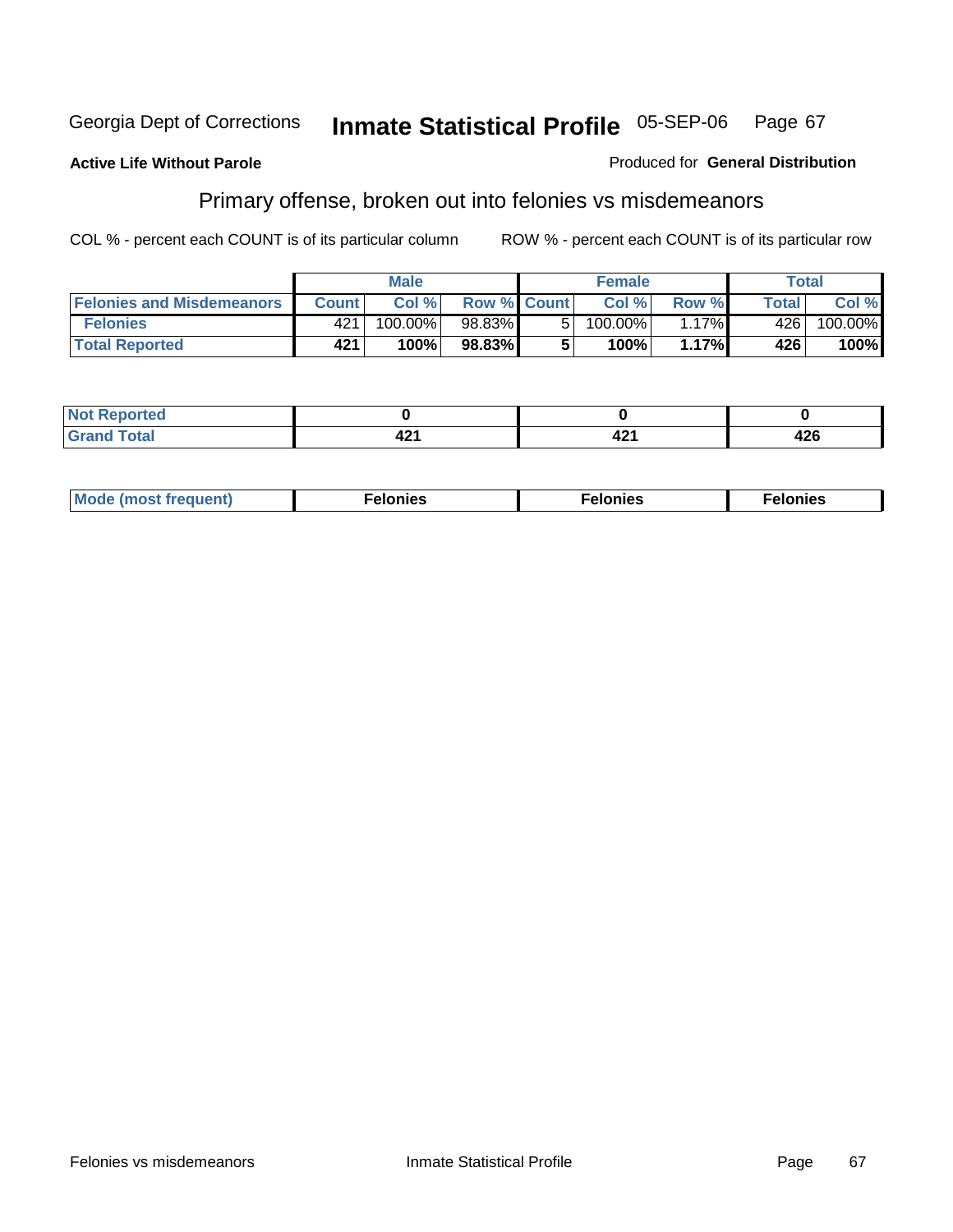Georgia Dept of Corrections **Inmate Statistical Profile** 05-SEP-06

**Active Life Without Parole**

Produced for **General Distribution**

## Primary offense, broken out into felonies vs misdemeanors

COL % - percent each COUNT is of its particular column

ROW % - percent each COUNT is of its particular row

| | Male | | | Female | | | Total | |
|---|---|---|---|---|---|---|---|---|
| **Felonies and Misdemeanors** | **Count** | **Col %** | **Row %** | **Count** | **Col %** | **Row %** | **Total** | **Col %** |
| **Felonies** | 421 | 100.00% | 98.83% | 5 | 100.00% | 1.17% | 426 | 100.00% |
| **Total Reported** | **421** | **100%** | **98.83%** | **5** | **100%** | **1.17%** | **426** | **100%** |

| | Male | Female | Total |
|---|---|---|---|
| **Not Reported** | **0** | **0** | **0** |
| **Grand Total** | **421** | **421** | **426** |

| | Male | Female | Total |
|---|---|---|---|
| **Mode (most frequent)** | **Felonies** | **Felonies** | **Felonies** |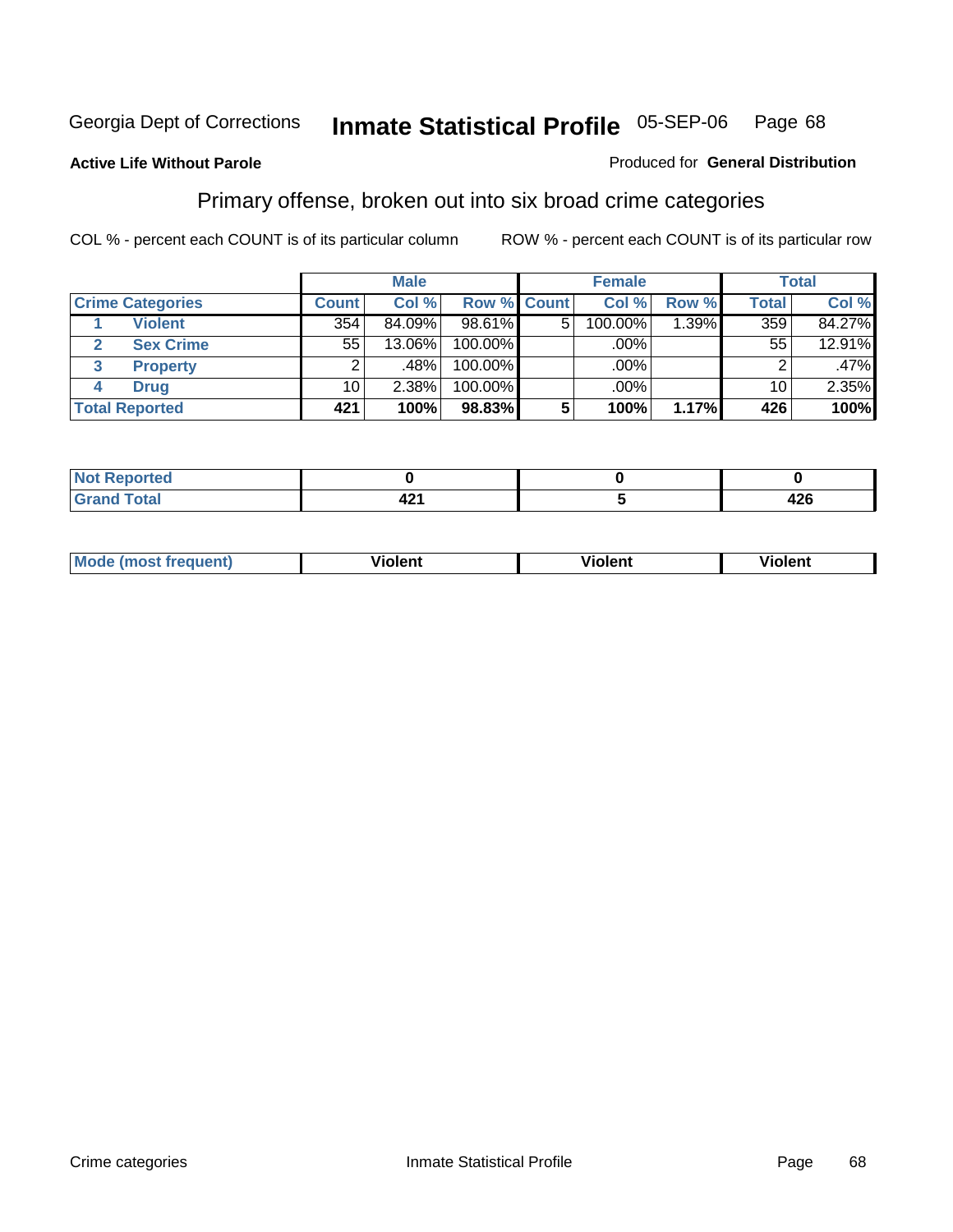Georgia Dept of Corrections **Inmate Statistical Profile** 05-SEP-06

**Active Life Without Parole**

Produced for **General Distribution**

## Primary offense, broken out into six broad crime categories

COL % - percent each COUNT is of its particular column

ROW % - percent each COUNT is of its particular row

| | | Male | | | Female | | | Total | |
|---|---|---|---|---|---|---|---|---|---|
| **Crime Categories** | | **Count** | **Col %** | **Row %** | **Count** | **Col %** | **Row %** | **Total** | **Col %** |
| 1 | Violent | 354 | 84.09% | 98.61% | 5 | 100.00% | 1.39% | 359 | 84.27% |
| 2 | Sex Crime | 55 | 13.06% | 100.00% | | .00% | | 55 | 12.91% |
| 3 | Property | 2 | .48% | 100.00% | | .00% | | 2 | .47% |
| 4 | Drug | 10 | 2.38% | 100.00% | | .00% | | 10 | 2.35% |
| **Total Reported** | | **421** | **100%** | **98.83%** | **5** | **100%** | **1.17%** | **426** | **100%** |

| | Male | Female | Total |
|---|---|---|---|
| Not Reported | 0 | 0 | 0 |
| Grand Total | 421 | 5 | 426 |

| | Male | Female | Total |
|---|---|---|---|
| Mode (most frequent) | Violent | Violent | Violent |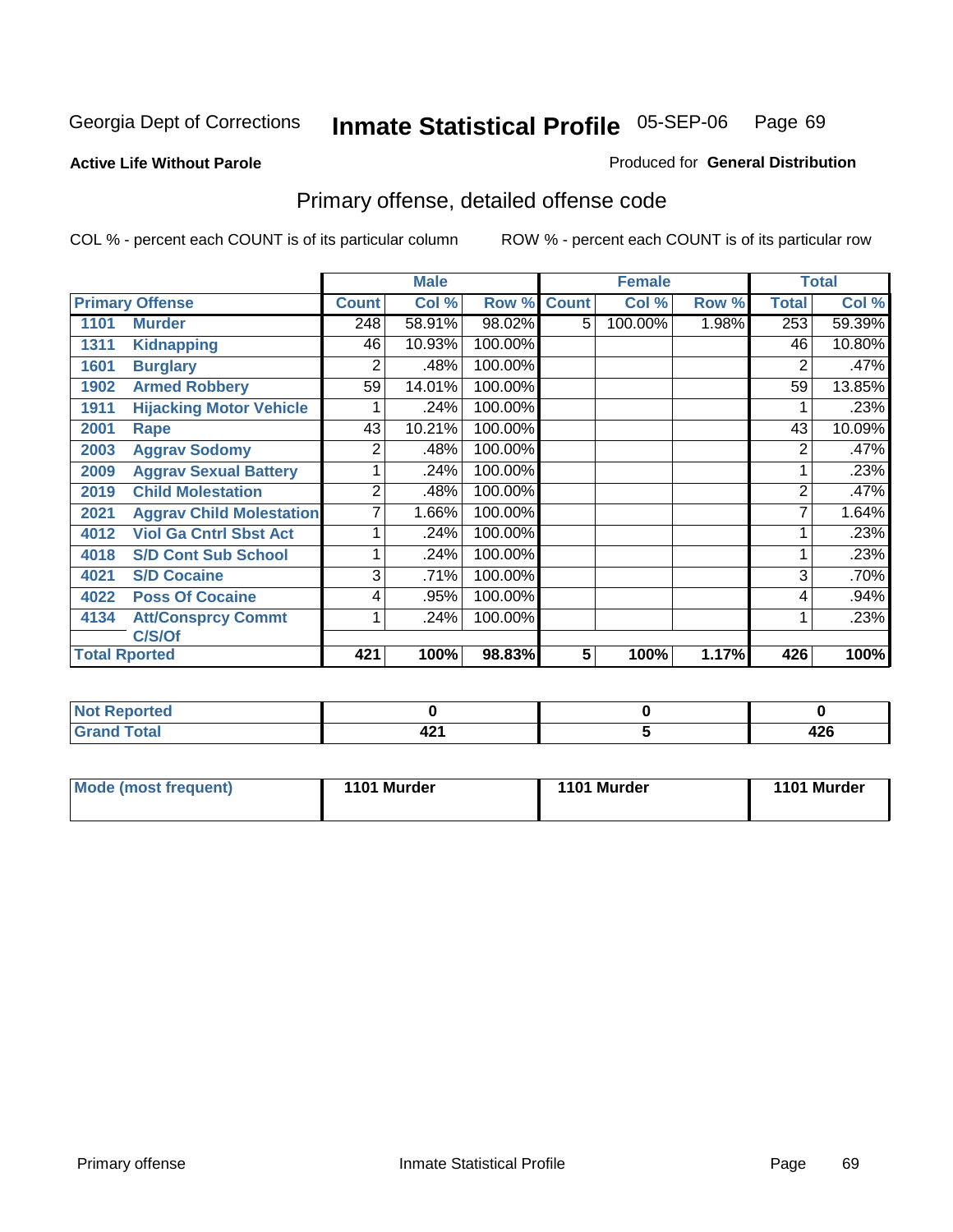Georgia Dept of Corrections **Inmate Statistical Profile** 05-SEP-06

**Active Life Without Parole**

Produced for **General Distribution**

## Primary offense, detailed offense code

COL % - percent each COUNT is of its particular column

ROW % - percent each COUNT is of its particular row

| Primary Offense | | Male | | | Female | | | Total | |
|---|---|---|---|---|---|---|---|---|---|
| | | Count | Col % | Row % | Count | Col % | Row % | Total | Col % |
| 1101 | Murder | 248 | 58.91% | 98.02% | 5 | 100.00% | 1.98% | 253 | 59.39% |
| 1311 | Kidnapping | 46 | 10.93% | 100.00% | | | | 46 | 10.80% |
| 1601 | Burglary | 2 | .48% | 100.00% | | | | 2 | .47% |
| 1902 | Armed Robbery | 59 | 14.01% | 100.00% | | | | 59 | 13.85% |
| 1911 | Hijacking Motor Vehicle | 1 | .24% | 100.00% | | | | 1 | .23% |
| 2001 | Rape | 43 | 10.21% | 100.00% | | | | 43 | 10.09% |
| 2003 | Aggrav Sodomy | 2 | .48% | 100.00% | | | | 2 | .47% |
| 2009 | Aggrav Sexual Battery | 1 | .24% | 100.00% | | | | 1 | .23% |
| 2019 | Child Molestation | 2 | .48% | 100.00% | | | | 2 | .47% |
| 2021 | Aggrav Child Molestation | 7 | 1.66% | 100.00% | | | | 7 | 1.64% |
| 4012 | Viol Ga Cntrl Sbst Act | 1 | .24% | 100.00% | | | | 1 | .23% |
| 4018 | S/D Cont Sub School | 1 | .24% | 100.00% | | | | 1 | .23% |
| 4021 | S/D Cocaine | 3 | .71% | 100.00% | | | | 3 | .70% |
| 4022 | Poss Of Cocaine | 4 | .95% | 100.00% | | | | 4 | .94% |
| 4134 | Att/Consprcy Commt C/S/Of | 1 | .24% | 100.00% | | | | 1 | .23% |
| **Total Rported** | | **421** | **100%** | **98.83%** | **5** | **100%** | **1.17%** | **426** | **100%** |

| | Male | Female | Total |
|---|---|---|---|
| Not Reported | 0 | 0 | 0 |
| Grand Total | 421 | 5 | 426 |

| | Male | Female | Total |
|---|---|---|---|
| Mode (most frequent) | 1101 Murder | 1101 Murder | 1101 Murder |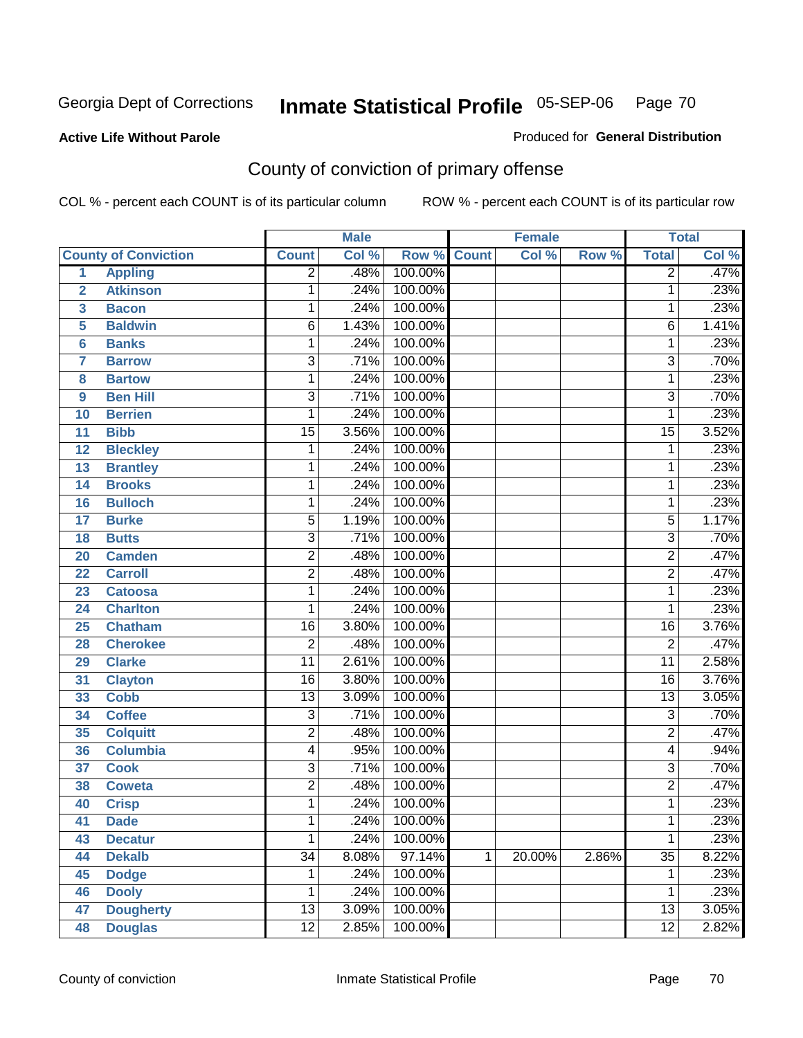Georgia Dept of Corrections **Inmate Statistical Profile** 05-SEP-06 Page 70

**Active Life Without Parole**

Produced for **General Distribution**

## County of conviction of primary offense

COL % - percent each COUNT is of its particular column ROW % - percent each COUNT is of its particular row

| County of Conviction | | Male | | | Female | | | Total | |
|---|---|---|---|---|---|---|---|---|---|
| | | Count | Col % | Row % | Count | Col % | Row % | Total | Col % |
| 1 | Appling | 2 | .48% | 100.00% | | | | 2 | .47% |
| 2 | Atkinson | 1 | .24% | 100.00% | | | | 1 | .23% |
| 3 | Bacon | 1 | .24% | 100.00% | | | | 1 | .23% |
| 5 | Baldwin | 6 | 1.43% | 100.00% | | | | 6 | 1.41% |
| 6 | Banks | 1 | .24% | 100.00% | | | | 1 | .23% |
| 7 | Barrow | 3 | .71% | 100.00% | | | | 3 | .70% |
| 8 | Bartow | 1 | .24% | 100.00% | | | | 1 | .23% |
| 9 | Ben Hill | 3 | .71% | 100.00% | | | | 3 | .70% |
| 10 | Berrien | 1 | .24% | 100.00% | | | | 1 | .23% |
| 11 | Bibb | 15 | 3.56% | 100.00% | | | | 15 | 3.52% |
| 12 | Bleckley | 1 | .24% | 100.00% | | | | 1 | .23% |
| 13 | Brantley | 1 | .24% | 100.00% | | | | 1 | .23% |
| 14 | Brooks | 1 | .24% | 100.00% | | | | 1 | .23% |
| 16 | Bulloch | 1 | .24% | 100.00% | | | | 1 | .23% |
| 17 | Burke | 5 | 1.19% | 100.00% | | | | 5 | 1.17% |
| 18 | Butts | 3 | .71% | 100.00% | | | | 3 | .70% |
| 20 | Camden | 2 | .48% | 100.00% | | | | 2 | .47% |
| 22 | Carroll | 2 | .48% | 100.00% | | | | 2 | .47% |
| 23 | Catoosa | 1 | .24% | 100.00% | | | | 1 | .23% |
| 24 | Charlton | 1 | .24% | 100.00% | | | | 1 | .23% |
| 25 | Chatham | 16 | 3.80% | 100.00% | | | | 16 | 3.76% |
| 28 | Cherokee | 2 | .48% | 100.00% | | | | 2 | .47% |
| 29 | Clarke | 11 | 2.61% | 100.00% | | | | 11 | 2.58% |
| 31 | Clayton | 16 | 3.80% | 100.00% | | | | 16 | 3.76% |
| 33 | Cobb | 13 | 3.09% | 100.00% | | | | 13 | 3.05% |
| 34 | Coffee | 3 | .71% | 100.00% | | | | 3 | .70% |
| 35 | Colquitt | 2 | .48% | 100.00% | | | | 2 | .47% |
| 36 | Columbia | 4 | .95% | 100.00% | | | | 4 | .94% |
| 37 | Cook | 3 | .71% | 100.00% | | | | 3 | .70% |
| 38 | Coweta | 2 | .48% | 100.00% | | | | 2 | .47% |
| 40 | Crisp | 1 | .24% | 100.00% | | | | 1 | .23% |
| 41 | Dade | 1 | .24% | 100.00% | | | | 1 | .23% |
| 43 | Decatur | 1 | .24% | 100.00% | | | | 1 | .23% |
| 44 | Dekalb | 34 | 8.08% | 97.14% | 1 | 20.00% | 2.86% | 35 | 8.22% |
| 45 | Dodge | 1 | .24% | 100.00% | | | | 1 | .23% |
| 46 | Dooly | 1 | .24% | 100.00% | | | | 1 | .23% |
| 47 | Dougherty | 13 | 3.09% | 100.00% | | | | 13 | 3.05% |
| 48 | Douglas | 12 | 2.85% | 100.00% | | | | 12 | 2.82% |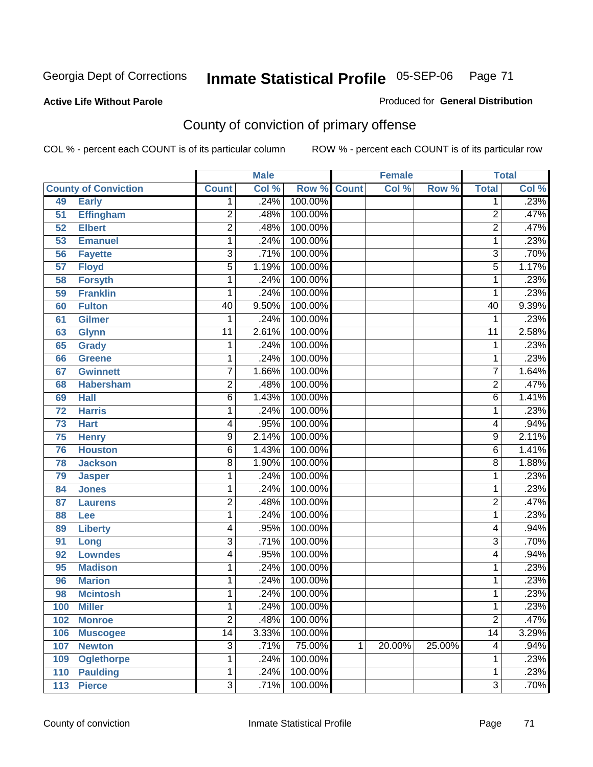Georgia Dept of Corrections **Inmate Statistical Profile** 05-SEP-06

**Active Life Without Parole**

Produced for **General Distribution**

## County of conviction of primary offense

COL % - percent each COUNT is of its particular column ROW % - percent each COUNT is of its particular row

| County of Conviction | | Male | | | Female | | | Total | |
|---|---|---|---|---|---|---|---|---|---|
| | | Count | Col % | Row % | Count | Col % | Row % | Total | Col % |
| 49 | Early | 1 | .24% | 100.00% | | | | 1 | .23% |
| 51 | Effingham | 2 | .48% | 100.00% | | | | 2 | .47% |
| 52 | Elbert | 2 | .48% | 100.00% | | | | 2 | .47% |
| 53 | Emanuel | 1 | .24% | 100.00% | | | | 1 | .23% |
| 56 | Fayette | 3 | .71% | 100.00% | | | | 3 | .70% |
| 57 | Floyd | 5 | 1.19% | 100.00% | | | | 5 | 1.17% |
| 58 | Forsyth | 1 | .24% | 100.00% | | | | 1 | .23% |
| 59 | Franklin | 1 | .24% | 100.00% | | | | 1 | .23% |
| 60 | Fulton | 40 | 9.50% | 100.00% | | | | 40 | 9.39% |
| 61 | Gilmer | 1 | .24% | 100.00% | | | | 1 | .23% |
| 63 | Glynn | 11 | 2.61% | 100.00% | | | | 11 | 2.58% |
| 65 | Grady | 1 | .24% | 100.00% | | | | 1 | .23% |
| 66 | Greene | 1 | .24% | 100.00% | | | | 1 | .23% |
| 67 | Gwinnett | 7 | 1.66% | 100.00% | | | | 7 | 1.64% |
| 68 | Habersham | 2 | .48% | 100.00% | | | | 2 | .47% |
| 69 | Hall | 6 | 1.43% | 100.00% | | | | 6 | 1.41% |
| 72 | Harris | 1 | .24% | 100.00% | | | | 1 | .23% |
| 73 | Hart | 4 | .95% | 100.00% | | | | 4 | .94% |
| 75 | Henry | 9 | 2.14% | 100.00% | | | | 9 | 2.11% |
| 76 | Houston | 6 | 1.43% | 100.00% | | | | 6 | 1.41% |
| 78 | Jackson | 8 | 1.90% | 100.00% | | | | 8 | 1.88% |
| 79 | Jasper | 1 | .24% | 100.00% | | | | 1 | .23% |
| 84 | Jones | 1 | .24% | 100.00% | | | | 1 | .23% |
| 87 | Laurens | 2 | .48% | 100.00% | | | | 2 | .47% |
| 88 | Lee | 1 | .24% | 100.00% | | | | 1 | .23% |
| 89 | Liberty | 4 | .95% | 100.00% | | | | 4 | .94% |
| 91 | Long | 3 | .71% | 100.00% | | | | 3 | .70% |
| 92 | Lowndes | 4 | .95% | 100.00% | | | | 4 | .94% |
| 95 | Madison | 1 | .24% | 100.00% | | | | 1 | .23% |
| 96 | Marion | 1 | .24% | 100.00% | | | | 1 | .23% |
| 98 | Mcintosh | 1 | .24% | 100.00% | | | | 1 | .23% |
| 100 | Miller | 1 | .24% | 100.00% | | | | 1 | .23% |
| 102 | Monroe | 2 | .48% | 100.00% | | | | 2 | .47% |
| 106 | Muscogee | 14 | 3.33% | 100.00% | | | | 14 | 3.29% |
| 107 | Newton | 3 | .71% | 75.00% | 1 | 20.00% | 25.00% | 4 | .94% |
| 109 | Oglethorpe | 1 | .24% | 100.00% | | | | 1 | .23% |
| 110 | Paulding | 1 | .24% | 100.00% | | | | 1 | .23% |
| 113 | Pierce | 3 | .71% | 100.00% | | | | 3 | .70% |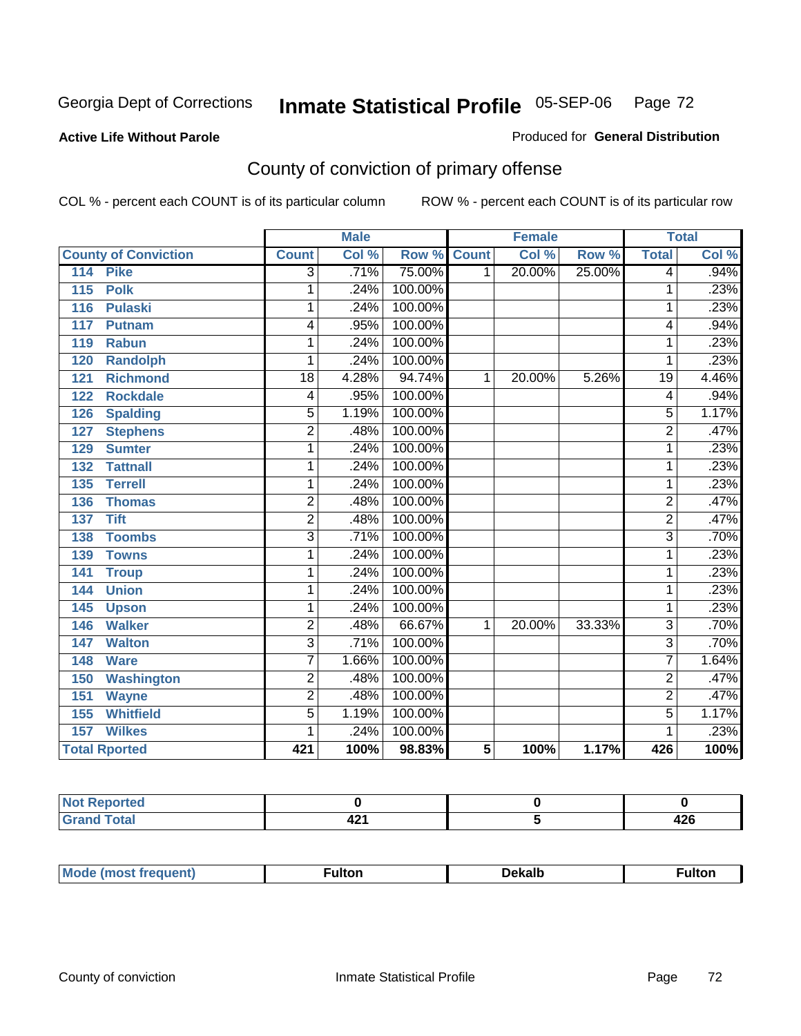# Georgia Dept of Corrections — Inmate Statistical Profile — 05-SEP-06

**Active Life Without Parole** — Produced for **General Distribution**

## County of conviction of primary offense

COL % - percent each COUNT is of its particular column — ROW % - percent each COUNT is of its particular row

| County of Conviction | Male | | | Female | | | Total | |
|---|---|---|---|---|---|---|---|---|
| | Count | Col % | Row % | Count | Col % | Row % | Total | Col % |
| 114 Pike | 3 | .71% | 75.00% | 1 | 20.00% | 25.00% | 4 | .94% |
| 115 Polk | 1 | .24% | 100.00% | | | | 1 | .23% |
| 116 Pulaski | 1 | .24% | 100.00% | | | | 1 | .23% |
| 117 Putnam | 4 | .95% | 100.00% | | | | 4 | .94% |
| 119 Rabun | 1 | .24% | 100.00% | | | | 1 | .23% |
| 120 Randolph | 1 | .24% | 100.00% | | | | 1 | .23% |
| 121 Richmond | 18 | 4.28% | 94.74% | 1 | 20.00% | 5.26% | 19 | 4.46% |
| 122 Rockdale | 4 | .95% | 100.00% | | | | 4 | .94% |
| 126 Spalding | 5 | 1.19% | 100.00% | | | | 5 | 1.17% |
| 127 Stephens | 2 | .48% | 100.00% | | | | 2 | .47% |
| 129 Sumter | 1 | .24% | 100.00% | | | | 1 | .23% |
| 132 Tattnall | 1 | .24% | 100.00% | | | | 1 | .23% |
| 135 Terrell | 1 | .24% | 100.00% | | | | 1 | .23% |
| 136 Thomas | 2 | .48% | 100.00% | | | | 2 | .47% |
| 137 Tift | 2 | .48% | 100.00% | | | | 2 | .47% |
| 138 Toombs | 3 | .71% | 100.00% | | | | 3 | .70% |
| 139 Towns | 1 | .24% | 100.00% | | | | 1 | .23% |
| 141 Troup | 1 | .24% | 100.00% | | | | 1 | .23% |
| 144 Union | 1 | .24% | 100.00% | | | | 1 | .23% |
| 145 Upson | 1 | .24% | 100.00% | | | | 1 | .23% |
| 146 Walker | 2 | .48% | 66.67% | 1 | 20.00% | 33.33% | 3 | .70% |
| 147 Walton | 3 | .71% | 100.00% | | | | 3 | .70% |
| 148 Ware | 7 | 1.66% | 100.00% | | | | 7 | 1.64% |
| 150 Washington | 2 | .48% | 100.00% | | | | 2 | .47% |
| 151 Wayne | 2 | .48% | 100.00% | | | | 2 | .47% |
| 155 Whitfield | 5 | 1.19% | 100.00% | | | | 5 | 1.17% |
| 157 Wilkes | 1 | .24% | 100.00% | | | | 1 | .23% |
| **Total Rported** | **421** | **100%** | **98.83%** | **5** | **100%** | **1.17%** | **426** | **100%** |

| | Male | Female | Total |
|---|---|---|---|
| Not Reported | 0 | 0 | 0 |
| Grand Total | 421 | 5 | 426 |

| | Male | Female | Total |
|---|---|---|---|
| Mode (most frequent) | Fulton | Dekalb | Fulton |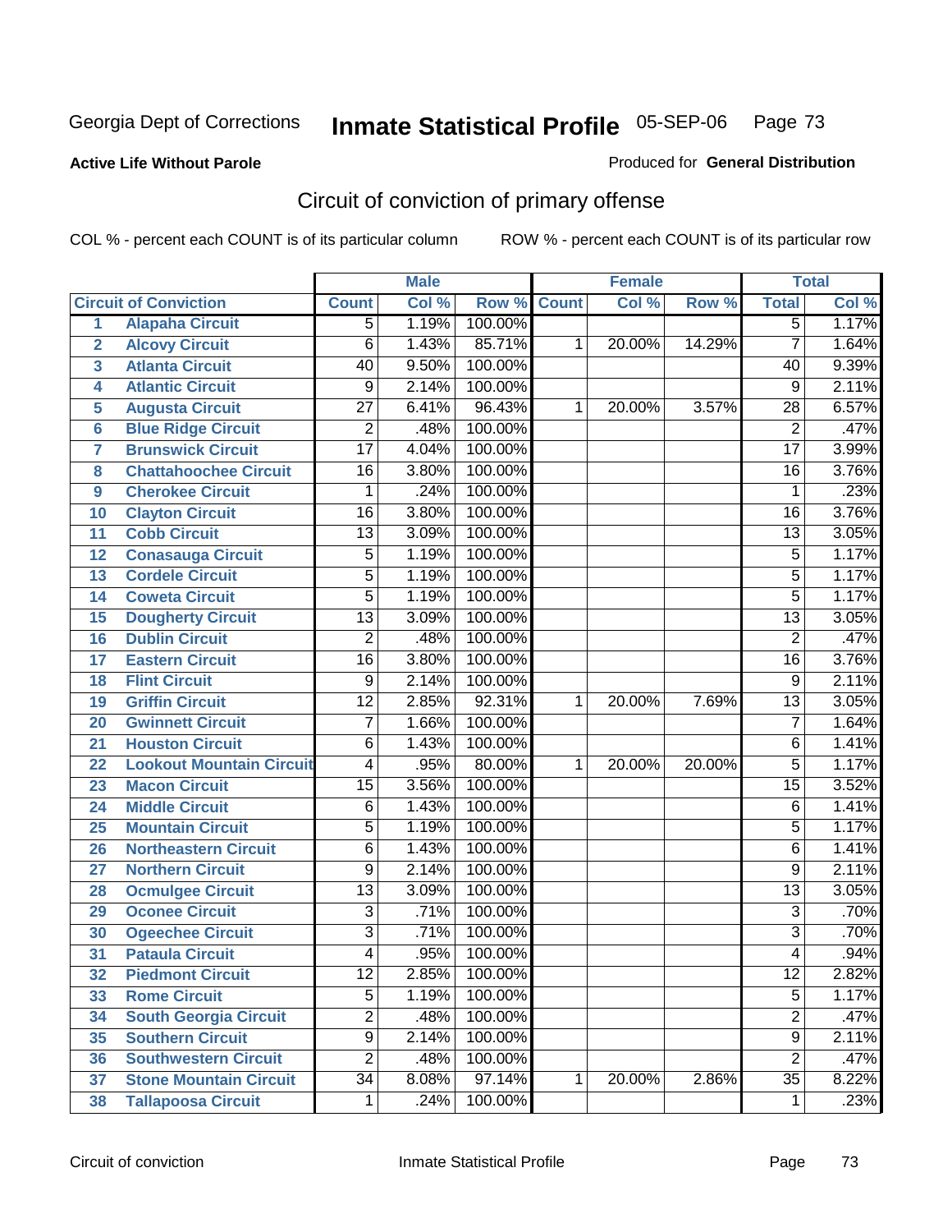Georgia Dept of Corrections **Inmate Statistical Profile** 05-SEP-06 Page 73

**Active Life Without Parole**

Produced for **General Distribution**

## Circuit of conviction of primary offense

COL % - percent each COUNT is of its particular column ROW % - percent each COUNT is of its particular row

| | | Male | | | Female | | | Total | |
|---|---|---|---|---|---|---|---|---|---|
| **Circuit of Conviction** | | **Count** | **Col %** | **Row %** | **Count** | **Col %** | **Row %** | **Total** | **Col %** |
| 1 | Alapaha Circuit | 5 | 1.19% | 100.00% | | | | 5 | 1.17% |
| 2 | Alcovy Circuit | 6 | 1.43% | 85.71% | 1 | 20.00% | 14.29% | 7 | 1.64% |
| 3 | Atlanta Circuit | 40 | 9.50% | 100.00% | | | | 40 | 9.39% |
| 4 | Atlantic Circuit | 9 | 2.14% | 100.00% | | | | 9 | 2.11% |
| 5 | Augusta Circuit | 27 | 6.41% | 96.43% | 1 | 20.00% | 3.57% | 28 | 6.57% |
| 6 | Blue Ridge Circuit | 2 | .48% | 100.00% | | | | 2 | .47% |
| 7 | Brunswick Circuit | 17 | 4.04% | 100.00% | | | | 17 | 3.99% |
| 8 | Chattahoochee Circuit | 16 | 3.80% | 100.00% | | | | 16 | 3.76% |
| 9 | Cherokee Circuit | 1 | .24% | 100.00% | | | | 1 | .23% |
| 10 | Clayton Circuit | 16 | 3.80% | 100.00% | | | | 16 | 3.76% |
| 11 | Cobb Circuit | 13 | 3.09% | 100.00% | | | | 13 | 3.05% |
| 12 | Conasauga Circuit | 5 | 1.19% | 100.00% | | | | 5 | 1.17% |
| 13 | Cordele Circuit | 5 | 1.19% | 100.00% | | | | 5 | 1.17% |
| 14 | Coweta Circuit | 5 | 1.19% | 100.00% | | | | 5 | 1.17% |
| 15 | Dougherty Circuit | 13 | 3.09% | 100.00% | | | | 13 | 3.05% |
| 16 | Dublin Circuit | 2 | .48% | 100.00% | | | | 2 | .47% |
| 17 | Eastern Circuit | 16 | 3.80% | 100.00% | | | | 16 | 3.76% |
| 18 | Flint Circuit | 9 | 2.14% | 100.00% | | | | 9 | 2.11% |
| 19 | Griffin Circuit | 12 | 2.85% | 92.31% | 1 | 20.00% | 7.69% | 13 | 3.05% |
| 20 | Gwinnett Circuit | 7 | 1.66% | 100.00% | | | | 7 | 1.64% |
| 21 | Houston Circuit | 6 | 1.43% | 100.00% | | | | 6 | 1.41% |
| 22 | Lookout Mountain Circuit | 4 | .95% | 80.00% | 1 | 20.00% | 20.00% | 5 | 1.17% |
| 23 | Macon Circuit | 15 | 3.56% | 100.00% | | | | 15 | 3.52% |
| 24 | Middle Circuit | 6 | 1.43% | 100.00% | | | | 6 | 1.41% |
| 25 | Mountain Circuit | 5 | 1.19% | 100.00% | | | | 5 | 1.17% |
| 26 | Northeastern Circuit | 6 | 1.43% | 100.00% | | | | 6 | 1.41% |
| 27 | Northern Circuit | 9 | 2.14% | 100.00% | | | | 9 | 2.11% |
| 28 | Ocmulgee Circuit | 13 | 3.09% | 100.00% | | | | 13 | 3.05% |
| 29 | Oconee Circuit | 3 | .71% | 100.00% | | | | 3 | .70% |
| 30 | Ogeechee Circuit | 3 | .71% | 100.00% | | | | 3 | .70% |
| 31 | Pataula Circuit | 4 | .95% | 100.00% | | | | 4 | .94% |
| 32 | Piedmont Circuit | 12 | 2.85% | 100.00% | | | | 12 | 2.82% |
| 33 | Rome Circuit | 5 | 1.19% | 100.00% | | | | 5 | 1.17% |
| 34 | South Georgia Circuit | 2 | .48% | 100.00% | | | | 2 | .47% |
| 35 | Southern Circuit | 9 | 2.14% | 100.00% | | | | 9 | 2.11% |
| 36 | Southwestern Circuit | 2 | .48% | 100.00% | | | | 2 | .47% |
| 37 | Stone Mountain Circuit | 34 | 8.08% | 97.14% | 1 | 20.00% | 2.86% | 35 | 8.22% |
| 38 | Tallapoosa Circuit | 1 | .24% | 100.00% | | | | 1 | .23% |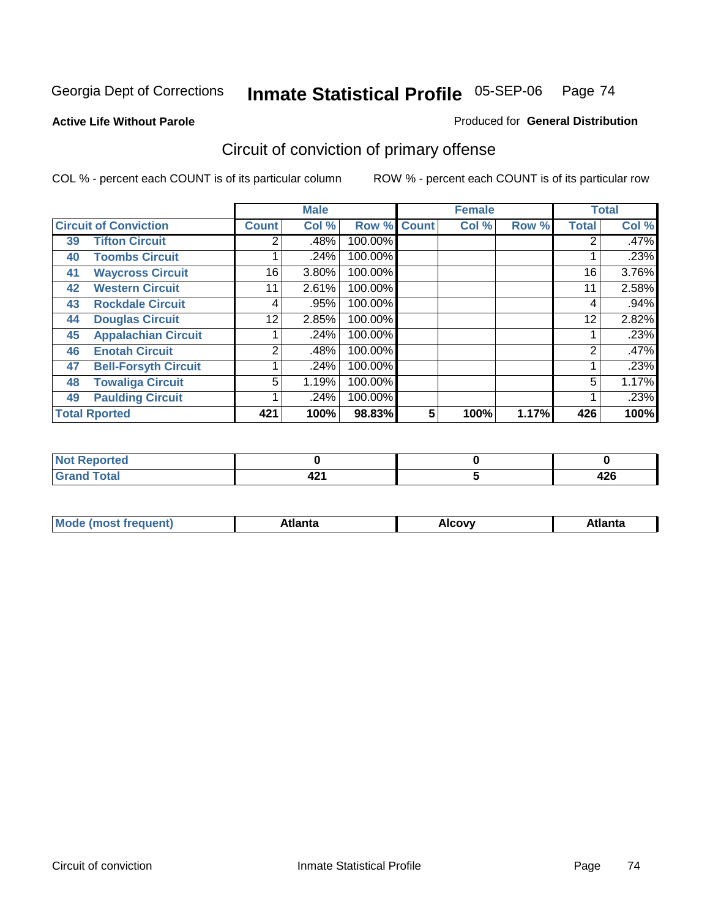Georgia Dept of Corrections **Inmate Statistical Profile** 05-SEP-06

**Active Life Without Parole**

Produced for **General Distribution**

## Circuit of conviction of primary offense

COL % - percent each COUNT is of its particular column

ROW % - percent each COUNT is of its particular row

| Circuit of Conviction | | Male | | | Female | | | Total | |
|---|---|---|---|---|---|---|---|---|---|
| | | Count | Col % | Row % | Count | Col % | Row % | Total | Col % |
| 39 | Tifton Circuit | 2 | .48% | 100.00% | | | | 2 | .47% |
| 40 | Toombs Circuit | 1 | .24% | 100.00% | | | | 1 | .23% |
| 41 | Waycross Circuit | 16 | 3.80% | 100.00% | | | | 16 | 3.76% |
| 42 | Western Circuit | 11 | 2.61% | 100.00% | | | | 11 | 2.58% |
| 43 | Rockdale Circuit | 4 | .95% | 100.00% | | | | 4 | .94% |
| 44 | Douglas Circuit | 12 | 2.85% | 100.00% | | | | 12 | 2.82% |
| 45 | Appalachian Circuit | 1 | .24% | 100.00% | | | | 1 | .23% |
| 46 | Enotah Circuit | 2 | .48% | 100.00% | | | | 2 | .47% |
| 47 | Bell-Forsyth Circuit | 1 | .24% | 100.00% | | | | 1 | .23% |
| 48 | Towaliga Circuit | 5 | 1.19% | 100.00% | | | | 5 | 1.17% |
| 49 | Paulding Circuit | 1 | .24% | 100.00% | | | | 1 | .23% |
| Total Rported | | 421 | 100% | 98.83% | 5 | 100% | 1.17% | 426 | 100% |

| | Male | Female | Total |
|---|---|---|---|
| Not Reported | 0 | 0 | 0 |
| Grand Total | 421 | 5 | 426 |

| | Male | Female | Total |
|---|---|---|---|
| Mode (most frequent) | Atlanta | Alcovy | Atlanta |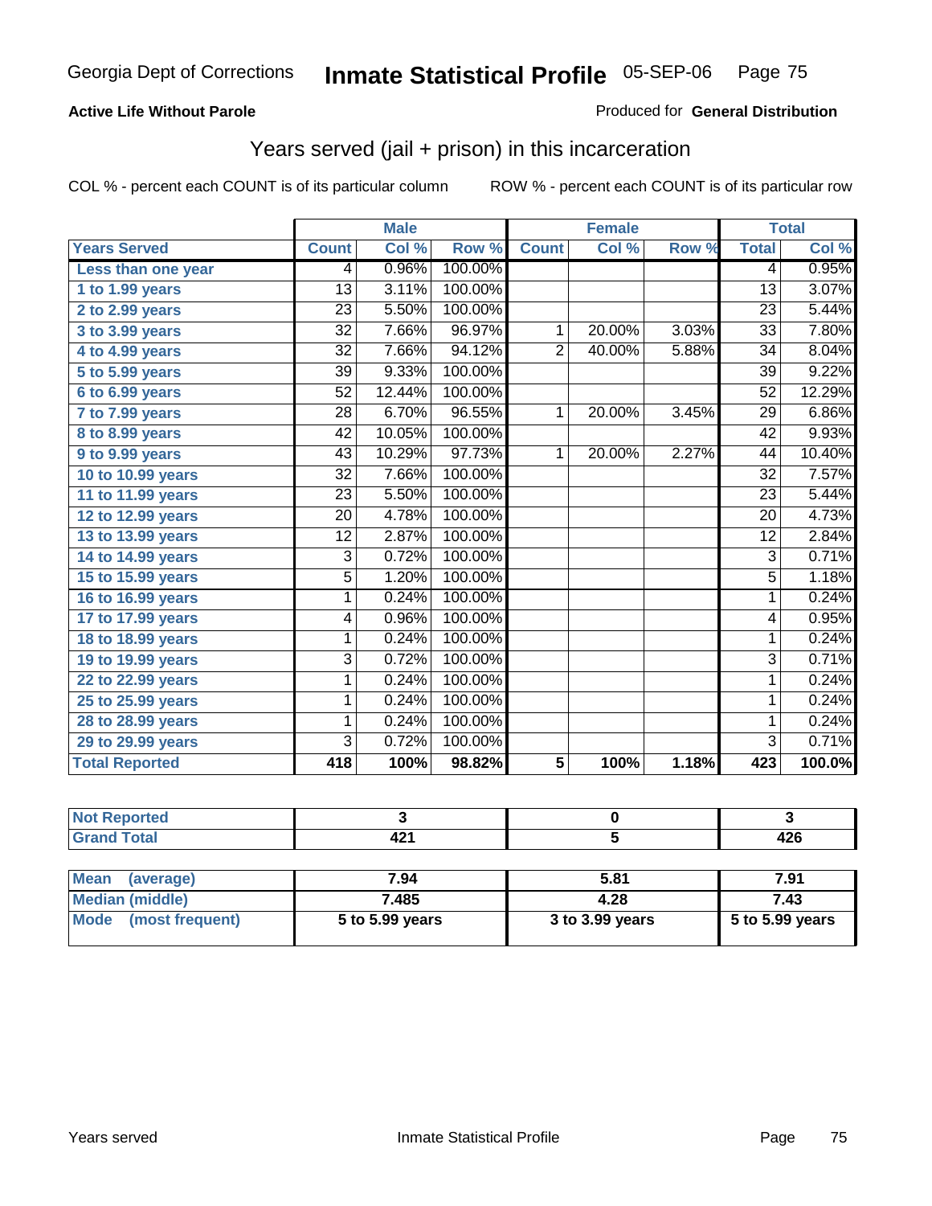Georgia Dept of Corrections **Inmate Statistical Profile** 05-SEP-06

**Active Life Without Parole**

Produced for **General Distribution**

## Years served (jail + prison) in this incarceration

COL % - percent each COUNT is of its particular column

ROW % - percent each COUNT is of its particular row

| | Male | | | Female | | | Total | |
|---|---|---|---|---|---|---|---|---|
| **Years Served** | **Count** | **Col %** | **Row %** | **Count** | **Col %** | **Row %** | **Total** | **Col %** |
| Less than one year | 4 | 0.96% | 100.00% | | | | 4 | 0.95% |
| 1 to 1.99 years | 13 | 3.11% | 100.00% | | | | 13 | 3.07% |
| 2 to 2.99 years | 23 | 5.50% | 100.00% | | | | 23 | 5.44% |
| 3 to 3.99 years | 32 | 7.66% | 96.97% | 1 | 20.00% | 3.03% | 33 | 7.80% |
| 4 to 4.99 years | 32 | 7.66% | 94.12% | 2 | 40.00% | 5.88% | 34 | 8.04% |
| 5 to 5.99 years | 39 | 9.33% | 100.00% | | | | 39 | 9.22% |
| 6 to 6.99 years | 52 | 12.44% | 100.00% | | | | 52 | 12.29% |
| 7 to 7.99 years | 28 | 6.70% | 96.55% | 1 | 20.00% | 3.45% | 29 | 6.86% |
| 8 to 8.99 years | 42 | 10.05% | 100.00% | | | | 42 | 9.93% |
| 9 to 9.99 years | 43 | 10.29% | 97.73% | 1 | 20.00% | 2.27% | 44 | 10.40% |
| 10 to 10.99 years | 32 | 7.66% | 100.00% | | | | 32 | 7.57% |
| 11 to 11.99 years | 23 | 5.50% | 100.00% | | | | 23 | 5.44% |
| 12 to 12.99 years | 20 | 4.78% | 100.00% | | | | 20 | 4.73% |
| 13 to 13.99 years | 12 | 2.87% | 100.00% | | | | 12 | 2.84% |
| 14 to 14.99 years | 3 | 0.72% | 100.00% | | | | 3 | 0.71% |
| 15 to 15.99 years | 5 | 1.20% | 100.00% | | | | 5 | 1.18% |
| 16 to 16.99 years | 1 | 0.24% | 100.00% | | | | 1 | 0.24% |
| 17 to 17.99 years | 4 | 0.96% | 100.00% | | | | 4 | 0.95% |
| 18 to 18.99 years | 1 | 0.24% | 100.00% | | | | 1 | 0.24% |
| 19 to 19.99 years | 3 | 0.72% | 100.00% | | | | 3 | 0.71% |
| 22 to 22.99 years | 1 | 0.24% | 100.00% | | | | 1 | 0.24% |
| 25 to 25.99 years | 1 | 0.24% | 100.00% | | | | 1 | 0.24% |
| 28 to 28.99 years | 1 | 0.24% | 100.00% | | | | 1 | 0.24% |
| 29 to 29.99 years | 3 | 0.72% | 100.00% | | | | 3 | 0.71% |
| **Total Reported** | **418** | **100%** | **98.82%** | **5** | **100%** | **1.18%** | **423** | **100.0%** |

| | Male | Female | Total |
|---|---|---|---|
| Not Reported | 3 | 0 | 3 |
| Grand Total | 421 | 5 | 426 |

| | Male | Female | Total |
|---|---|---|---|
| Mean (average) | 7.94 | 5.81 | 7.91 |
| Median (middle) | 7.485 | 4.28 | 7.43 |
| Mode (most frequent) | 5 to 5.99 years | 3 to 3.99 years | 5 to 5.99 years |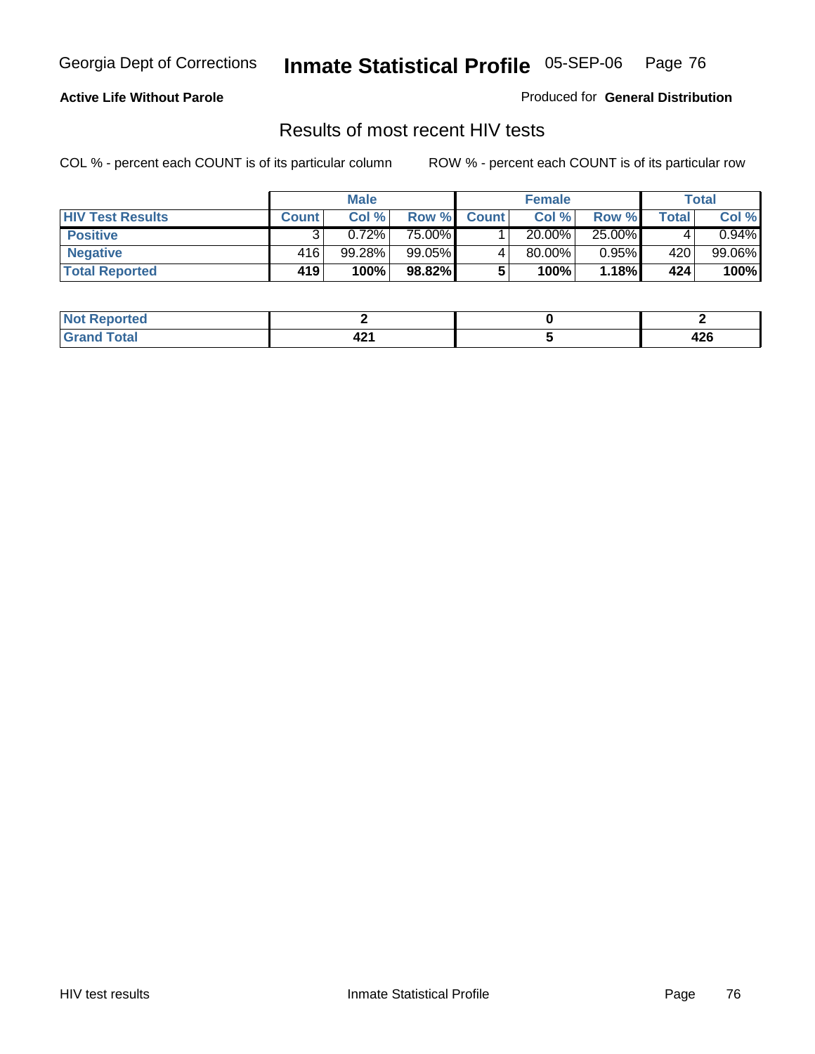Georgia Dept of Corrections **Inmate Statistical Profile** 05-SEP-06

**Active Life Without Parole**

Produced for **General Distribution**

## Results of most recent HIV tests

COL % - percent each COUNT is of its particular column    ROW % - percent each COUNT is of its particular row

| | Male | | | Female | | | Total | |
|---|---|---|---|---|---|---|---|---|
| **HIV Test Results** | **Count** | **Col %** | **Row %** | **Count** | **Col %** | **Row %** | **Total** | **Col %** |
| **Positive** | 3 | 0.72% | 75.00% | 1 | 20.00% | 25.00% | 4 | 0.94% |
| **Negative** | 416 | 99.28% | 99.05% | 4 | 80.00% | 0.95% | 420 | 99.06% |
| **Total Reported** | **419** | **100%** | **98.82%** | **5** | **100%** | **1.18%** | **424** | **100%** |

| | Male | Female | Total |
|---|---|---|---|
| **Not Reported** | **2** | **0** | **2** |
| **Grand Total** | **421** | **5** | **426** |

HIV test results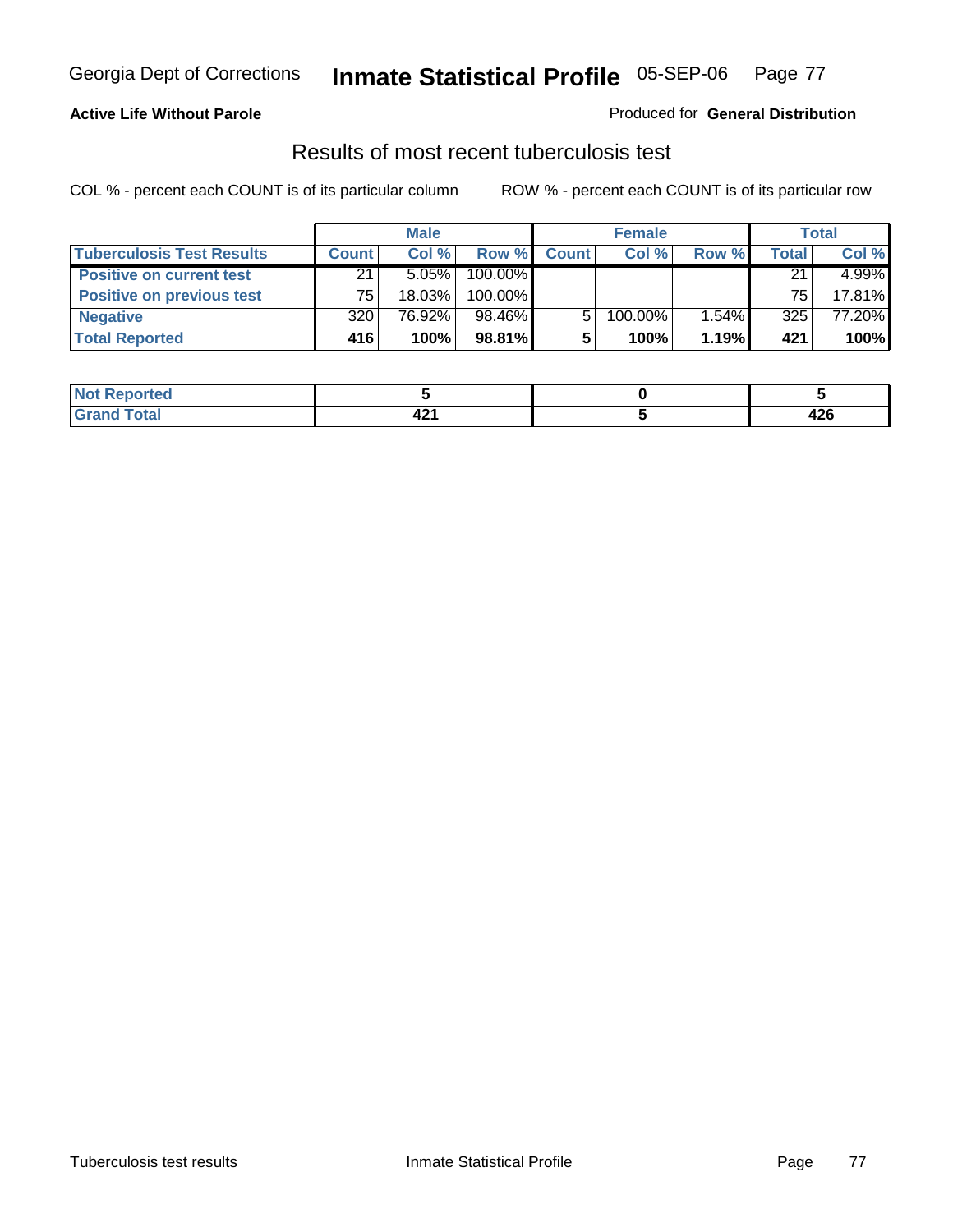Georgia Dept of Corrections **Inmate Statistical Profile** 05-SEP-06

**Active Life Without Parole**

Produced for **General Distribution**

## Results of most recent tuberculosis test

COL % - percent each COUNT is of its particular column

ROW % - percent each COUNT is of its particular row

| | Male | | | Female | | | Total | |
|---|---|---|---|---|---|---|---|---|
| **Tuberculosis Test Results** | **Count** | **Col %** | **Row %** | **Count** | **Col %** | **Row %** | **Total** | **Col %** |
| **Positive on current test** | 21 | 5.05% | 100.00% | | | | 21 | 4.99% |
| **Positive on previous test** | 75 | 18.03% | 100.00% | | | | 75 | 17.81% |
| **Negative** | 320 | 76.92% | 98.46% | 5 | 100.00% | 1.54% | 325 | 77.20% |
| **Total Reported** | **416** | **100%** | **98.81%** | **5** | **100%** | **1.19%** | **421** | **100%** |

| | Male | Female | Total |
|---|---|---|---|
| **Not Reported** | **5** | **0** | **5** |
| **Grand Total** | **421** | **5** | **426** |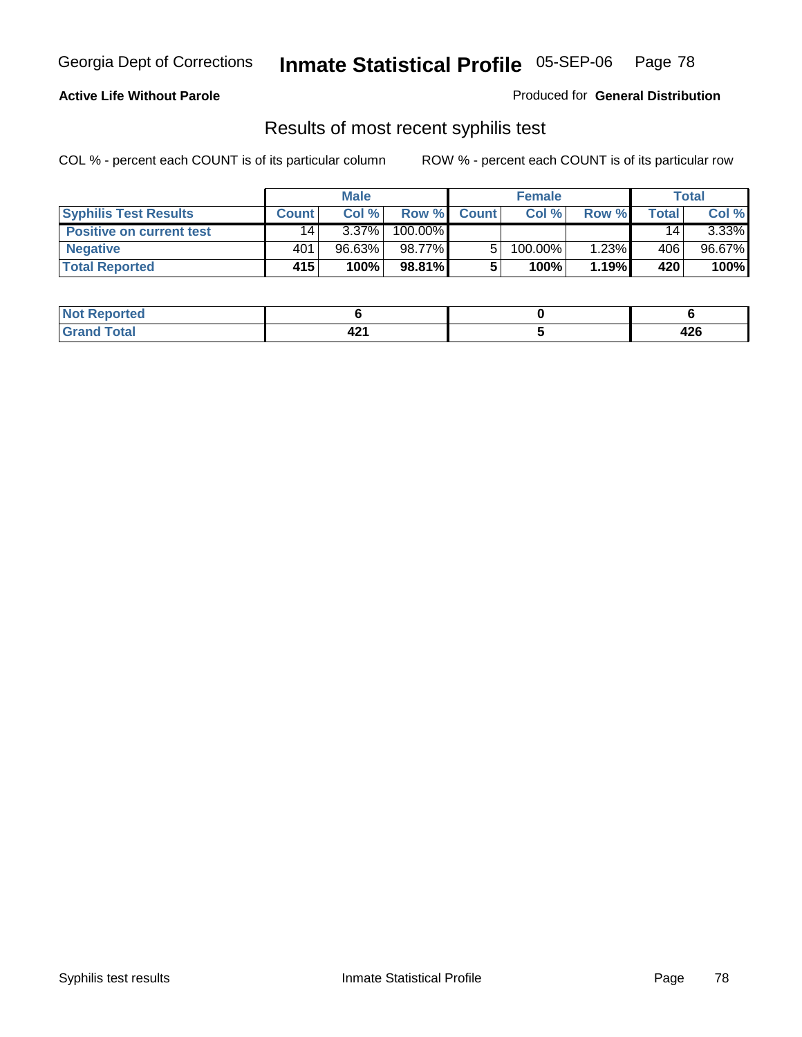**Active Life Without Parole**

Produced for **General Distribution**

## Results of most recent syphilis test

COL % - percent each COUNT is of its particular column     ROW % - percent each COUNT is of its particular row

| | Male | | | Female | | | Total | |
|---|---|---|---|---|---|---|---|---|
| **Syphilis Test Results** | **Count** | **Col %** | **Row %** | **Count** | **Col %** | **Row %** | **Total** | **Col %** |
| **Positive on current test** | 14 | 3.37% | 100.00% | | | | 14 | 3.33% |
| **Negative** | 401 | 96.63% | 98.77% | 5 | 100.00% | 1.23% | 406 | 96.67% |
| **Total Reported** | **415** | **100%** | **98.81%** | **5** | **100%** | **1.19%** | **420** | **100%** |

| | Male | Female | Total |
|---|---|---|---|
| **Not Reported** | **6** | **0** | **6** |
| **Grand Total** | **421** | **5** | **426** |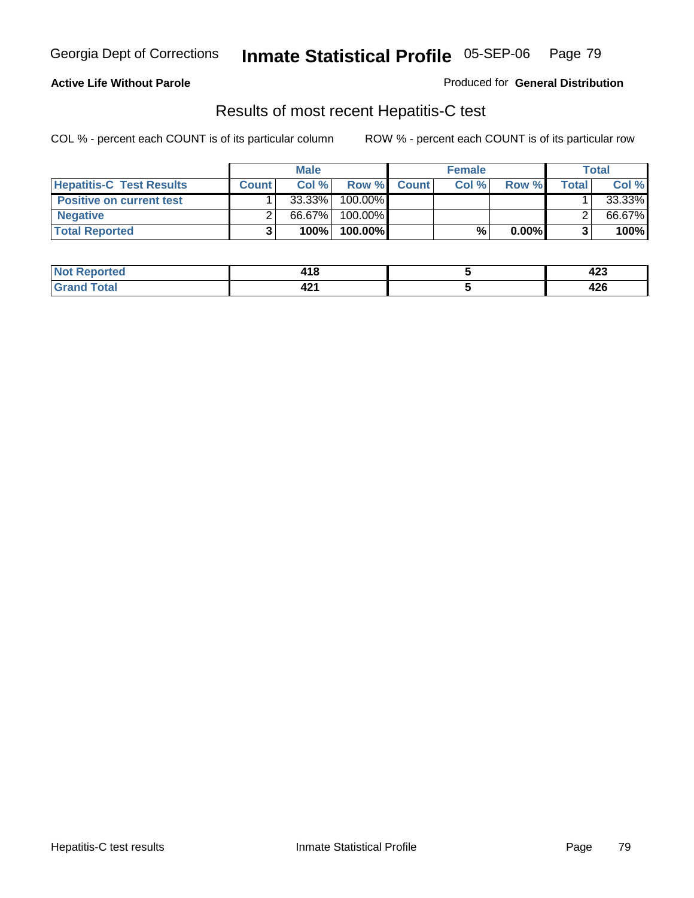Georgia Dept of Corrections **Inmate Statistical Profile** 05-SEP-06

**Active Life Without Parole**

Produced for **General Distribution**

## Results of most recent Hepatitis-C test

COL % - percent each COUNT is of its particular column ROW % - percent each COUNT is of its particular row

| | Male | | | Female | | | Total | |
|---|---|---|---|---|---|---|---|---|
| **Hepatitis-C Test Results** | **Count** | **Col %** | **Row %** | **Count** | **Col %** | **Row %** | **Total** | **Col %** |
| **Positive on current test** | 1 | 33.33% | 100.00% | | | | 1 | 33.33% |
| **Negative** | 2 | 66.67% | 100.00% | | | | 2 | 66.67% |
| **Total Reported** | **3** | **100%** | **100.00%** | | **%** | **0.00%** | **3** | **100%** |

| | Male | Female | Total |
|---|---|---|---|
| **Not Reported** | **418** | **5** | **423** |
| **Grand Total** | **421** | **5** | **426** |

Hepatitis-C test results Inmate Statistical Profile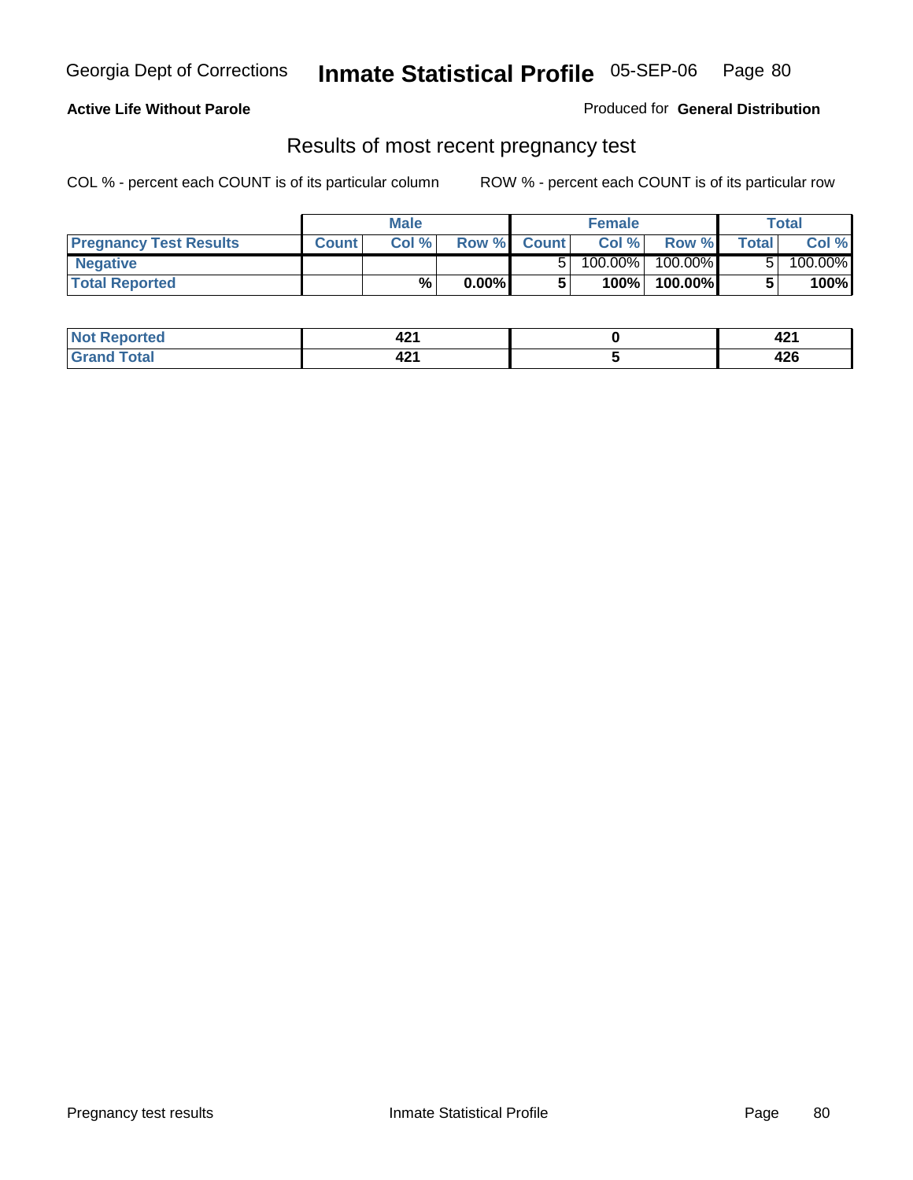Georgia Dept of Corrections **Inmate Statistical Profile** 05-SEP-06

**Active Life Without Parole**

Produced for **General Distribution**

## Results of most recent pregnancy test

COL % - percent each COUNT is of its particular column ROW % - percent each COUNT is of its particular row

| | Male | | | Female | | | Total | |
|---|---|---|---|---|---|---|---|---|
| **Pregnancy Test Results** | **Count** | **Col %** | **Row %** | **Count** | **Col %** | **Row %** | **Total** | **Col %** |
| **Negative** | | | | 5 | 100.00% | 100.00% | 5 | 100.00% |
| **Total Reported** | | **%** | **0.00%** | **5** | **100%** | **100.00%** | **5** | **100%** |

| | Male | Female | Total |
|---|---|---|---|
| **Not Reported** | **421** | **0** | **421** |
| **Grand Total** | **421** | **5** | **426** |

Pregnancy test results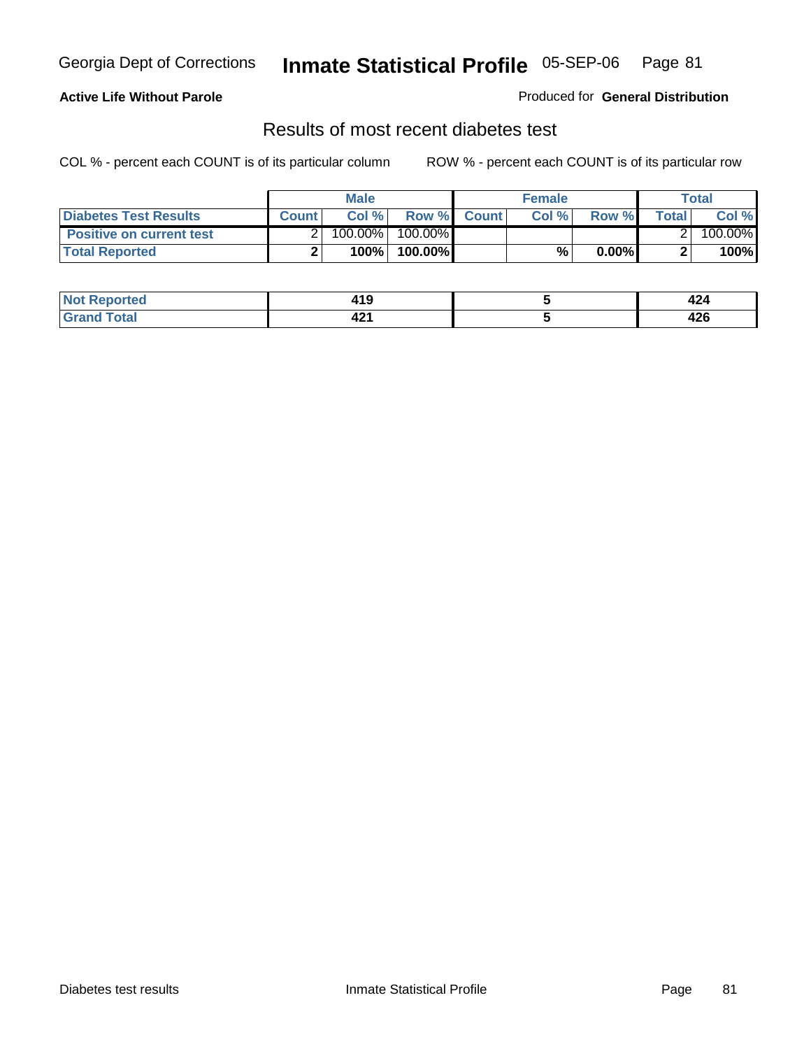**Active Life Without Parole**

Produced for **General Distribution**

## Results of most recent diabetes test

COL % - percent each COUNT is of its particular column

ROW % - percent each COUNT is of its particular row

| | Male | | | Female | | | Total | |
|---|---|---|---|---|---|---|---|---|
| **Diabetes Test Results** | **Count** | **Col %** | **Row %** | **Count** | **Col %** | **Row %** | **Total** | **Col %** |
| **Positive on current test** | 2 | 100.00% | 100.00% | | | | 2 | 100.00% |
| **Total Reported** | **2** | **100%** | **100.00%** | | **%** | **0.00%** | **2** | **100%** |

| | Male | Female | Total |
|---|---|---|---|
| **Not Reported** | **419** | **5** | **424** |
| **Grand Total** | **421** | **5** | **426** |

Diabetes test results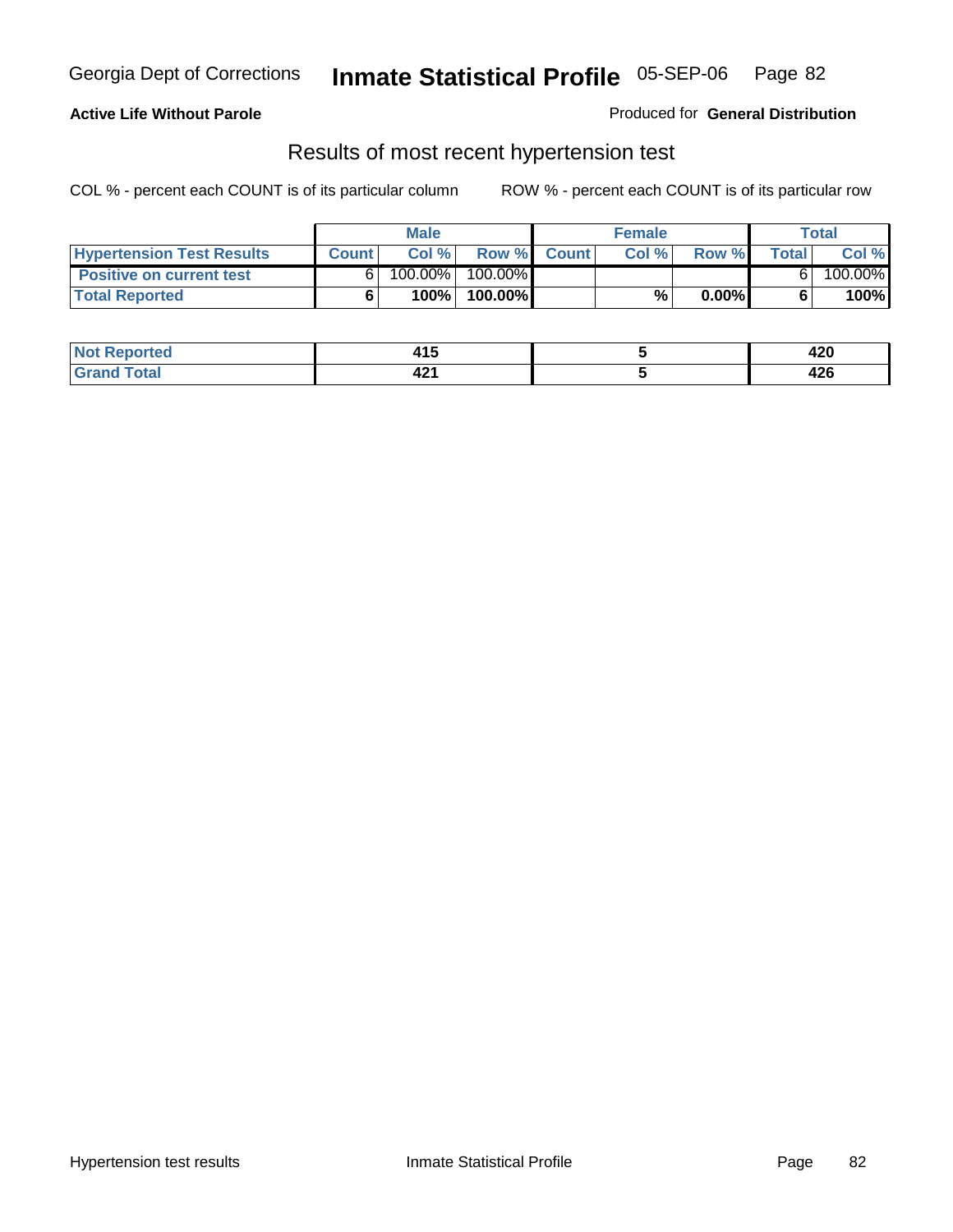Georgia Dept of Corrections **Inmate Statistical Profile** 05-SEP-06

**Active Life Without Parole**

Produced for **General Distribution**

## Results of most recent hypertension test

COL % - percent each COUNT is of its particular column ROW % - percent each COUNT is of its particular row

| | Male | | | Female | | | Total | |
|---|---|---|---|---|---|---|---|---|
| **Hypertension Test Results** | **Count** | **Col %** | **Row %** | **Count** | **Col %** | **Row %** | **Total** | **Col %** |
| **Positive on current test** | 6 | 100.00% | 100.00% | | | | 6 | 100.00% |
| **Total Reported** | **6** | **100%** | **100.00%** | | **%** | **0.00%** | **6** | **100%** |

| | Male | Female | Total |
|---|---|---|---|
| **Not Reported** | **415** | **5** | **420** |
| **Grand Total** | **421** | **5** | **426** |

Hypertension test results Inmate Statistical Profile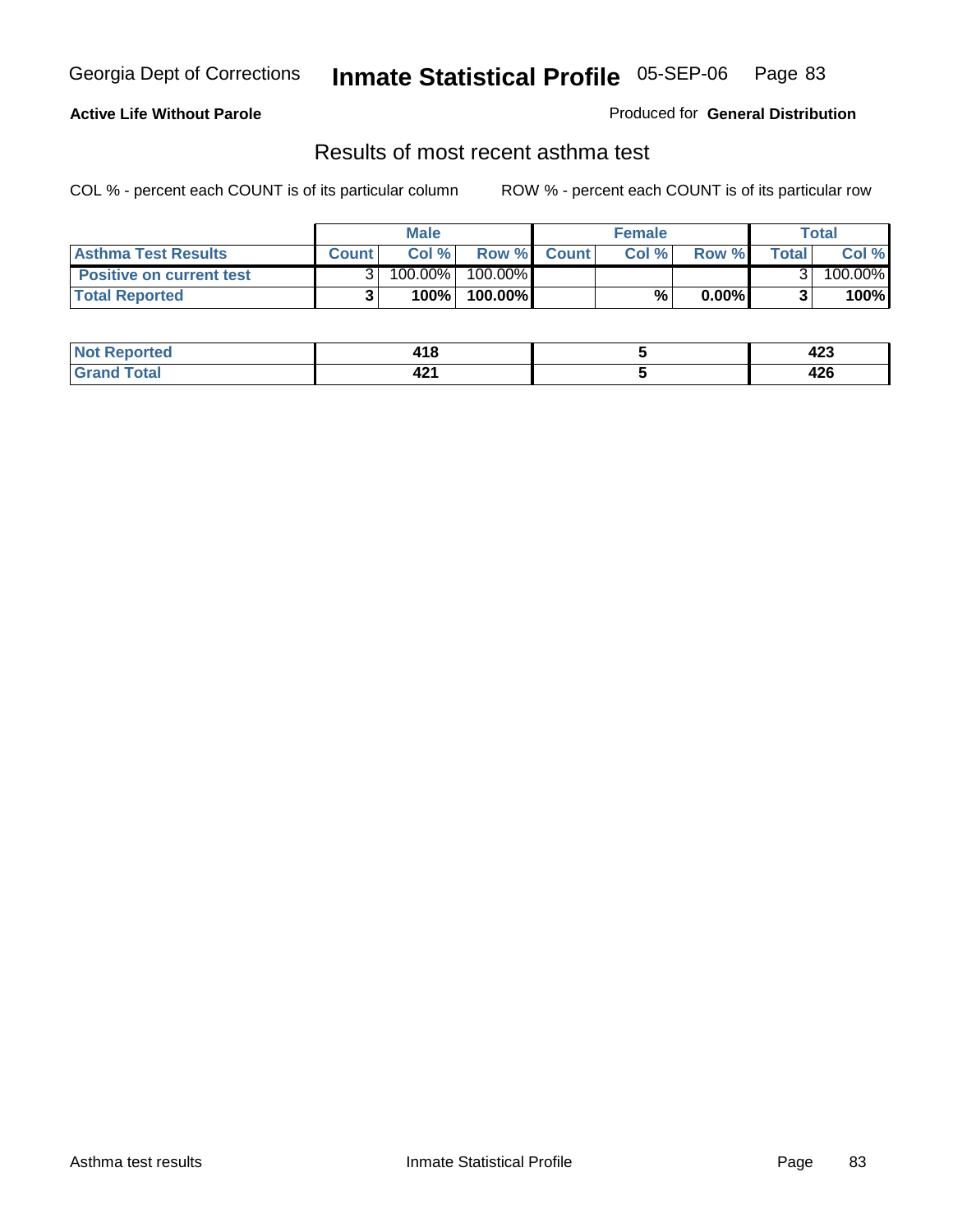Georgia Dept of Corrections **Inmate Statistical Profile** 05-SEP-06

**Active Life Without Parole**

Produced for **General Distribution**

## Results of most recent asthma test

COL % - percent each COUNT is of its particular column ROW % - percent each COUNT is of its particular row

| | Male | | | Female | | | Total | |
|---|---|---|---|---|---|---|---|---|
| **Asthma Test Results** | **Count** | **Col %** | **Row %** | **Count** | **Col %** | **Row %** | **Total** | **Col %** |
| **Positive on current test** | 3 | 100.00% | 100.00% | | | | 3 | 100.00% |
| **Total Reported** | **3** | **100%** | **100.00%** | | **%** | **0.00%** | **3** | **100%** |

| | Male | Female | Total |
|---|---|---|---|
| **Not Reported** | **418** | **5** | **423** |
| **Grand Total** | **421** | **5** | **426** |

Asthma test results Inmate Statistical Profile